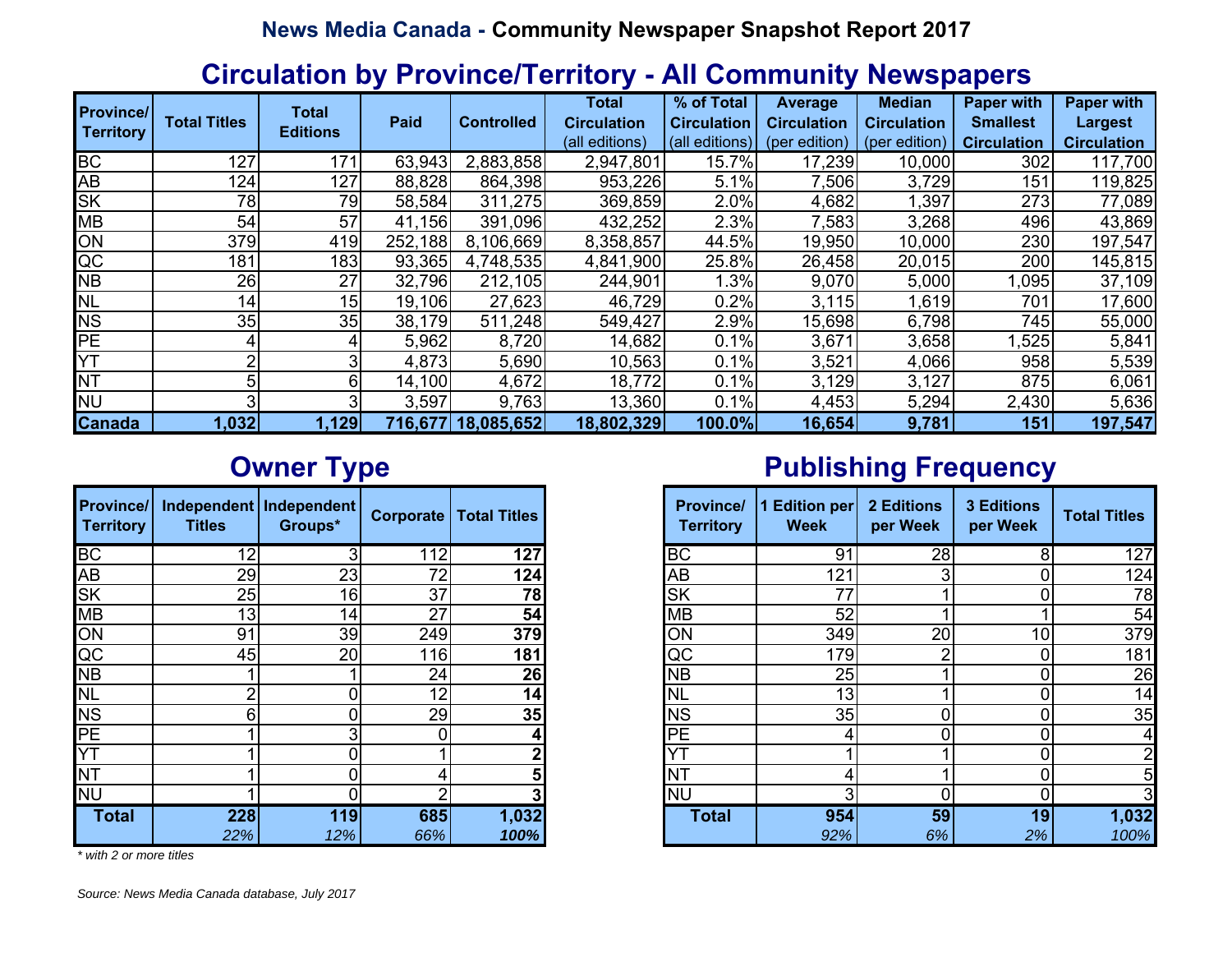**News Media Canada - Community Newspaper Snapshot Report 2017**

# Circulation by Province/Territory - All Community Newspapers

| Province/ Territory | Total Titles | Total Editions | Paid | Controlled | Total Circulation (all editions) | % of Total Circulation (all editions) | Average Circulation (per edition) | Median Circulation (per edition) | Paper with Smallest Circulation | Paper with Largest Circulation |
|---|---|---|---|---|---|---|---|---|---|---|
| BC | 127 | 171 | 63,943 | 2,883,858 | 2,947,801 | 15.7% | 17,239 | 10,000 | 302 | 117,700 |
| AB | 124 | 127 | 88,828 | 864,398 | 953,226 | 5.1% | 7,506 | 3,729 | 151 | 119,825 |
| SK | 78 | 79 | 58,584 | 311,275 | 369,859 | 2.0% | 4,682 | 1,397 | 273 | 77,089 |
| MB | 54 | 57 | 41,156 | 391,096 | 432,252 | 2.3% | 7,583 | 3,268 | 496 | 43,869 |
| ON | 379 | 419 | 252,188 | 8,106,669 | 8,358,857 | 44.5% | 19,950 | 10,000 | 230 | 197,547 |
| QC | 181 | 183 | 93,365 | 4,748,535 | 4,841,900 | 25.8% | 26,458 | 20,015 | 200 | 145,815 |
| NB | 26 | 27 | 32,796 | 212,105 | 244,901 | 1.3% | 9,070 | 5,000 | 1,095 | 37,109 |
| NL | 14 | 15 | 19,106 | 27,623 | 46,729 | 0.2% | 3,115 | 1,619 | 701 | 17,600 |
| NS | 35 | 35 | 38,179 | 511,248 | 549,427 | 2.9% | 15,698 | 6,798 | 745 | 55,000 |
| PE | 4 | 4 | 5,962 | 8,720 | 14,682 | 0.1% | 3,671 | 3,658 | 1,525 | 5,841 |
| YT | 2 | 3 | 4,873 | 5,690 | 10,563 | 0.1% | 3,521 | 4,066 | 958 | 5,539 |
| NT | 5 | 6 | 14,100 | 4,672 | 18,772 | 0.1% | 3,129 | 3,127 | 875 | 6,061 |
| NU | 3 | 3 | 3,597 | 9,763 | 13,360 | 0.1% | 4,453 | 5,294 | 2,430 | 5,636 |
| **Canada** | **1,032** | **1,129** | **716,677** | **18,085,652** | **18,802,329** | **100.0%** | **16,654** | **9,781** | **151** | **197,547** |

## Owner Type

| Province/ Territory | Independent Titles | Independent Groups* | Corporate | Total Titles |
|---|---|---|---|---|
| BC | 12 | 3 | 112 | **127** |
| AB | 29 | 23 | 72 | **124** |
| SK | 25 | 16 | 37 | **78** |
| MB | 13 | 14 | 27 | **54** |
| ON | 91 | 39 | 249 | **379** |
| QC | 45 | 20 | 116 | **181** |
| NB | 1 | 1 | 24 | **26** |
| NL | 2 | 0 | 12 | **14** |
| NS | 6 | 0 | 29 | **35** |
| PE | 1 | 3 | 0 | **4** |
| YT | 1 | 0 | 1 | **2** |
| NT | 1 | 0 | 4 | **5** |
| NU | 1 | 0 | 2 | **3** |
| **Total** | **228** | **119** | **685** | **1,032** |
| | *22%* | *12%* | *66%* | ***100%*** |

*\* with 2 or more titles*

## Publishing Frequency

| Province/ Territory | 1 Edition per Week | 2 Editions per Week | 3 Editions per Week | Total Titles |
|---|---|---|---|---|
| BC | 91 | 28 | 8 | 127 |
| AB | 121 | 3 | 0 | 124 |
| SK | 77 | 1 | 0 | 78 |
| MB | 52 | 1 | 1 | 54 |
| ON | 349 | 20 | 10 | 379 |
| QC | 179 | 2 | 0 | 181 |
| NB | 25 | 1 | 0 | 26 |
| NL | 13 | 1 | 0 | 14 |
| NS | 35 | 0 | 0 | 35 |
| PE | 4 | 0 | 0 | 4 |
| YT | 1 | 1 | 0 | 2 |
| NT | 4 | 1 | 0 | 5 |
| NU | 3 | 0 | 0 | 3 |
| **Total** | **954** | **59** | **19** | **1,032** |
| | *92%* | *6%* | *2%* | *100%* |

*Source: News Media Canada database, July 2017*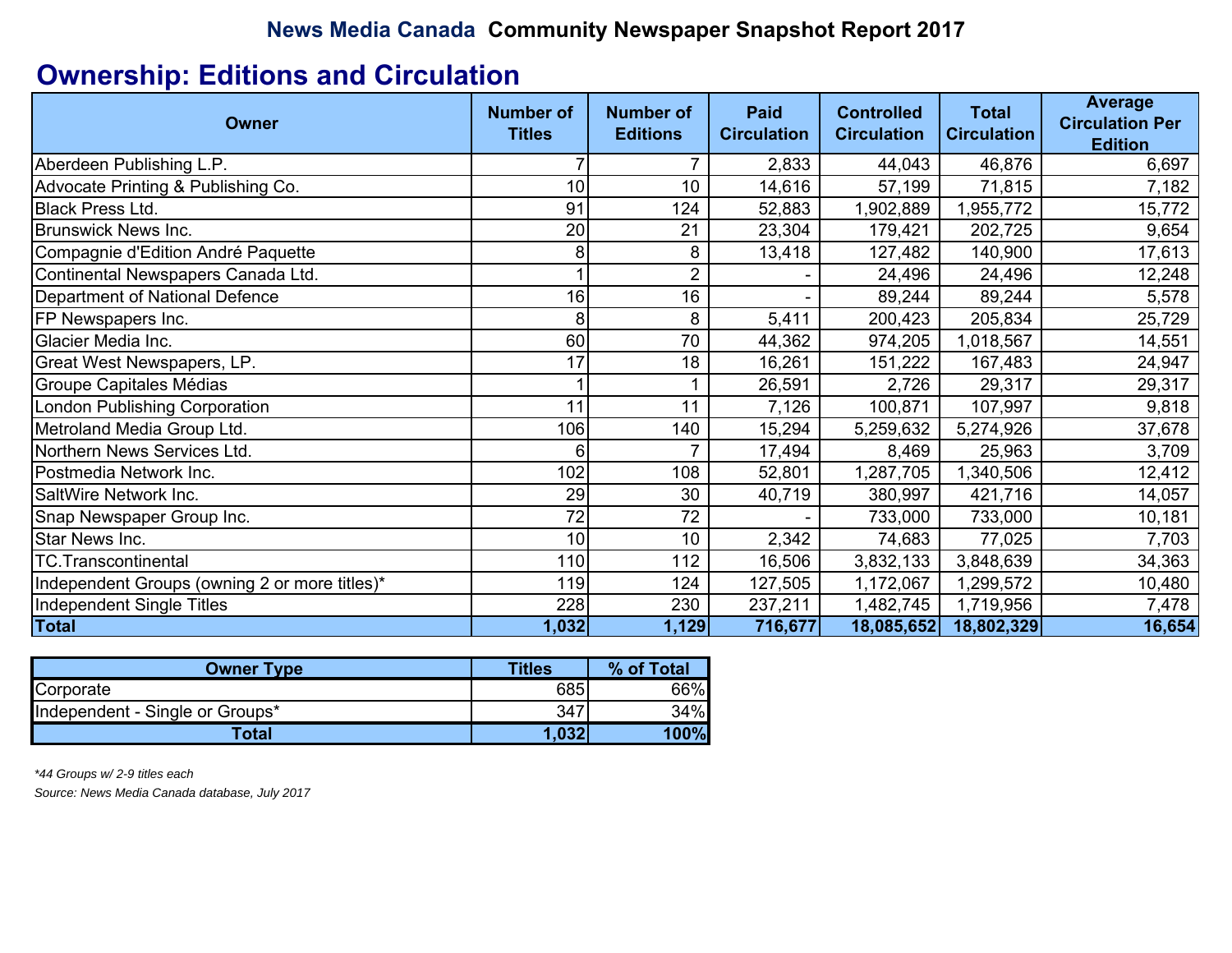# News Media Canada Community Newspaper Snapshot Report 2017

## Ownership: Editions and Circulation

| Owner | Number of Titles | Number of Editions | Paid Circulation | Controlled Circulation | Total Circulation | Average Circulation Per Edition |
|---|---|---|---|---|---|---|
| Aberdeen Publishing L.P. | 7 | 7 | 2,833 | 44,043 | 46,876 | 6,697 |
| Advocate Printing & Publishing Co. | 10 | 10 | 14,616 | 57,199 | 71,815 | 7,182 |
| Black Press Ltd. | 91 | 124 | 52,883 | 1,902,889 | 1,955,772 | 15,772 |
| Brunswick News Inc. | 20 | 21 | 23,304 | 179,421 | 202,725 | 9,654 |
| Compagnie d'Edition André Paquette | 8 | 8 | 13,418 | 127,482 | 140,900 | 17,613 |
| Continental Newspapers Canada Ltd. | 1 | 2 | - | 24,496 | 24,496 | 12,248 |
| Department of National Defence | 16 | 16 | - | 89,244 | 89,244 | 5,578 |
| FP Newspapers Inc. | 8 | 8 | 5,411 | 200,423 | 205,834 | 25,729 |
| Glacier Media Inc. | 60 | 70 | 44,362 | 974,205 | 1,018,567 | 14,551 |
| Great West Newspapers, LP. | 17 | 18 | 16,261 | 151,222 | 167,483 | 24,947 |
| Groupe Capitales Médias | 1 | 1 | 26,591 | 2,726 | 29,317 | 29,317 |
| London Publishing Corporation | 11 | 11 | 7,126 | 100,871 | 107,997 | 9,818 |
| Metroland Media Group Ltd. | 106 | 140 | 15,294 | 5,259,632 | 5,274,926 | 37,678 |
| Northern News Services Ltd. | 6 | 7 | 17,494 | 8,469 | 25,963 | 3,709 |
| Postmedia Network Inc. | 102 | 108 | 52,801 | 1,287,705 | 1,340,506 | 12,412 |
| SaltWire Network Inc. | 29 | 30 | 40,719 | 380,997 | 421,716 | 14,057 |
| Snap Newspaper Group Inc. | 72 | 72 | - | 733,000 | 733,000 | 10,181 |
| Star News Inc. | 10 | 10 | 2,342 | 74,683 | 77,025 | 7,703 |
| TC.Transcontinental | 110 | 112 | 16,506 | 3,832,133 | 3,848,639 | 34,363 |
| Independent Groups (owning 2 or more titles)* | 119 | 124 | 127,505 | 1,172,067 | 1,299,572 | 10,480 |
| Independent Single Titles | 228 | 230 | 237,211 | 1,482,745 | 1,719,956 | 7,478 |
| **Total** | **1,032** | **1,129** | **716,677** | **18,085,652** | **18,802,329** | **16,654** |

| Owner Type | Titles | % of Total |
|---|---|---|
| Corporate | 685 | 66% |
| Independent - Single or Groups* | 347 | 34% |
| **Total** | **1,032** | **100%** |

*\*44 Groups w/ 2-9 titles each*

*Source: News Media Canada database, July 2017*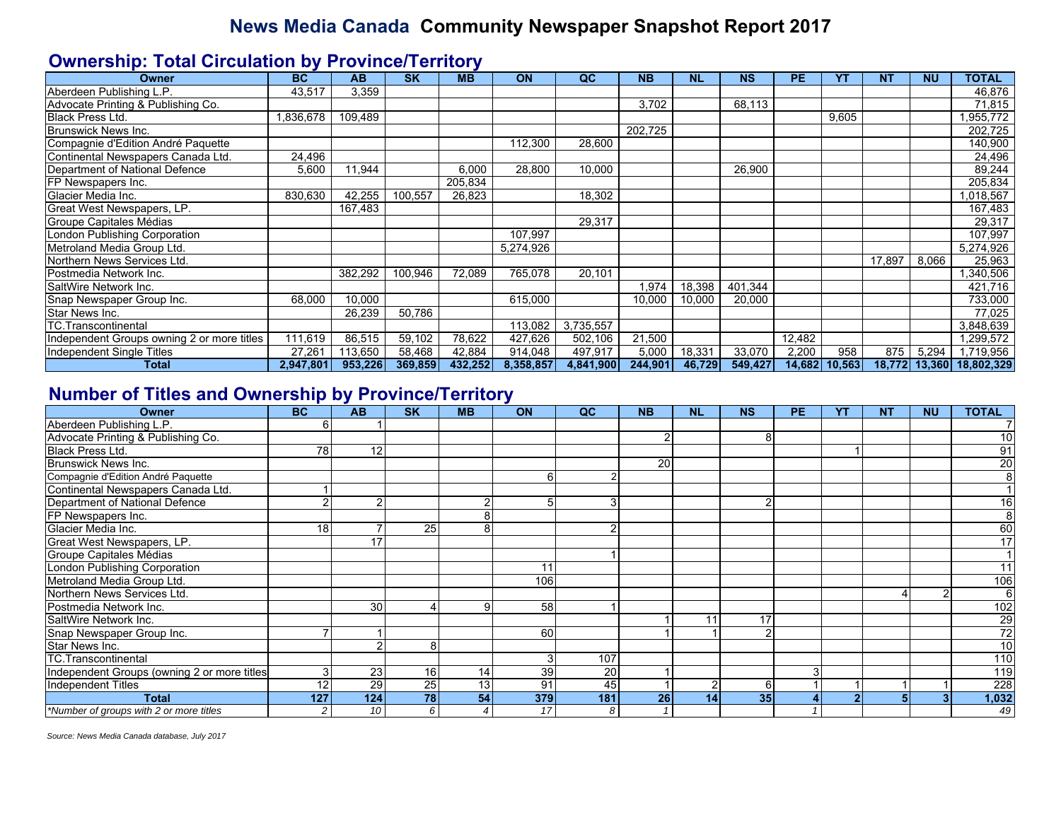# News Media Canada Community Newspaper Snapshot Report 2017

## Ownership: Total Circulation by Province/Territory

| Owner | BC | AB | SK | MB | ON | QC | NB | NL | NS | PE | YT | NT | NU | TOTAL |
|---|---|---|---|---|---|---|---|---|---|---|---|---|---|---|
| Aberdeen Publishing L.P. | 43,517 | 3,359 | | | | | | | | | | | | 46,876 |
| Advocate Printing & Publishing Co. | | | | | | | 3,702 | | 68,113 | | | | | 71,815 |
| Black Press Ltd. | 1,836,678 | 109,489 | | | | | | | | | 9,605 | | | 1,955,772 |
| Brunswick News Inc. | | | | | | | 202,725 | | | | | | | 202,725 |
| Compagnie d'Edition André Paquette | | | | | 112,300 | 28,600 | | | | | | | | 140,900 |
| Continental Newspapers Canada Ltd. | 24,496 | | | | | | | | | | | | | 24,496 |
| Department of National Defence | 5,600 | 11,944 | | 6,000 | 28,800 | 10,000 | | | 26,900 | | | | | 89,244 |
| FP Newspapers Inc. | | | | 205,834 | | | | | | | | | | 205,834 |
| Glacier Media Inc. | 830,630 | 42,255 | 100,557 | 26,823 | | 18,302 | | | | | | | | 1,018,567 |
| Great West Newspapers, LP. | | 167,483 | | | | | | | | | | | | 167,483 |
| Groupe Capitales Médias | | | | | | 29,317 | | | | | | | | 29,317 |
| London Publishing Corporation | | | | | 107,997 | | | | | | | | | 107,997 |
| Metroland Media Group Ltd. | | | | | 5,274,926 | | | | | | | | | 5,274,926 |
| Northern News Services Ltd. | | | | | | | | | | | | 17,897 | 8,066 | 25,963 |
| Postmedia Network Inc. | | 382,292 | 100,946 | 72,089 | 765,078 | 20,101 | | | | | | | | 1,340,506 |
| SaltWire Network Inc. | | | | | | | 1,974 | 18,398 | 401,344 | | | | | 421,716 |
| Snap Newspaper Group Inc. | 68,000 | 10,000 | | | 615,000 | | 10,000 | 10,000 | 20,000 | | | | | 733,000 |
| Star News Inc. | | 26,239 | 50,786 | | | | | | | | | | | 77,025 |
| TC.Transcontinental | | | | | 113,082 | 3,735,557 | | | | | | | | 3,848,639 |
| Independent Groups owning 2 or more titles | 111,619 | 86,515 | 59,102 | 78,622 | 427,626 | 502,106 | 21,500 | | | 12,482 | | | | 1,299,572 |
| Independent Single Titles | 27,261 | 113,650 | 58,468 | 42,884 | 914,048 | 497,917 | 5,000 | 18,331 | 33,070 | 2,200 | 958 | 875 | 5,294 | 1,719,956 |
| **Total** | **2,947,801** | **953,226** | **369,859** | **432,252** | **8,358,857** | **4,841,900** | **244,901** | **46,729** | **549,427** | **14,682** | **10,563** | **18,772** | **13,360** | **18,802,329** |

## Number of Titles and Ownership by Province/Territory

| Owner | BC | AB | SK | MB | ON | QC | NB | NL | NS | PE | YT | NT | NU | TOTAL |
|---|---|---|---|---|---|---|---|---|---|---|---|---|---|---|
| Aberdeen Publishing L.P. | 6 | 1 | | | | | | | | | | | | 7 |
| Advocate Printing & Publishing Co. | | | | | | | 2 | | 8 | | | | | 10 |
| Black Press Ltd. | 78 | 12 | | | | | | | | | 1 | | | 91 |
| Brunswick News Inc. | | | | | | | 20 | | | | | | | 20 |
| Compagnie d'Edition André Paquette | | | | | 6 | 2 | | | | | | | | 8 |
| Continental Newspapers Canada Ltd. | 1 | | | | | | | | | | | | | 1 |
| Department of National Defence | 2 | 2 | | 2 | 5 | 3 | | | 2 | | | | | 16 |
| FP Newspapers Inc. | | | | 8 | | | | | | | | | | 8 |
| Glacier Media Inc. | 18 | 7 | 25 | 8 | | 2 | | | | | | | | 60 |
| Great West Newspapers, LP. | | 17 | | | | | | | | | | | | 17 |
| Groupe Capitales Médias | | | | | | 1 | | | | | | | | 1 |
| London Publishing Corporation | | | | | 11 | | | | | | | | | 11 |
| Metroland Media Group Ltd. | | | | | 106 | | | | | | | | | 106 |
| Northern News Services Ltd. | | | | | | | | | | | | 4 | 2 | 6 |
| Postmedia Network Inc. | | 30 | 4 | 9 | 58 | 1 | | | | | | | | 102 |
| SaltWire Network Inc. | | | | | | | 1 | 11 | 17 | | | | | 29 |
| Snap Newspaper Group Inc. | 7 | 1 | | | 60 | | 1 | 1 | 2 | | | | | 72 |
| Star News Inc. | | 2 | 8 | | | | | | | | | | | 10 |
| TC.Transcontinental | | | | | 3 | 107 | | | | | | | | 110 |
| Independent Groups (owning 2 or more titles | 3 | 23 | 16 | 14 | 39 | 20 | 1 | | | 3 | | | | 119 |
| Independent Titles | 12 | 29 | 25 | 13 | 91 | 45 | 1 | 2 | 6 | 1 | 1 | 1 | 1 | 228 |
| **Total** | **127** | **124** | **78** | **54** | **379** | **181** | **26** | **14** | **35** | **4** | **2** | **5** | **3** | **1,032** |
| *\*Number of groups with 2 or more titles* | *2* | *10* | *6* | *4* | *17* | *8* | *1* | | | *1* | | | | *49* |

*Source: News Media Canada database, July 2017*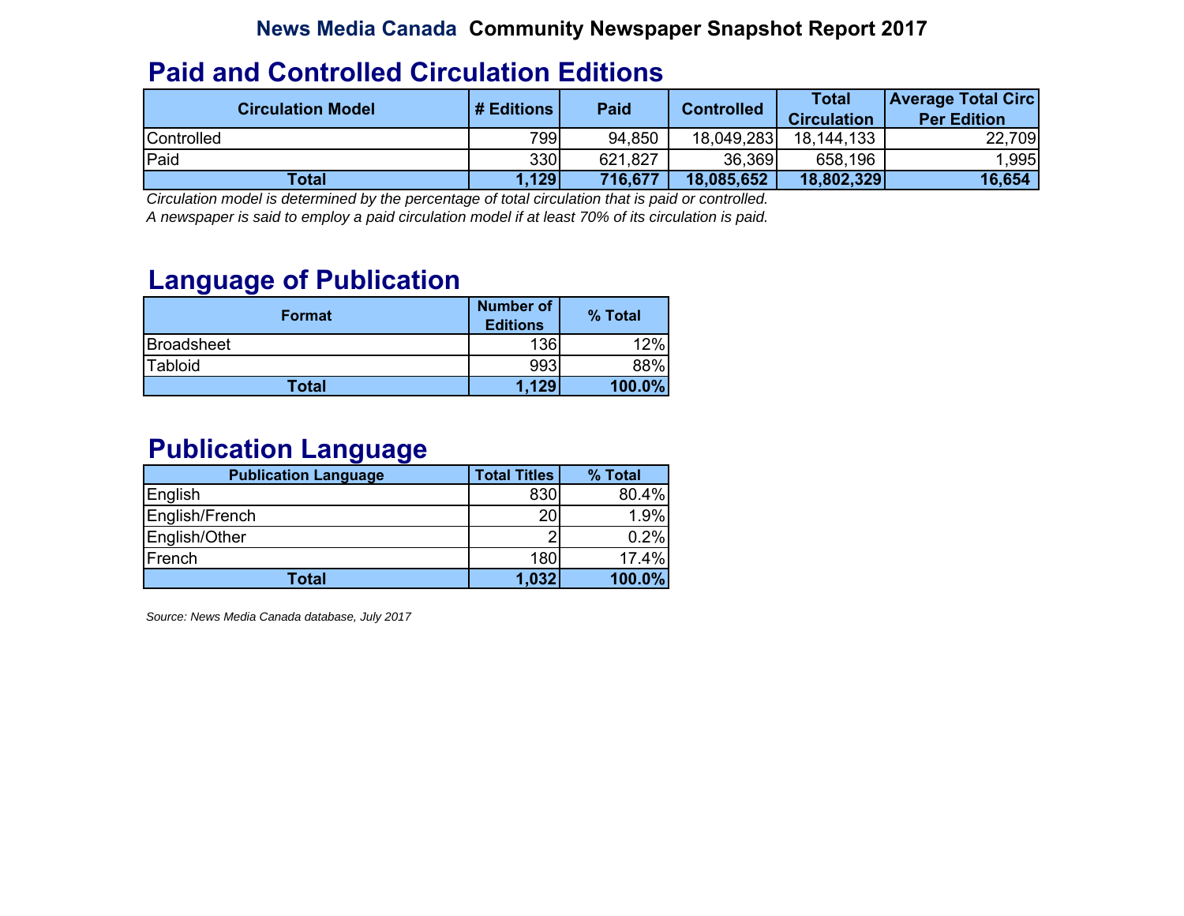# News Media Canada Community Newspaper Snapshot Report 2017

## Paid and Controlled Circulation Editions

| Circulation Model | # Editions | Paid | Controlled | Total Circulation | Average Total Circ Per Edition |
|---|---|---|---|---|---|
| Controlled | 799 | 94,850 | 18,049,283 | 18,144,133 | 22,709 |
| Paid | 330 | 621,827 | 36,369 | 658,196 | 1,995 |
| **Total** | **1,129** | **716,677** | **18,085,652** | **18,802,329** | **16,654** |

*Circulation model is determined by the percentage of total circulation that is paid or controlled.*
*A newspaper is said to employ a paid circulation model if at least 70% of its circulation is paid.*

## Language of Publication

| Format | Number of Editions | % Total |
|---|---|---|
| Broadsheet | 136 | 12% |
| Tabloid | 993 | 88% |
| **Total** | **1,129** | **100.0%** |

## Publication Language

| Publication Language | Total Titles | % Total |
|---|---|---|
| English | 830 | 80.4% |
| English/French | 20 | 1.9% |
| English/Other | 2 | 0.2% |
| French | 180 | 17.4% |
| **Total** | **1,032** | **100.0%** |

*Source: News Media Canada database, July 2017*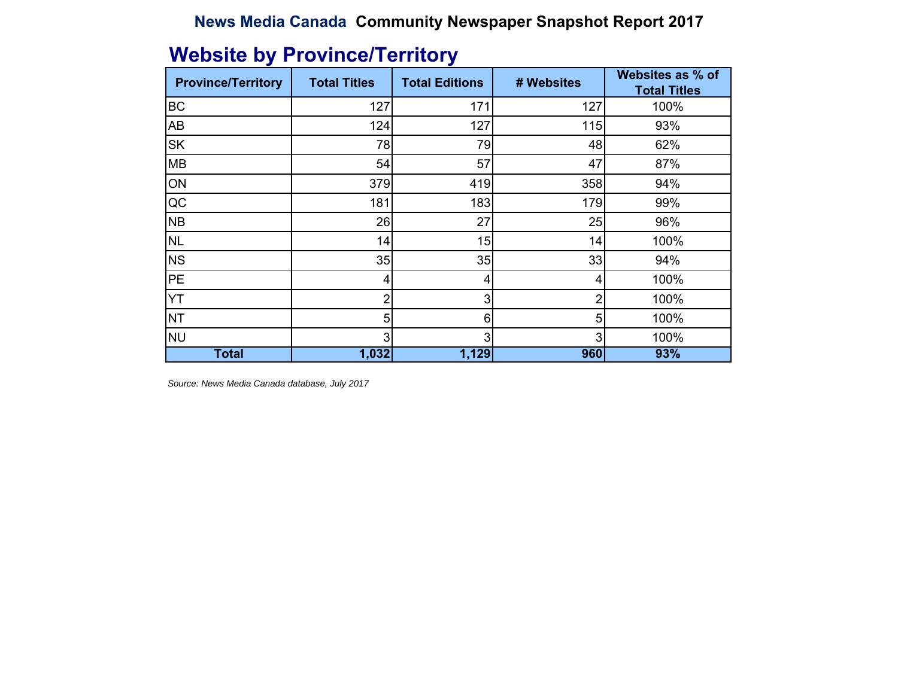**News Media Canada Community Newspaper Snapshot Report 2017**

## Website by Province/Territory

| Province/Territory | Total Titles | Total Editions | # Websites | Websites as % of Total Titles |
|---|---|---|---|---|
| BC | 127 | 171 | 127 | 100% |
| AB | 124 | 127 | 115 | 93% |
| SK | 78 | 79 | 48 | 62% |
| MB | 54 | 57 | 47 | 87% |
| ON | 379 | 419 | 358 | 94% |
| QC | 181 | 183 | 179 | 99% |
| NB | 26 | 27 | 25 | 96% |
| NL | 14 | 15 | 14 | 100% |
| NS | 35 | 35 | 33 | 94% |
| PE | 4 | 4 | 4 | 100% |
| YT | 2 | 3 | 2 | 100% |
| NT | 5 | 6 | 5 | 100% |
| NU | 3 | 3 | 3 | 100% |
| **Total** | **1,032** | **1,129** | **960** | **93%** |

*Source: News Media Canada database, July 2017*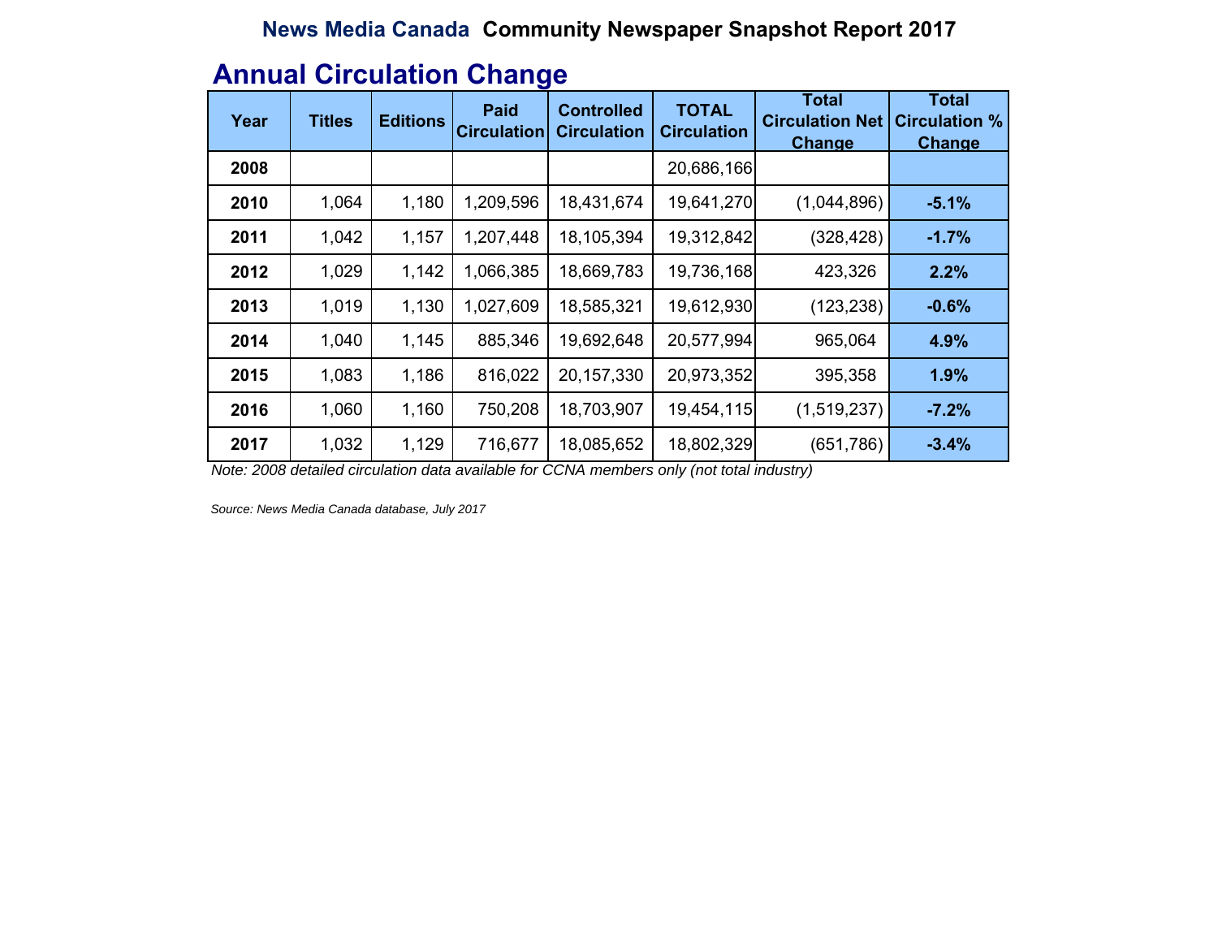**News Media Canada** **Community Newspaper Snapshot Report 2017**

## Annual Circulation Change

| Year | Titles | Editions | Paid Circulation | Controlled Circulation | TOTAL Circulation | Total Circulation Net Change | Total Circulation % Change |
|---|---|---|---|---|---|---|---|
| **2008** | | | | | 20,686,166 | | |
| **2010** | 1,064 | 1,180 | 1,209,596 | 18,431,674 | 19,641,270 | (1,044,896) | **-5.1%** |
| **2011** | 1,042 | 1,157 | 1,207,448 | 18,105,394 | 19,312,842 | (328,428) | **-1.7%** |
| **2012** | 1,029 | 1,142 | 1,066,385 | 18,669,783 | 19,736,168 | 423,326 | **2.2%** |
| **2013** | 1,019 | 1,130 | 1,027,609 | 18,585,321 | 19,612,930 | (123,238) | **-0.6%** |
| **2014** | 1,040 | 1,145 | 885,346 | 19,692,648 | 20,577,994 | 965,064 | **4.9%** |
| **2015** | 1,083 | 1,186 | 816,022 | 20,157,330 | 20,973,352 | 395,358 | **1.9%** |
| **2016** | 1,060 | 1,160 | 750,208 | 18,703,907 | 19,454,115 | (1,519,237) | **-7.2%** |
| **2017** | 1,032 | 1,129 | 716,677 | 18,085,652 | 18,802,329 | (651,786) | **-3.4%** |

*Note: 2008 detailed circulation data available for CCNA members only (not total industry)*

*Source: News Media Canada database, July 2017*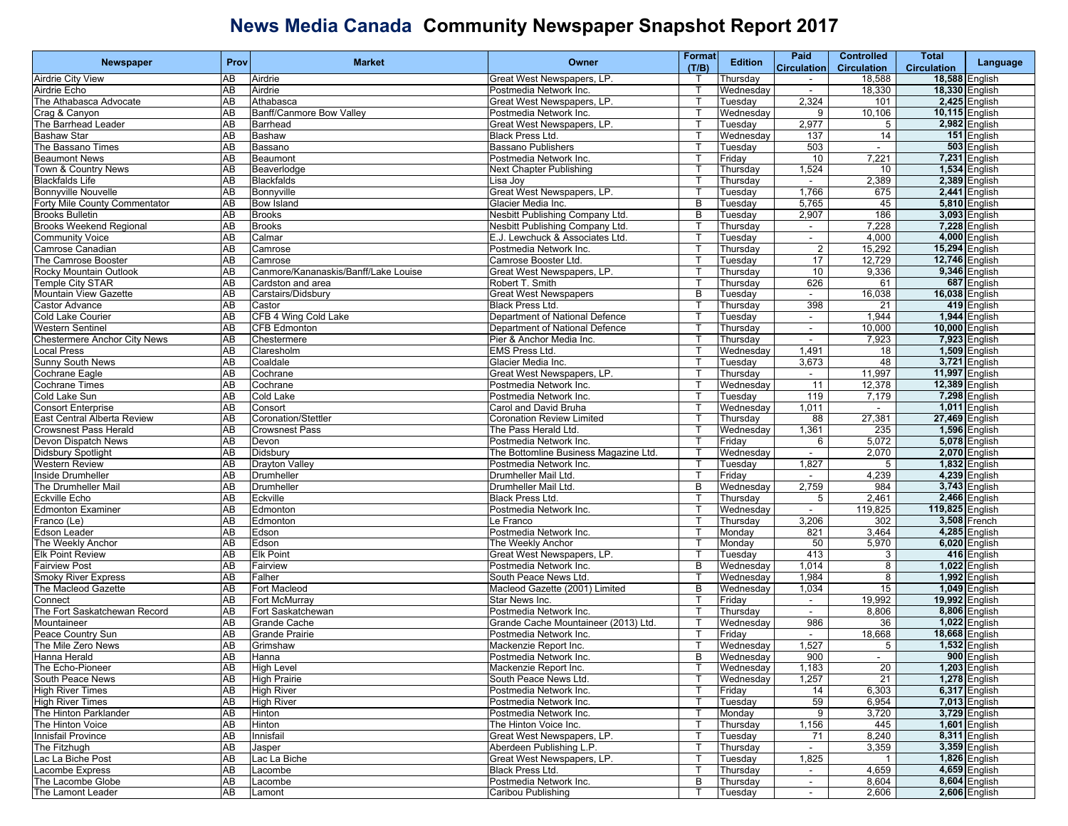# News Media Canada Community Newspaper Snapshot Report 2017

| Newspaper | Prov | Market | Owner | Format (T/B) | Edition | Paid Circulation | Controlled Circulation | Total Circulation | Language |
|---|---|---|---|---|---|---|---|---|---|
| Airdrie City View | AB | Airdrie | Great West Newspapers, LP. | T | Thursday | - | 18,588 | **18,588** | English |
| Airdrie Echo | AB | Airdrie | Postmedia Network Inc. | T | Wednesday | - | 18,330 | **18,330** | English |
| The Athabasca Advocate | AB | Athabasca | Great West Newspapers, LP. | T | Tuesday | 2,324 | 101 | **2,425** | English |
| Crag & Canyon | AB | Banff/Canmore Bow Valley | Postmedia Network Inc. | T | Wednesday | 9 | 10,106 | **10,115** | English |
| The Barrhead Leader | AB | Barrhead | Great West Newspapers, LP. | T | Tuesday | 2,977 | 5 | **2,982** | English |
| Bashaw Star | AB | Bashaw | Black Press Ltd. | T | Wednesday | 137 | 14 | **151** | English |
| The Bassano Times | AB | Bassano | Bassano Publishers | T | Tuesday | 503 | - | **503** | English |
| Beaumont News | AB | Beaumont | Postmedia Network Inc. | T | Friday | 10 | 7,221 | **7,231** | English |
| Town & Country News | AB | Beaverlodge | Next Chapter Publishing | T | Thursday | 1,524 | 10 | **1,534** | English |
| Blackfalds Life | AB | Blackfalds | Lisa Joy | T | Thursday | - | 2,389 | **2,389** | English |
| Bonnyville Nouvelle | AB | Bonnyville | Great West Newspapers, LP. | T | Tuesday | 1,766 | 675 | **2,441** | English |
| Forty Mile County Commentator | AB | Bow Island | Glacier Media Inc. | B | Tuesday | 5,765 | 45 | **5,810** | English |
| Brooks Bulletin | AB | Brooks | Nesbitt Publishing Company Ltd. | B | Tuesday | 2,907 | 186 | **3,093** | English |
| Brooks Weekend Regional | AB | Brooks | Nesbitt Publishing Company Ltd. | T | Thursday | - | 7,228 | **7,228** | English |
| Community Voice | AB | Calmar | E.J. Lewchuck & Associates Ltd. | T | Tuesday | - | 4,000 | **4,000** | English |
| Camrose Canadian | AB | Camrose | Postmedia Network Inc. | T | Thursday | 2 | 15,292 | **15,294** | English |
| The Camrose Booster | AB | Camrose | Camrose Booster Ltd. | T | Tuesday | 17 | 12,729 | **12,746** | English |
| Rocky Mountain Outlook | AB | Canmore/Kananaskis/Banff/Lake Louise | Great West Newspapers, LP. | T | Thursday | 10 | 9,336 | **9,346** | English |
| Temple City STAR | AB | Cardston and area | Robert T. Smith | T | Thursday | 626 | 61 | **687** | English |
| Mountain View Gazette | AB | Carstairs/Didsbury | Great West Newspapers | B | Tuesday | - | 16,038 | **16,038** | English |
| Castor Advance | AB | Castor | Black Press Ltd. | T | Thursday | 398 | 21 | **419** | English |
| Cold Lake Courier | AB | CFB 4 Wing Cold Lake | Department of National Defence | T | Tuesday | - | 1,944 | **1,944** | English |
| Western Sentinel | AB | CFB Edmonton | Department of National Defence | T | Thursday | - | 10,000 | **10,000** | English |
| Chestermere Anchor City News | AB | Chestermere | Pier & Anchor Media Inc. | T | Thursday | - | 7,923 | **7,923** | English |
| Local Press | AB | Claresholm | EMS Press Ltd. | T | Wednesday | 1,491 | 18 | **1,509** | English |
| Sunny South News | AB | Coaldale | Glacier Media Inc. | T | Tuesday | 3,673 | 48 | **3,721** | English |
| Cochrane Eagle | AB | Cochrane | Great West Newspapers, LP. | T | Thursday | - | 11,997 | **11,997** | English |
| Cochrane Times | AB | Cochrane | Postmedia Network Inc. | T | Wednesday | 11 | 12,378 | **12,389** | English |
| Cold Lake Sun | AB | Cold Lake | Postmedia Network Inc. | T | Tuesday | 119 | 7,179 | **7,298** | English |
| Consort Enterprise | AB | Consort | Carol and David Bruha | T | Wednesday | 1,011 | - | **1,011** | English |
| East Central Alberta Review | AB | Coronation/Stettler | Coronation Review Limited | T | Thursday | 88 | 27,381 | **27,469** | English |
| Crowsnest Pass Herald | AB | Crowsnest Pass | The Pass Herald Ltd. | T | Wednesday | 1,361 | 235 | **1,596** | English |
| Devon Dispatch News | AB | Devon | Postmedia Network Inc. | T | Friday | 6 | 5,072 | **5,078** | English |
| Didsbury Spotlight | AB | Didsbury | The Bottomline Business Magazine Ltd. | T | Wednesday | - | 2,070 | **2,070** | English |
| Western Review | AB | Drayton Valley | Postmedia Network Inc. | T | Tuesday | 1,827 | 5 | **1,832** | English |
| Inside Drumheller | AB | Drumheller | Drumheller Mail Ltd. | T | Friday | - | 4,239 | **4,239** | English |
| The Drumheller Mail | AB | Drumheller | Drumheller Mail Ltd. | B | Wednesday | 2,759 | 984 | **3,743** | English |
| Eckville Echo | AB | Eckville | Black Press Ltd. | T | Thursday | 5 | 2,461 | **2,466** | English |
| Edmonton Examiner | AB | Edmonton | Postmedia Network Inc. | T | Wednesday | - | 119,825 | **119,825** | English |
| Franco (Le) | AB | Edmonton | Le Franco | T | Thursday | 3,206 | 302 | **3,508** | French |
| Edson Leader | AB | Edson | Postmedia Network Inc. | T | Monday | 821 | 3,464 | **4,285** | English |
| The Weekly Anchor | AB | Edson | The Weekly Anchor | T | Monday | 50 | 5,970 | **6,020** | English |
| Elk Point Review | AB | Elk Point | Great West Newspapers, LP. | T | Tuesday | 413 | 3 | **416** | English |
| Fairview Post | AB | Fairview | Postmedia Network Inc. | B | Wednesday | 1,014 | 8 | **1,022** | English |
| Smoky River Express | AB | Falher | South Peace News Ltd. | T | Wednesday | 1,984 | 8 | **1,992** | English |
| The Macleod Gazette | AB | Fort Macleod | Macleod Gazette (2001) Limited | B | Wednesday | 1,034 | 15 | **1,049** | English |
| Connect | AB | Fort McMurray | Star News Inc. | T | Friday | - | 19,992 | **19,992** | English |
| The Fort Saskatchewan Record | AB | Fort Saskatchewan | Postmedia Network Inc. | T | Thursday | - | 8,806 | **8,806** | English |
| Mountaineer | AB | Grande Cache | Grande Cache Mountaineer (2013) Ltd. | T | Wednesday | 986 | 36 | **1,022** | English |
| Peace Country Sun | AB | Grande Prairie | Postmedia Network Inc. | T | Friday | - | 18,668 | **18,668** | English |
| The Mile Zero News | AB | Grimshaw | Mackenzie Report Inc. | T | Wednesday | 1,527 | 5 | **1,532** | English |
| Hanna Herald | AB | Hanna | Postmedia Network Inc. | B | Wednesday | 900 | - | **900** | English |
| The Echo-Pioneer | AB | High Level | Mackenzie Report Inc. | T | Wednesday | 1,183 | 20 | **1,203** | English |
| South Peace News | AB | High Prairie | South Peace News Ltd. | T | Wednesday | 1,257 | 21 | **1,278** | English |
| High River Times | AB | High River | Postmedia Network Inc. | T | Friday | 14 | 6,303 | **6,317** | English |
| High River Times | AB | High River | Postmedia Network Inc. | T | Tuesday | 59 | 6,954 | **7,013** | English |
| The Hinton Parklander | AB | Hinton | Postmedia Network Inc. | T | Monday | 9 | 3,720 | **3,729** | English |
| The Hinton Voice | AB | Hinton | The Hinton Voice Inc. | T | Thursday | 1,156 | 445 | **1,601** | English |
| Innisfail Province | AB | Innisfail | Great West Newspapers, LP. | T | Tuesday | 71 | 8,240 | **8,311** | English |
| The Fitzhugh | AB | Jasper | Aberdeen Publishing L.P. | T | Thursday | - | 3,359 | **3,359** | English |
| Lac La Biche Post | AB | Lac La Biche | Great West Newspapers, LP. | T | Tuesday | 1,825 | 1 | **1,826** | English |
| Lacombe Express | AB | Lacombe | Black Press Ltd. | T | Thursday | - | 4,659 | **4,659** | English |
| The Lacombe Globe | AB | Lacombe | Postmedia Network Inc. | B | Thursday | - | 8,604 | **8,604** | English |
| The Lamont Leader | AB | Lamont | Caribou Publishing | T | Tuesday | - | 2,606 | **2,606** | English |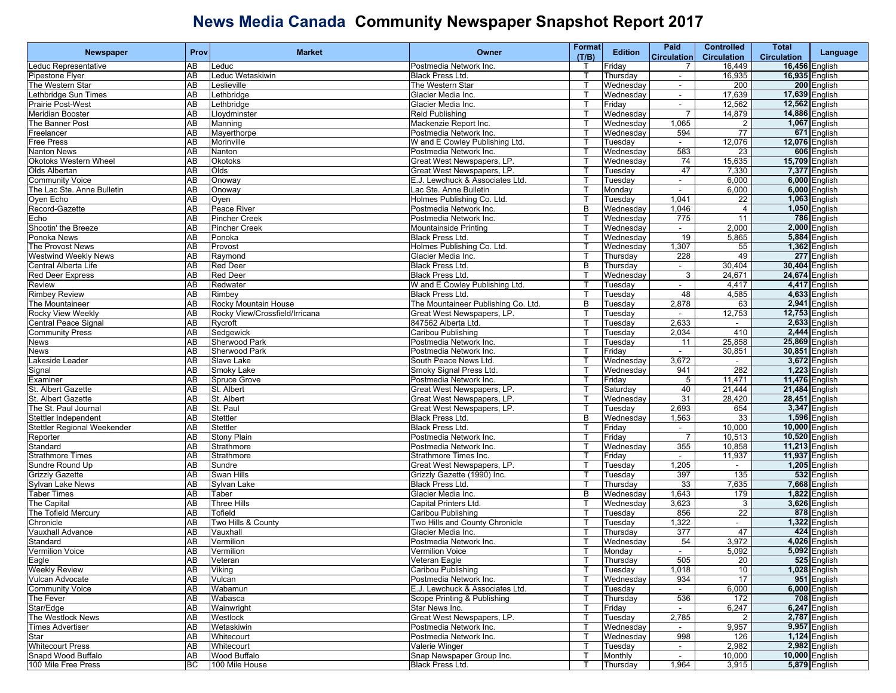# News Media Canada Community Newspaper Snapshot Report 2017

| Newspaper | Prov | Market | Owner | Format (T/B) | Edition | Paid Circulation | Controlled Circulation | Total Circulation | Language |
|---|---|---|---|---|---|---|---|---|---|
| Leduc Representative | AB | Leduc | Postmedia Network Inc. | T | Friday | 7 | 16,449 | **16,456** | English |
| Pipestone Flyer | AB | Leduc Wetaskiwin | Black Press Ltd. | T | Thursday | - | 16,935 | **16,935** | English |
| The Western Star | AB | Leslieville | The Western Star | T | Wednesday | - | 200 | **200** | English |
| Lethbridge Sun Times | AB | Lethbridge | Glacier Media Inc. | T | Wednesday | - | 17,639 | **17,639** | English |
| Prairie Post-West | AB | Lethbridge | Glacier Media Inc. | T | Friday | - | 12,562 | **12,562** | English |
| Meridian Booster | AB | Lloydminster | Reid Publishing | T | Wednesday | 7 | 14,879 | **14,886** | English |
| The Banner Post | AB | Manning | Mackenzie Report Inc. | T | Wednesday | 1,065 | 2 | **1,067** | English |
| Freelancer | AB | Mayerthorpe | Postmedia Network Inc. | T | Wednesday | 594 | 77 | **671** | English |
| Free Press | AB | Morinville | W and E Cowley Publishing Ltd. | T | Tuesday | - | 12,076 | **12,076** | English |
| Nanton News | AB | Nanton | Postmedia Network Inc. | T | Wednesday | 583 | 23 | **606** | English |
| Okotoks Western Wheel | AB | Okotoks | Great West Newspapers, LP. | T | Wednesday | 74 | 15,635 | **15,709** | English |
| Olds Albertan | AB | Olds | Great West Newspapers, LP. | T | Tuesday | 47 | 7,330 | **7,377** | English |
| Community Voice | AB | Onoway | E.J. Lewchuck & Associates Ltd. | T | Tuesday | - | 6,000 | **6,000** | English |
| The Lac Ste. Anne Bulletin | AB | Onoway | Lac Ste. Anne Bulletin | T | Monday | - | 6,000 | **6,000** | English |
| Oyen Echo | AB | Oyen | Holmes Publishing Co. Ltd. | T | Tuesday | 1,041 | 22 | **1,063** | English |
| Record-Gazette | AB | Peace River | Postmedia Network Inc. | B | Wednesday | 1,046 | 4 | **1,050** | English |
| Echo | AB | Pincher Creek | Postmedia Network Inc. | T | Wednesday | 775 | 11 | **786** | English |
| Shootin' the Breeze | AB | Pincher Creek | Mountainside Printing | T | Wednesday | - | 2,000 | **2,000** | English |
| Ponoka News | AB | Ponoka | Black Press Ltd. | T | Wednesday | 19 | 5,865 | **5,884** | English |
| The Provost News | AB | Provost | Holmes Publishing Co. Ltd. | T | Wednesday | 1,307 | 55 | **1,362** | English |
| Westwind Weekly News | AB | Raymond | Glacier Media Inc. | T | Thursday | 228 | 49 | **277** | English |
| Central Alberta Life | AB | Red Deer | Black Press Ltd. | B | Thursday | - | 30,404 | **30,404** | English |
| Red Deer Express | AB | Red Deer | Black Press Ltd. | T | Wednesday | 3 | 24,671 | **24,674** | English |
| Review | AB | Redwater | W and E Cowley Publishing Ltd. | T | Tuesday | - | 4,417 | **4,417** | English |
| Rimbey Review | AB | Rimbey | Black Press Ltd. | T | Tuesday | 48 | 4,585 | **4,633** | English |
| The Mountaineer | AB | Rocky Mountain House | The Mountaineer Publishing Co. Ltd. | B | Tuesday | 2,878 | 63 | **2,941** | English |
| Rocky View Weekly | AB | Rocky View/Crossfield/Irricana | Great West Newspapers, LP. | T | Tuesday | - | 12,753 | **12,753** | English |
| Central Peace Signal | AB | Rycroft | 847562 Alberta Ltd. | T | Tuesday | 2,633 | - | **2,633** | English |
| Community Press | AB | Sedgewick | Caribou Publishing | T | Tuesday | 2,034 | 410 | **2,444** | English |
| News | AB | Sherwood Park | Postmedia Network Inc. | T | Tuesday | 11 | 25,858 | **25,869** | English |
| News | AB | Sherwood Park | Postmedia Network Inc. | T | Friday | - | 30,851 | **30,851** | English |
| Lakeside Leader | AB | Slave Lake | South Peace News Ltd. | T | Wednesday | 3,672 | - | **3,672** | English |
| Signal | AB | Smoky Lake | Smoky Signal Press Ltd. | T | Wednesday | 941 | 282 | **1,223** | English |
| Examiner | AB | Spruce Grove | Postmedia Network Inc. | T | Friday | 5 | 11,471 | **11,476** | English |
| St. Albert Gazette | AB | St. Albert | Great West Newspapers, LP. | T | Saturday | 40 | 21,444 | **21,484** | English |
| St. Albert Gazette | AB | St. Albert | Great West Newspapers, LP. | T | Wednesday | 31 | 28,420 | **28,451** | English |
| The St. Paul Journal | AB | St. Paul | Great West Newspapers, LP. | T | Tuesday | 2,693 | 654 | **3,347** | English |
| Stettler Independent | AB | Stettler | Black Press Ltd. | B | Wednesday | 1,563 | 33 | **1,596** | English |
| Stettler Regional Weekender | AB | Stettler | Black Press Ltd. | T | Friday | - | 10,000 | **10,000** | English |
| Reporter | AB | Stony Plain | Postmedia Network Inc. | T | Friday | 7 | 10,513 | **10,520** | English |
| Standard | AB | Strathmore | Postmedia Network Inc. | T | Wednesday | 355 | 10,858 | **11,213** | English |
| Strathmore Times | AB | Strathmore | Strathmore Times Inc. | T | Friday | - | 11,937 | **11,937** | English |
| Sundre Round Up | AB | Sundre | Great West Newspapers, LP. | T | Tuesday | 1,205 | - | **1,205** | English |
| Grizzly Gazette | AB | Swan Hills | Grizzly Gazette (1990) Inc. | T | Tuesday | 397 | 135 | **532** | English |
| Sylvan Lake News | AB | Sylvan Lake | Black Press Ltd. | T | Thursday | 33 | 7,635 | **7,668** | English |
| Taber Times | AB | Taber | Glacier Media Inc. | B | Wednesday | 1,643 | 179 | **1,822** | English |
| The Capital | AB | Three Hills | Capital Printers Ltd. | T | Wednesday | 3,623 | 3 | **3,626** | English |
| The Tofield Mercury | AB | Tofield | Caribou Publishing | T | Tuesday | 856 | 22 | **878** | English |
| Chronicle | AB | Two Hills & County | Two Hills and County Chronicle | T | Tuesday | 1,322 | - | **1,322** | English |
| Vauxhall Advance | AB | Vauxhall | Glacier Media Inc. | T | Thursday | 377 | 47 | **424** | English |
| Standard | AB | Vermilion | Postmedia Network Inc. | T | Wednesday | 54 | 3,972 | **4,026** | English |
| Vermilion Voice | AB | Vermilion | Vermilion Voice | T | Monday | - | 5,092 | **5,092** | English |
| Eagle | AB | Veteran | Veteran Eagle | T | Thursday | 505 | 20 | **525** | English |
| Weekly Review | AB | Viking | Caribou Publishing | T | Tuesday | 1,018 | 10 | **1,028** | English |
| Vulcan Advocate | AB | Vulcan | Postmedia Network Inc. | T | Wednesday | 934 | 17 | **951** | English |
| Community Voice | AB | Wabamun | E.J. Lewchuck & Associates Ltd. | T | Tuesday | - | 6,000 | **6,000** | English |
| The Fever | AB | Wabasca | Scope Printing & Publishing | T | Thursday | 536 | 172 | **708** | English |
| Star/Edge | AB | Wainwright | Star News Inc. | T | Friday | - | 6,247 | **6,247** | English |
| The Westlock News | AB | Westlock | Great West Newspapers, LP. | T | Tuesday | 2,785 | 2 | **2,787** | English |
| Times Advertiser | AB | Wetaskiwin | Postmedia Network Inc. | T | Wednesday | - | 9,957 | **9,957** | English |
| Star | AB | Whitecourt | Postmedia Network Inc. | T | Wednesday | 998 | 126 | **1,124** | English |
| Whitecourt Press | AB | Whitecourt | Valerie Winger | T | Tuesday | - | 2,982 | **2,982** | English |
| Snapd Wood Buffalo | AB | Wood Buffalo | Snap Newspaper Group Inc. | T | Monthly | - | 10,000 | **10,000** | English |
| 100 Mile Free Press | BC | 100 Mile House | Black Press Ltd. | T | Thursday | 1,964 | 3,915 | **5,879** | English |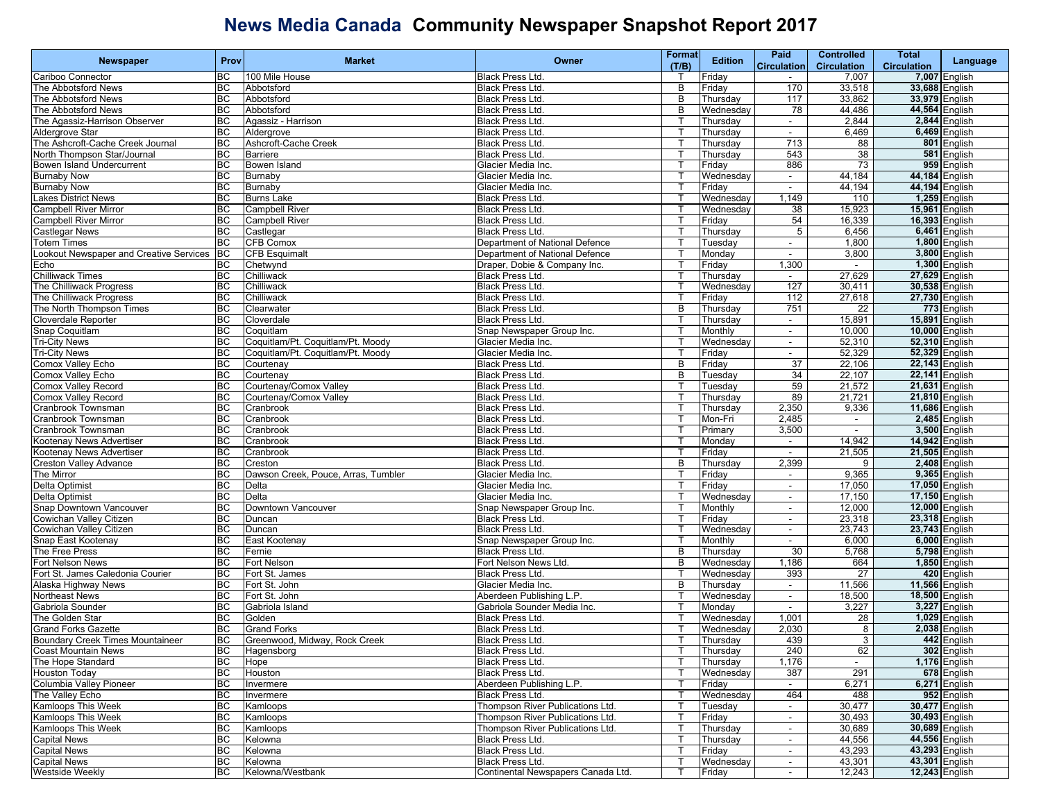# News Media Canada Community Newspaper Snapshot Report 2017

| Newspaper | Prov | Market | Owner | Format (T/B) | Edition | Paid Circulation | Controlled Circulation | Total Circulation | Language |
|---|---|---|---|---|---|---|---|---|---|
| Cariboo Connector | BC | 100 Mile House | Black Press Ltd. | T | Friday | - | 7,007 | 7,007 | English |
| The Abbotsford News | BC | Abbotsford | Black Press Ltd. | B | Friday | 170 | 33,518 | 33,688 | English |
| The Abbotsford News | BC | Abbotsford | Black Press Ltd. | B | Thursday | 117 | 33,862 | 33,979 | English |
| The Abbotsford News | BC | Abbotsford | Black Press Ltd. | B | Wednesday | 78 | 44,486 | 44,564 | English |
| The Agassiz-Harrison Observer | BC | Agassiz - Harrison | Black Press Ltd. | T | Thursday | - | 2,844 | 2,844 | English |
| Aldergrove Star | BC | Aldergrove | Black Press Ltd. | T | Thursday | - | 6,469 | 6,469 | English |
| The Ashcroft-Cache Creek Journal | BC | Ashcroft-Cache Creek | Black Press Ltd. | T | Thursday | 713 | 88 | 801 | English |
| North Thompson Star/Journal | BC | Barriere | Black Press Ltd. | T | Thursday | 543 | 38 | 581 | English |
| Bowen Island Undercurrent | BC | Bowen Island | Glacier Media Inc. | T | Friday | 886 | 73 | 959 | English |
| Burnaby Now | BC | Burnaby | Glacier Media Inc. | T | Wednesday | - | 44,184 | 44,184 | English |
| Burnaby Now | BC | Burnaby | Glacier Media Inc. | T | Friday | - | 44,194 | 44,194 | English |
| Lakes District News | BC | Burns Lake | Black Press Ltd. | T | Wednesday | 1,149 | 110 | 1,259 | English |
| Campbell River Mirror | BC | Campbell River | Black Press Ltd. | T | Wednesday | 38 | 15,923 | 15,961 | English |
| Campbell River Mirror | BC | Campbell River | Black Press Ltd. | T | Friday | 54 | 16,339 | 16,393 | English |
| Castlegar News | BC | Castlegar | Black Press Ltd. | T | Thursday | 5 | 6,456 | 6,461 | English |
| Totem Times | BC | CFB Comox | Department of National Defence | T | Tuesday | - | 1,800 | 1,800 | English |
| Lookout Newspaper and Creative Services | BC | CFB Esquimalt | Department of National Defence | T | Monday | - | 3,800 | 3,800 | English |
| Echo | BC | Chetwynd | Draper, Dobie & Company Inc. | T | Friday | 1,300 | - | 1,300 | English |
| Chilliwack Times | BC | Chilliwack | Black Press Ltd. | T | Thursday | - | 27,629 | 27,629 | English |
| The Chilliwack Progress | BC | Chilliwack | Black Press Ltd. | T | Wednesday | 127 | 30,411 | 30,538 | English |
| The Chilliwack Progress | BC | Chilliwack | Black Press Ltd. | T | Friday | 112 | 27,618 | 27,730 | English |
| The North Thompson Times | BC | Clearwater | Black Press Ltd. | B | Thursday | 751 | 22 | 773 | English |
| Cloverdale Reporter | BC | Cloverdale | Black Press Ltd. | T | Thursday | - | 15,891 | 15,891 | English |
| Snap Coquitlam | BC | Coquitlam | Snap Newspaper Group Inc. | T | Monthly | - | 10,000 | 10,000 | English |
| Tri-City News | BC | Coquitlam/Pt. Coquitlam/Pt. Moody | Glacier Media Inc. | T | Wednesday | - | 52,310 | 52,310 | English |
| Tri-City News | BC | Coquitlam/Pt. Coquitlam/Pt. Moody | Glacier Media Inc. | T | Friday | - | 52,329 | 52,329 | English |
| Comox Valley Echo | BC | Courtenay | Black Press Ltd. | B | Friday | 37 | 22,106 | 22,143 | English |
| Comox Valley Echo | BC | Courtenay | Black Press Ltd. | B | Tuesday | 34 | 22,107 | 22,141 | English |
| Comox Valley Record | BC | Courtenay/Comox Valley | Black Press Ltd. | T | Tuesday | 59 | 21,572 | 21,631 | English |
| Comox Valley Record | BC | Courtenay/Comox Valley | Black Press Ltd. | T | Thursday | 89 | 21,721 | 21,810 | English |
| Cranbrook Townsman | BC | Cranbrook | Black Press Ltd. | T | Thursday | 2,350 | 9,336 | 11,686 | English |
| Cranbrook Townsman | BC | Cranbrook | Black Press Ltd. | T | Mon-Fri | 2,485 | - | 2,485 | English |
| Cranbrook Townsman | BC | Cranbrook | Black Press Ltd. | T | Primary | 3,500 | - | 3,500 | English |
| Kootenay News Advertiser | BC | Cranbrook | Black Press Ltd. | T | Monday | - | 14,942 | 14,942 | English |
| Kootenay News Advertiser | BC | Cranbrook | Black Press Ltd. | T | Friday | - | 21,505 | 21,505 | English |
| Creston Valley Advance | BC | Creston | Black Press Ltd. | B | Thursday | 2,399 | 9 | 2,408 | English |
| The Mirror | BC | Dawson Creek, Pouce, Arras, Tumbler | Glacier Media Inc. | T | Friday | - | 9,365 | 9,365 | English |
| Delta Optimist | BC | Delta | Glacier Media Inc. | T | Friday | - | 17,050 | 17,050 | English |
| Delta Optimist | BC | Delta | Glacier Media Inc. | T | Wednesday | - | 17,150 | 17,150 | English |
| Snap Downtown Vancouver | BC | Downtown Vancouver | Snap Newspaper Group Inc. | T | Monthly | - | 12,000 | 12,000 | English |
| Cowichan Valley Citizen | BC | Duncan | Black Press Ltd. | T | Friday | - | 23,318 | 23,318 | English |
| Cowichan Valley Citizen | BC | Duncan | Black Press Ltd. | T | Wednesday | - | 23,743 | 23,743 | English |
| Snap East Kootenay | BC | East Kootenay | Snap Newspaper Group Inc. | T | Monthly | - | 6,000 | 6,000 | English |
| The Free Press | BC | Fernie | Black Press Ltd. | B | Thursday | 30 | 5,768 | 5,798 | English |
| Fort Nelson News | BC | Fort Nelson | Fort Nelson News Ltd. | B | Wednesday | 1,186 | 664 | 1,850 | English |
| Fort St. James Caledonia Courier | BC | Fort St. James | Black Press Ltd. | T | Wednesday | 393 | 27 | 420 | English |
| Alaska Highway News | BC | Fort St. John | Glacier Media Inc. | B | Thursday | - | 11,566 | 11,566 | English |
| Northeast News | BC | Fort St. John | Aberdeen Publishing L.P. | T | Wednesday | - | 18,500 | 18,500 | English |
| Gabriola Sounder | BC | Gabriola Island | Gabriola Sounder Media Inc. | T | Monday | - | 3,227 | 3,227 | English |
| The Golden Star | BC | Golden | Black Press Ltd. | T | Wednesday | 1,001 | 28 | 1,029 | English |
| Grand Forks Gazette | BC | Grand Forks | Black Press Ltd. | T | Wednesday | 2,030 | 8 | 2,038 | English |
| Boundary Creek Times Mountaineer | BC | Greenwood, Midway, Rock Creek | Black Press Ltd. | T | Thursday | 439 | 3 | 442 | English |
| Coast Mountain News | BC | Hagensborg | Black Press Ltd. | T | Thursday | 240 | 62 | 302 | English |
| The Hope Standard | BC | Hope | Black Press Ltd. | T | Thursday | 1,176 | - | 1,176 | English |
| Houston Today | BC | Houston | Black Press Ltd. | T | Wednesday | 387 | 291 | 678 | English |
| Columbia Valley Pioneer | BC | Invermere | Aberdeen Publishing L.P. | T | Friday | - | 6,271 | 6,271 | English |
| The Valley Echo | BC | Invermere | Black Press Ltd. | T | Wednesday | 464 | 488 | 952 | English |
| Kamloops This Week | BC | Kamloops | Thompson River Publications Ltd. | T | Tuesday | - | 30,477 | 30,477 | English |
| Kamloops This Week | BC | Kamloops | Thompson River Publications Ltd. | T | Friday | - | 30,493 | 30,493 | English |
| Kamloops This Week | BC | Kamloops | Thompson River Publications Ltd. | T | Thursday | - | 30,689 | 30,689 | English |
| Capital News | BC | Kelowna | Black Press Ltd. | T | Thursday | - | 44,556 | 44,556 | English |
| Capital News | BC | Kelowna | Black Press Ltd. | T | Friday | - | 43,293 | 43,293 | English |
| Capital News | BC | Kelowna | Black Press Ltd. | T | Wednesday | - | 43,301 | 43,301 | English |
| Westside Weekly | BC | Kelowna/Westbank | Continental Newspapers Canada Ltd. | T | Friday | - | 12,243 | 12,243 | English |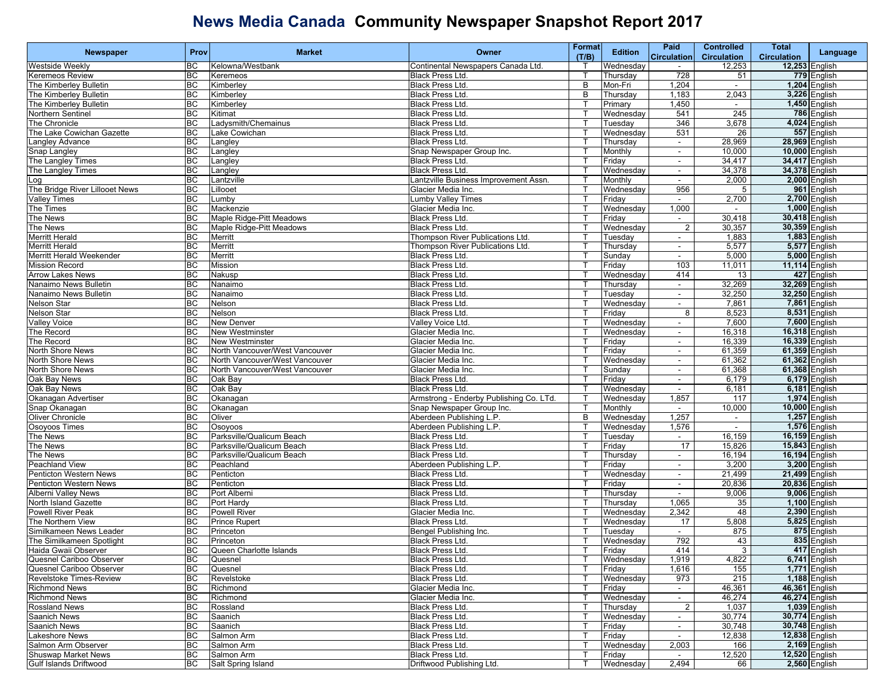# News Media Canada Community Newspaper Snapshot Report 2017

| Newspaper | Prov | Market | Owner | Format (T/B) | Edition | Paid Circulation | Controlled Circulation | Total Circulation | Language |
|---|---|---|---|---|---|---|---|---|---|
| Westside Weekly | BC | Kelowna/Westbank | Continental Newspapers Canada Ltd. | T | Wednesday | - | 12,253 | 12,253 | English |
| Keremeos Review | BC | Keremeos | Black Press Ltd. | T | Thursday | 728 | 51 | 779 | English |
| The Kimberley Bulletin | BC | Kimberley | Black Press Ltd. | B | Mon-Fri | 1,204 | - | 1,204 | English |
| The Kimberley Bulletin | BC | Kimberley | Black Press Ltd. | B | Thursday | 1,183 | 2,043 | 3,226 | English |
| The Kimberley Bulletin | BC | Kimberley | Black Press Ltd. | T | Primary | 1,450 | - | 1,450 | English |
| Northern Sentinel | BC | Kitimat | Black Press Ltd. | T | Wednesday | 541 | 245 | 786 | English |
| The Chronicle | BC | Ladysmith/Chemainus | Black Press Ltd. | T | Tuesday | 346 | 3,678 | 4,024 | English |
| The Lake Cowichan Gazette | BC | Lake Cowichan | Black Press Ltd. | T | Wednesday | 531 | 26 | 557 | English |
| Langley Advance | BC | Langley | Black Press Ltd. | T | Thursday | - | 28,969 | 28,969 | English |
| Snap Langley | BC | Langley | Snap Newspaper Group Inc. | T | Monthly | - | 10,000 | 10,000 | English |
| The Langley Times | BC | Langley | Black Press Ltd. | T | Friday | - | 34,417 | 34,417 | English |
| The Langley Times | BC | Langley | Black Press Ltd. | T | Wednesday | - | 34,378 | 34,378 | English |
| Log | BC | Lantzville | Lantzville Business Improvement Assn. | T | Monthly | - | 2,000 | 2,000 | English |
| The Bridge River Lillooet News | BC | Lillooet | Glacier Media Inc. | T | Wednesday | 956 | 5 | 961 | English |
| Valley Times | BC | Lumby | Lumby Valley Times | T | Friday | - | 2,700 | 2,700 | English |
| The Times | BC | Mackenzie | Glacier Media Inc. | T | Wednesday | 1,000 | - | 1,000 | English |
| The News | BC | Maple Ridge-Pitt Meadows | Black Press Ltd. | T | Friday | - | 30,418 | 30,418 | English |
| The News | BC | Maple Ridge-Pitt Meadows | Black Press Ltd. | T | Wednesday | 2 | 30,357 | 30,359 | English |
| Merritt Herald | BC | Merritt | Thompson River Publications Ltd. | T | Tuesday | - | 1,883 | 1,883 | English |
| Merritt Herald | BC | Merritt | Thompson River Publications Ltd. | T | Thursday | - | 5,577 | 5,577 | English |
| Merritt Herald Weekender | BC | Merritt | Black Press Ltd. | T | Sunday | - | 5,000 | 5,000 | English |
| Mission Record | BC | Mission | Black Press Ltd. | T | Friday | 103 | 11,011 | 11,114 | English |
| Arrow Lakes News | BC | Nakusp | Black Press Ltd. | T | Wednesday | 414 | 13 | 427 | English |
| Nanaimo News Bulletin | BC | Nanaimo | Black Press Ltd. | T | Thursday | - | 32,269 | 32,269 | English |
| Nanaimo News Bulletin | BC | Nanaimo | Black Press Ltd. | T | Tuesday | - | 32,250 | 32,250 | English |
| Nelson Star | BC | Nelson | Black Press Ltd. | T | Wednesday | - | 7,861 | 7,861 | English |
| Nelson Star | BC | Nelson | Black Press Ltd. | T | Friday | 8 | 8,523 | 8,531 | English |
| Valley Voice | BC | New Denver | Valley Voice Ltd. | T | Wednesday | - | 7,600 | 7,600 | English |
| The Record | BC | New Westminster | Glacier Media Inc. | T | Wednesday | - | 16,318 | 16,318 | English |
| The Record | BC | New Westminster | Glacier Media Inc. | T | Friday | - | 16,339 | 16,339 | English |
| North Shore News | BC | North Vancouver/West Vancouver | Glacier Media Inc. | T | Friday | - | 61,359 | 61,359 | English |
| North Shore News | BC | North Vancouver/West Vancouver | Glacier Media Inc. | T | Wednesday | - | 61,362 | 61,362 | English |
| North Shore News | BC | North Vancouver/West Vancouver | Glacier Media Inc. | T | Sunday | - | 61,368 | 61,368 | English |
| Oak Bay News | BC | Oak Bay | Black Press Ltd. | T | Friday | - | 6,179 | 6,179 | English |
| Oak Bay News | BC | Oak Bay | Black Press Ltd. | T | Wednesday | - | 6,181 | 6,181 | English |
| Okanagan Advertiser | BC | Okanagan | Armstrong - Enderby Publishing Co. LTd. | T | Wednesday | 1,857 | 117 | 1,974 | English |
| Snap Okanagan | BC | Okanagan | Snap Newspaper Group Inc. | T | Monthly | - | 10,000 | 10,000 | English |
| Oliver Chronicle | BC | Oliver | Aberdeen Publishing L.P. | B | Wednesday | 1,257 | - | 1,257 | English |
| Osoyoos Times | BC | Osoyoos | Aberdeen Publishing L.P. | T | Wednesday | 1,576 | - | 1,576 | English |
| The News | BC | Parksville/Qualicum Beach | Black Press Ltd. | T | Tuesday | - | 16,159 | 16,159 | English |
| The News | BC | Parksville/Qualicum Beach | Black Press Ltd. | T | Friday | 17 | 15,826 | 15,843 | English |
| The News | BC | Parksville/Qualicum Beach | Black Press Ltd. | T | Thursday | - | 16,194 | 16,194 | English |
| Peachland View | BC | Peachland | Aberdeen Publishing L.P. | T | Friday | - | 3,200 | 3,200 | English |
| Penticton Western News | BC | Penticton | Black Press Ltd. | T | Wednesday | - | 21,499 | 21,499 | English |
| Penticton Western News | BC | Penticton | Black Press Ltd. | T | Friday | - | 20,836 | 20,836 | English |
| Alberni Valley News | BC | Port Alberni | Black Press Ltd. | T | Thursday | - | 9,006 | 9,006 | English |
| North Island Gazette | BC | Port Hardy | Black Press Ltd. | T | Thursday | 1,065 | 35 | 1,100 | English |
| Powell River Peak | BC | Powell River | Glacier Media Inc. | T | Wednesday | 2,342 | 48 | 2,390 | English |
| The Northern View | BC | Prince Rupert | Black Press Ltd. | T | Wednesday | 17 | 5,808 | 5,825 | English |
| Similkameen News Leader | BC | Princeton | Bengel Publishing Inc. | T | Tuesday | - | 875 | 875 | English |
| The Similkameen Spotlight | BC | Princeton | Black Press Ltd. | T | Wednesday | 792 | 43 | 835 | English |
| Haida Gwaii Observer | BC | Queen Charlotte Islands | Black Press Ltd. | T | Friday | 414 | 3 | 417 | English |
| Quesnel Cariboo Observer | BC | Quesnel | Black Press Ltd. | T | Wednesday | 1,919 | 4,822 | 6,741 | English |
| Quesnel Cariboo Observer | BC | Quesnel | Black Press Ltd. | T | Friday | 1,616 | 155 | 1,771 | English |
| Revelstoke Times-Review | BC | Revelstoke | Black Press Ltd. | T | Wednesday | 973 | 215 | 1,188 | English |
| Richmond News | BC | Richmond | Glacier Media Inc. | T | Friday | - | 46,361 | 46,361 | English |
| Richmond News | BC | Richmond | Glacier Media Inc. | T | Wednesday | - | 46,274 | 46,274 | English |
| Rossland News | BC | Rossland | Black Press Ltd. | T | Thursday | 2 | 1,037 | 1,039 | English |
| Saanich News | BC | Saanich | Black Press Ltd. | T | Wednesday | - | 30,774 | 30,774 | English |
| Saanich News | BC | Saanich | Black Press Ltd. | T | Friday | - | 30,748 | 30,748 | English |
| Lakeshore News | BC | Salmon Arm | Black Press Ltd. | T | Friday | - | 12,838 | 12,838 | English |
| Salmon Arm Observer | BC | Salmon Arm | Black Press Ltd. | T | Wednesday | 2,003 | 166 | 2,169 | English |
| Shuswap Market News | BC | Salmon Arm | Black Press Ltd. | T | Friday | - | 12,520 | 12,520 | English |
| Gulf Islands Driftwood | BC | Salt Spring Island | Driftwood Publishing Ltd. | T | Wednesday | 2,494 | 66 | 2,560 | English |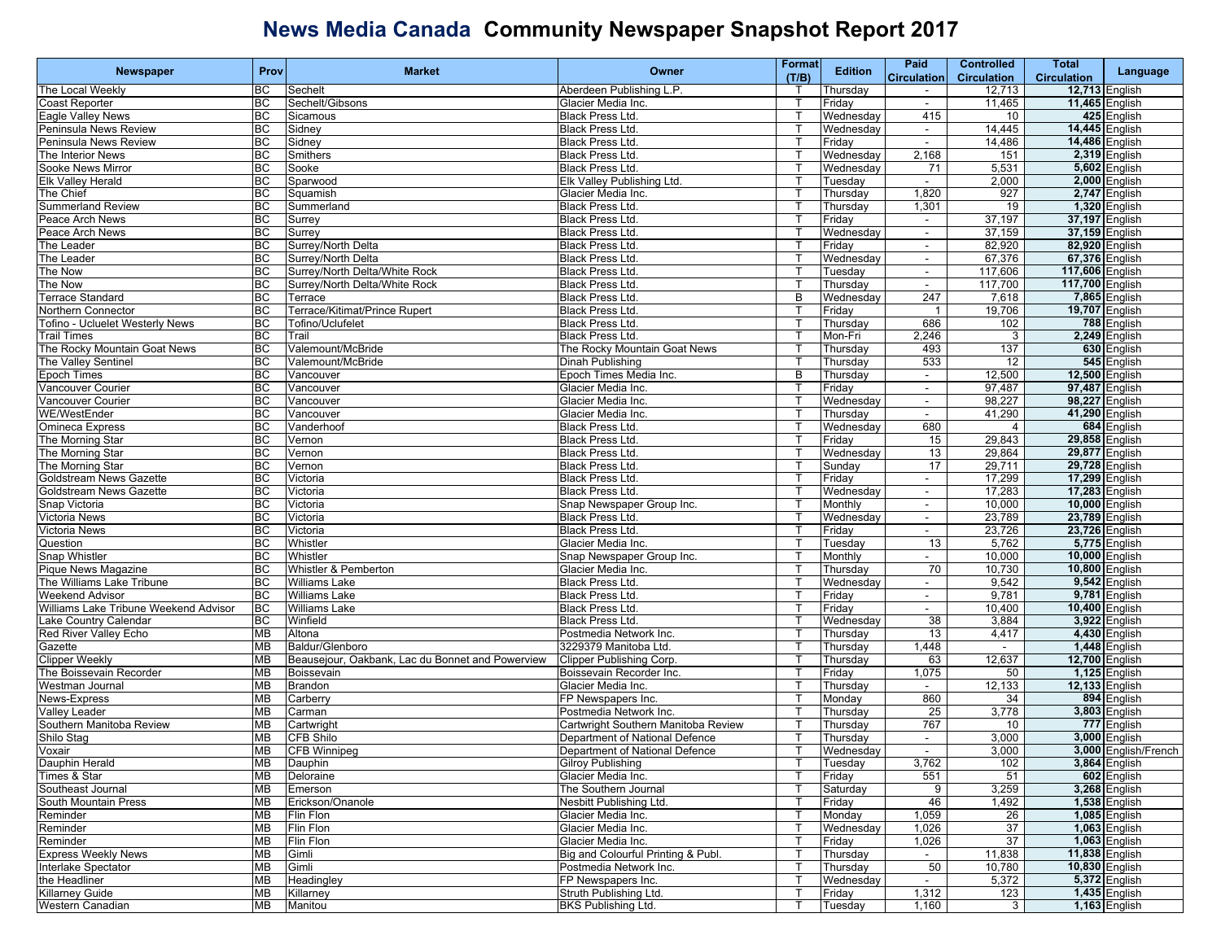# News Media Canada Community Newspaper Snapshot Report 2017

| Newspaper | Prov | Market | Owner | Format (T/B) | Edition | Paid Circulation | Controlled Circulation | Total Circulation | Language |
|---|---|---|---|---|---|---|---|---|---|
| The Local Weekly | BC | Sechelt | Aberdeen Publishing L.P. | T | Thursday | - | 12,713 | **12,713** | English |
| Coast Reporter | BC | Sechelt/Gibsons | Glacier Media Inc. | T | Friday | - | 11,465 | **11,465** | English |
| Eagle Valley News | BC | Sicamous | Black Press Ltd. | T | Wednesday | 415 | 10 | **425** | English |
| Peninsula News Review | BC | Sidney | Black Press Ltd. | T | Wednesday | - | 14,445 | **14,445** | English |
| Peninsula News Review | BC | Sidney | Black Press Ltd. | T | Friday | - | 14,486 | **14,486** | English |
| The Interior News | BC | Smithers | Black Press Ltd. | T | Wednesday | 2,168 | 151 | **2,319** | English |
| Sooke News Mirror | BC | Sooke | Black Press Ltd. | T | Wednesday | 71 | 5,531 | **5,602** | English |
| Elk Valley Herald | BC | Sparwood | Elk Valley Publishing Ltd. | T | Tuesday | - | 2,000 | **2,000** | English |
| The Chief | BC | Squamish | Glacier Media Inc. | T | Thursday | 1,820 | 927 | **2,747** | English |
| Summerland Review | BC | Summerland | Black Press Ltd. | T | Thursday | 1,301 | 19 | **1,320** | English |
| Peace Arch News | BC | Surrey | Black Press Ltd. | T | Friday | - | 37,197 | **37,197** | English |
| Peace Arch News | BC | Surrey | Black Press Ltd. | T | Wednesday | - | 37,159 | **37,159** | English |
| The Leader | BC | Surrey/North Delta | Black Press Ltd. | T | Friday | - | 82,920 | **82,920** | English |
| The Leader | BC | Surrey/North Delta | Black Press Ltd. | T | Wednesday | - | 67,376 | **67,376** | English |
| The Now | BC | Surrey/North Delta/White Rock | Black Press Ltd. | T | Tuesday | - | 117,606 | **117,606** | English |
| The Now | BC | Surrey/North Delta/White Rock | Black Press Ltd. | T | Thursday | - | 117,700 | **117,700** | English |
| Terrace Standard | BC | Terrace | Black Press Ltd. | B | Wednesday | 247 | 7,618 | **7,865** | English |
| Northern Connector | BC | Terrace/Kitimat/Prince Rupert | Black Press Ltd. | T | Friday | 1 | 19,706 | **19,707** | English |
| Tofino - Ucluelet Westerly News | BC | Tofino/Uclufelet | Black Press Ltd. | T | Thursday | 686 | 102 | **788** | English |
| Trail Times | BC | Trail | Black Press Ltd. | T | Mon-Fri | 2,246 | 3 | **2,249** | English |
| The Rocky Mountain Goat News | BC | Valemount/McBride | The Rocky Mountain Goat News | T | Thursday | 493 | 137 | **630** | English |
| The Valley Sentinel | BC | Valemount/McBride | Dinah Publishing | T | Thursday | 533 | 12 | **545** | English |
| Epoch Times | BC | Vancouver | Epoch Times Media Inc. | B | Thursday | - | 12,500 | **12,500** | English |
| Vancouver Courier | BC | Vancouver | Glacier Media Inc. | T | Friday | - | 97,487 | **97,487** | English |
| Vancouver Courier | BC | Vancouver | Glacier Media Inc. | T | Wednesday | - | 98,227 | **98,227** | English |
| WE/WestEnder | BC | Vancouver | Glacier Media Inc. | T | Thursday | - | 41,290 | **41,290** | English |
| Omineca Express | BC | Vanderhoof | Black Press Ltd. | T | Wednesday | 680 | 4 | **684** | English |
| The Morning Star | BC | Vernon | Black Press Ltd. | T | Friday | 15 | 29,843 | **29,858** | English |
| The Morning Star | BC | Vernon | Black Press Ltd. | T | Wednesday | 13 | 29,864 | **29,877** | English |
| The Morning Star | BC | Vernon | Black Press Ltd. | T | Sunday | 17 | 29,711 | **29,728** | English |
| Goldstream News Gazette | BC | Victoria | Black Press Ltd. | T | Friday | - | 17,299 | **17,299** | English |
| Goldstream News Gazette | BC | Victoria | Black Press Ltd. | T | Wednesday | - | 17,283 | **17,283** | English |
| Snap Victoria | BC | Victoria | Snap Newspaper Group Inc. | T | Monthly | - | 10,000 | **10,000** | English |
| Victoria News | BC | Victoria | Black Press Ltd. | T | Wednesday | - | 23,789 | **23,789** | English |
| Victoria News | BC | Victoria | Black Press Ltd. | T | Friday | - | 23,726 | **23,726** | English |
| Question | BC | Whistler | Glacier Media Inc. | T | Tuesday | 13 | 5,762 | **5,775** | English |
| Snap Whistler | BC | Whistler | Snap Newspaper Group Inc. | T | Monthly | - | 10,000 | **10,000** | English |
| Pique News Magazine | BC | Whistler & Pemberton | Glacier Media Inc. | T | Thursday | 70 | 10,730 | **10,800** | English |
| The Williams Lake Tribune | BC | Williams Lake | Black Press Ltd. | T | Wednesday | - | 9,542 | **9,542** | English |
| Weekend Advisor | BC | Williams Lake | Black Press Ltd. | T | Friday | - | 9,781 | **9,781** | English |
| Williams Lake Tribune Weekend Advisor | BC | Williams Lake | Black Press Ltd. | T | Friday | - | 10,400 | **10,400** | English |
| Lake Country Calendar | BC | Winfield | Black Press Ltd. | T | Wednesday | 38 | 3,884 | **3,922** | English |
| Red River Valley Echo | MB | Altona | Postmedia Network Inc. | T | Thursday | 13 | 4,417 | **4,430** | English |
| Gazette | MB | Baldur/Glenboro | 3229379 Manitoba Ltd. | T | Thursday | 1,448 | - | **1,448** | English |
| Clipper Weekly | MB | Beausejour, Oakbank, Lac du Bonnet and Powerview | Clipper Publishing Corp. | T | Thursday | 63 | 12,637 | **12,700** | English |
| The Boissevain Recorder | MB | Boissevain | Boissevain Recorder Inc. | T | Friday | 1,075 | 50 | **1,125** | English |
| Westman Journal | MB | Brandon | Glacier Media Inc. | T | Thursday | - | 12,133 | **12,133** | English |
| News-Express | MB | Carberry | FP Newspapers Inc. | T | Monday | 860 | 34 | **894** | English |
| Valley Leader | MB | Carman | Postmedia Network Inc. | T | Thursday | 25 | 3,778 | **3,803** | English |
| Southern Manitoba Review | MB | Cartwright | Cartwright Southern Manitoba Review | T | Thursday | 767 | 10 | **777** | English |
| Shilo Stag | MB | CFB Shilo | Department of National Defence | T | Thursday | - | 3,000 | **3,000** | English |
| Voxair | MB | CFB Winnipeg | Department of National Defence | T | Wednesday | - | 3,000 | **3,000** | English/French |
| Dauphin Herald | MB | Dauphin | Gilroy Publishing | T | Tuesday | 3,762 | 102 | **3,864** | English |
| Times & Star | MB | Deloraine | Glacier Media Inc. | T | Friday | 551 | 51 | **602** | English |
| Southeast Journal | MB | Emerson | The Southern Journal | T | Saturday | 9 | 3,259 | **3,268** | English |
| South Mountain Press | MB | Erickson/Onanole | Nesbitt Publishing Ltd. | T | Friday | 46 | 1,492 | **1,538** | English |
| Reminder | MB | Flin Flon | Glacier Media Inc. | T | Monday | 1,059 | 26 | **1,085** | English |
| Reminder | MB | Flin Flon | Glacier Media Inc. | T | Wednesday | 1,026 | 37 | **1,063** | English |
| Reminder | MB | Flin Flon | Glacier Media Inc. | T | Friday | 1,026 | 37 | **1,063** | English |
| Express Weekly News | MB | Gimli | Big and Colourful Printing & Publ. | T | Thursday | - | 11,838 | **11,838** | English |
| Interlake Spectator | MB | Gimli | Postmedia Network Inc. | T | Thursday | 50 | 10,780 | **10,830** | English |
| the Headliner | MB | Headingley | FP Newspapers Inc. | T | Wednesday | - | 5,372 | **5,372** | English |
| Killarney Guide | MB | Killarney | Struth Publishing Ltd. | T | Friday | 1,312 | 123 | **1,435** | English |
| Western Canadian | MB | Manitou | BKS Publishing Ltd. | T | Tuesday | 1,160 | 3 | **1,163** | English |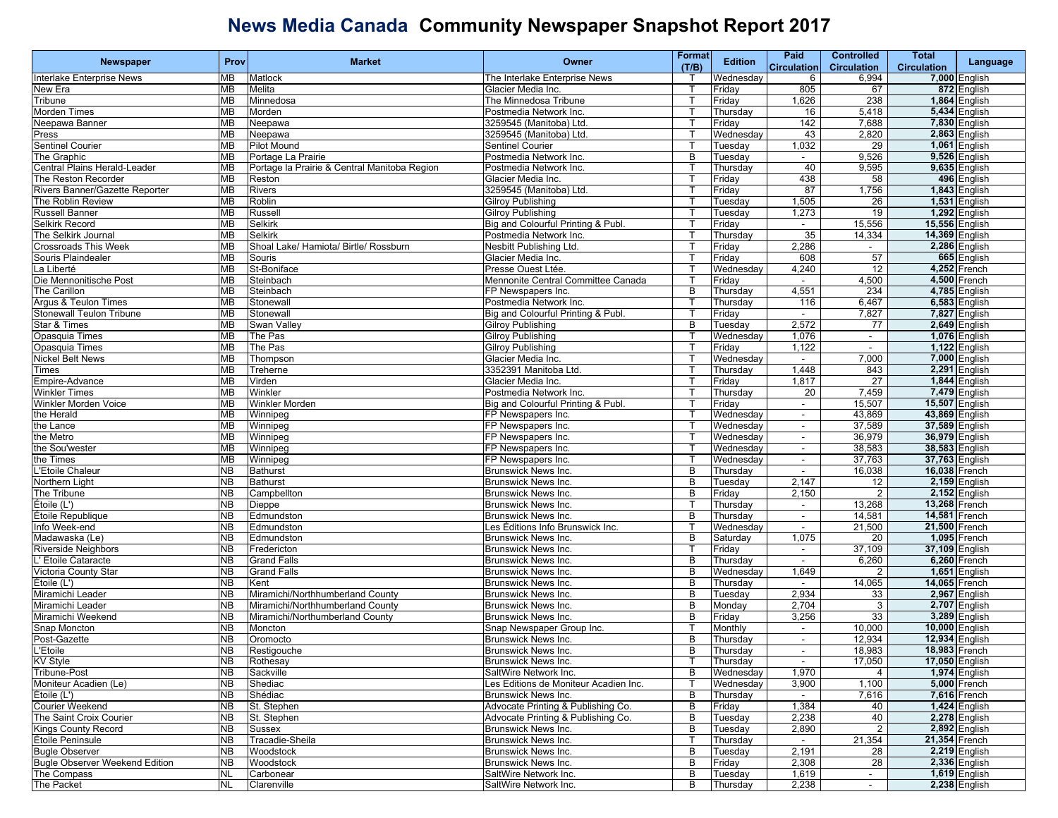# News Media Canada Community Newspaper Snapshot Report 2017

| Newspaper | Prov | Market | Owner | Format (T/B) | Edition | Paid Circulation | Controlled Circulation | Total Circulation | Language |
|---|---|---|---|---|---|---|---|---|---|
| Interlake Enterprise News | MB | Matlock | The Interlake Enterprise News | T | Wednesday | 6 | 6,994 | **7,000** | English |
| New Era | MB | Melita | Glacier Media Inc. | T | Friday | 805 | 67 | **872** | English |
| Tribune | MB | Minnedosa | The Minnedosa Tribune | T | Friday | 1,626 | 238 | **1,864** | English |
| Morden Times | MB | Morden | Postmedia Network Inc. | T | Thursday | 16 | 5,418 | **5,434** | English |
| Neepawa Banner | MB | Neepawa | 3259545 (Manitoba) Ltd. | T | Friday | 142 | 7,688 | **7,830** | English |
| Press | MB | Neepawa | 3259545 (Manitoba) Ltd. | T | Wednesday | 43 | 2,820 | **2,863** | English |
| Sentinel Courier | MB | Pilot Mound | Sentinel Courier | T | Tuesday | 1,032 | 29 | **1,061** | English |
| The Graphic | MB | Portage La Prairie | Postmedia Network Inc. | B | Tuesday | - | 9,526 | **9,526** | English |
| Central Plains Herald-Leader | MB | Portage la Prairie & Central Manitoba Region | Postmedia Network Inc. | T | Thursday | 40 | 9,595 | **9,635** | English |
| The Reston Recorder | MB | Reston | Glacier Media Inc. | T | Friday | 438 | 58 | **496** | English |
| Rivers Banner/Gazette Reporter | MB | Rivers | 3259545 (Manitoba) Ltd. | T | Friday | 87 | 1,756 | **1,843** | English |
| The Roblin Review | MB | Roblin | Gilroy Publishing | T | Tuesday | 1,505 | 26 | **1,531** | English |
| Russell Banner | MB | Russell | Gilroy Publishing | T | Tuesday | 1,273 | 19 | **1,292** | English |
| Selkirk Record | MB | Selkirk | Big and Colourful Printing & Publ. | T | Friday | - | 15,556 | **15,556** | English |
| The Selkirk Journal | MB | Selkirk | Postmedia Network Inc. | T | Thursday | 35 | 14,334 | **14,369** | English |
| Crossroads This Week | MB | Shoal Lake/ Hamiota/ Birtle/ Rossburn | Nesbitt Publishing Ltd. | T | Friday | 2,286 | - | **2,286** | English |
| Souris Plaindealer | MB | Souris | Glacier Media Inc. | T | Friday | 608 | 57 | **665** | English |
| La Liberté | MB | St-Boniface | Presse Ouest Ltée. | T | Wednesday | 4,240 | 12 | **4,252** | French |
| Die Mennonitische Post | MB | Steinbach | Mennonite Central Committee Canada | T | Friday | - | 4,500 | **4,500** | French |
| The Carillon | MB | Steinbach | FP Newspapers Inc. | B | Thursday | 4,551 | 234 | **4,785** | English |
| Argus & Teulon Times | MB | Stonewall | Postmedia Network Inc. | T | Thursday | 116 | 6,467 | **6,583** | English |
| Stonewall Teulon Tribune | MB | Stonewall | Big and Colourful Printing & Publ. | T | Friday | - | 7,827 | **7,827** | English |
| Star & Times | MB | Swan Valley | Gilroy Publishing | B | Tuesday | 2,572 | 77 | **2,649** | English |
| Opasquia Times | MB | The Pas | Gilroy Publishing | T | Wednesday | 1,076 | - | **1,076** | English |
| Opasquia Times | MB | The Pas | Gilroy Publishing | T | Friday | 1,122 | - | **1,122** | English |
| Nickel Belt News | MB | Thompson | Glacier Media Inc. | T | Wednesday | - | 7,000 | **7,000** | English |
| Times | MB | Treherne | 3352391 Manitoba Ltd. | T | Thursday | 1,448 | 843 | **2,291** | English |
| Empire-Advance | MB | Virden | Glacier Media Inc. | T | Friday | 1,817 | 27 | **1,844** | English |
| Winkler Times | MB | Winkler | Postmedia Network Inc. | T | Thursday | 20 | 7,459 | **7,479** | English |
| Winkler Morden Voice | MB | Winkler Morden | Big and Colourful Printing & Publ. | T | Friday | - | 15,507 | **15,507** | English |
| the Herald | MB | Winnipeg | FP Newspapers Inc. | T | Wednesday | - | 43,869 | **43,869** | English |
| the Lance | MB | Winnipeg | FP Newspapers Inc. | T | Wednesday | - | 37,589 | **37,589** | English |
| the Metro | MB | Winnipeg | FP Newspapers Inc. | T | Wednesday | - | 36,979 | **36,979** | English |
| the Sou'wester | MB | Winnipeg | FP Newspapers Inc. | T | Wednesday | - | 38,583 | **38,583** | English |
| the Times | MB | Winnipeg | FP Newspapers Inc. | T | Wednesday | - | 37,763 | **37,763** | English |
| L'Etoile Chaleur | NB | Bathurst | Brunswick News Inc. | B | Thursday | - | 16,038 | **16,038** | French |
| Northern Light | NB | Bathurst | Brunswick News Inc. | B | Tuesday | 2,147 | 12 | **2,159** | English |
| The Tribune | NB | Campbellton | Brunswick News Inc. | B | Friday | 2,150 | 2 | **2,152** | English |
| Étoile (L') | NB | Dieppe | Brunswick News Inc. | T | Thursday | - | 13,268 | **13,268** | French |
| Étoile Republique | NB | Edmundston | Brunswick News Inc. | B | Thursday | - | 14,581 | **14,581** | French |
| Info Week-end | NB | Edmundston | Les Éditions Info Brunswick Inc. | T | Wednesday | - | 21,500 | **21,500** | French |
| Madawaska (Le) | NB | Edmundston | Brunswick News Inc. | B | Saturday | 1,075 | 20 | **1,095** | French |
| Riverside Neighbors | NB | Fredericton | Brunswick News Inc. | T | Friday | - | 37,109 | **37,109** | English |
| L' Etoile Cataracte | NB | Grand Falls | Brunswick News Inc. | B | Thursday | - | 6,260 | **6,260** | French |
| Victoria County Star | NB | Grand Falls | Brunswick News Inc. | B | Wednesday | 1,649 | 2 | **1,651** | English |
| Étoile (L') | NB | Kent | Brunswick News Inc. | B | Thursday | - | 14,065 | **14,065** | French |
| Miramichi Leader | NB | Miramichi/Northhumberland County | Brunswick News Inc. | B | Tuesday | 2,934 | 33 | **2,967** | English |
| Miramichi Leader | NB | Miramichi/Northhumberland County | Brunswick News Inc. | B | Monday | 2,704 | 3 | **2,707** | English |
| Miramichi Weekend | NB | Miramichi/Northumberland County | Brunswick News Inc. | B | Friday | 3,256 | 33 | **3,289** | English |
| Snap Moncton | NB | Moncton | Snap Newspaper Group Inc. | T | Monthly | - | 10,000 | **10,000** | English |
| Post-Gazette | NB | Oromocto | Brunswick News Inc. | B | Thursday | - | 12,934 | **12,934** | English |
| L'Etoile | NB | Restigouche | Brunswick News Inc. | B | Thursday | - | 18,983 | **18,983** | French |
| KV Style | NB | Rothesay | Brunswick News Inc. | T | Thursday | - | 17,050 | **17,050** | English |
| Tribune-Post | NB | Sackville | SaltWire Network Inc. | B | Wednesday | 1,970 | 4 | **1,974** | English |
| Moniteur Acadien (Le) | NB | Shediac | Les Editions de Moniteur Acadien Inc. | T | Wednesday | 3,900 | 1,100 | **5,000** | French |
| Étoile (L') | NB | Shédiac | Brunswick News Inc. | B | Thursday | - | 7,616 | **7,616** | French |
| Courier Weekend | NB | St. Stephen | Advocate Printing & Publishing Co. | B | Friday | 1,384 | 40 | **1,424** | English |
| The Saint Croix Courier | NB | St. Stephen | Advocate Printing & Publishing Co. | B | Tuesday | 2,238 | 40 | **2,278** | English |
| Kings County Record | NB | Sussex | Brunswick News Inc. | B | Tuesday | 2,890 | 2 | **2,892** | English |
| Étoile Peninsule | NB | Tracadie-Sheila | Brunswick News Inc. | T | Thursday | - | 21,354 | **21,354** | French |
| Bugle Observer | NB | Woodstock | Brunswick News Inc. | B | Tuesday | 2,191 | 28 | **2,219** | English |
| Bugle Observer Weekend Edition | NB | Woodstock | Brunswick News Inc. | B | Friday | 2,308 | 28 | **2,336** | English |
| The Compass | NL | Carbonear | SaltWire Network Inc. | B | Tuesday | 1,619 | - | **1,619** | English |
| The Packet | NL | Clarenville | SaltWire Network Inc. | B | Thursday | 2,238 | - | **2,238** | English |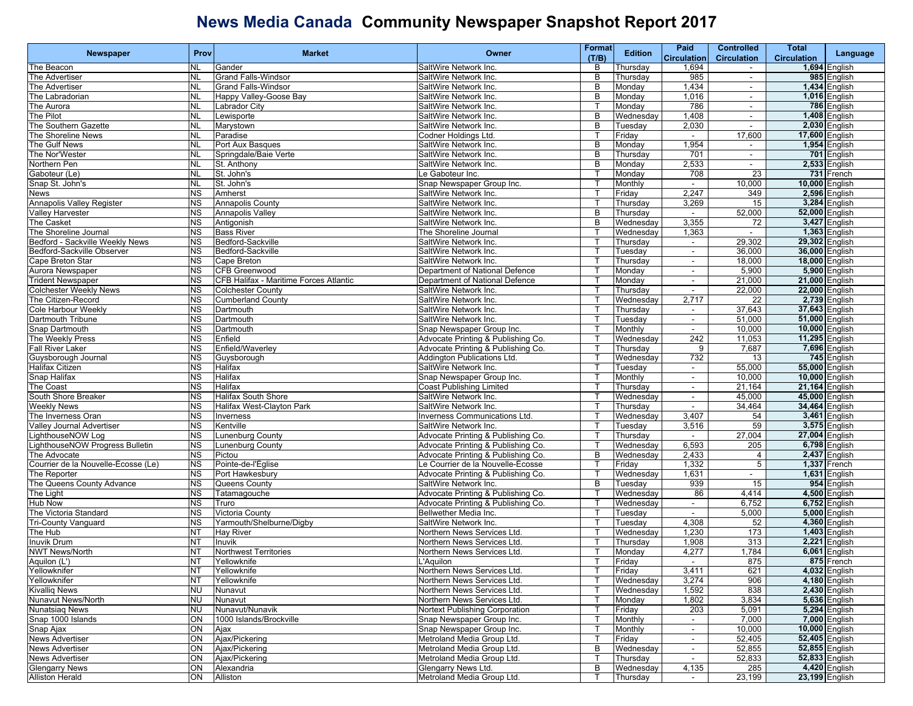# News Media Canada Community Newspaper Snapshot Report 2017

| Newspaper | Prov | Market | Owner | Format (T/B) | Edition | Paid Circulation | Controlled Circulation | Total Circulation | Language |
|---|---|---|---|---|---|---|---|---|---|
| The Beacon | NL | Gander | SaltWire Network Inc. | B | Thursday | 1,694 | - | **1,694** | English |
| The Advertiser | NL | Grand Falls-Windsor | SaltWire Network Inc. | B | Thursday | 985 | - | **985** | English |
| The Advertiser | NL | Grand Falls-Windsor | SaltWire Network Inc. | B | Monday | 1,434 | - | **1,434** | English |
| The Labradorian | NL | Happy Valley-Goose Bay | SaltWire Network Inc. | B | Monday | 1,016 | - | **1,016** | English |
| The Aurora | NL | Labrador City | SaltWire Network Inc. | T | Monday | 786 | - | **786** | English |
| The Pilot | NL | Lewisporte | SaltWire Network Inc. | B | Wednesday | 1,408 | - | **1,408** | English |
| The Southern Gazette | NL | Marystown | SaltWire Network Inc. | B | Tuesday | 2,030 | - | **2,030** | English |
| The Shoreline News | NL | Paradise | Codner Holdings Ltd. | T | Friday | - | 17,600 | **17,600** | English |
| The Gulf News | NL | Port Aux Basques | SaltWire Network Inc. | B | Monday | 1,954 | - | **1,954** | English |
| The Nor'Wester | NL | Springdale/Baie Verte | SaltWire Network Inc. | B | Thursday | 701 | - | **701** | English |
| Northern Pen | NL | St. Anthony | SaltWire Network Inc. | B | Monday | 2,533 | - | **2,533** | English |
| Gaboteur (Le) | NL | St. John's | Le Gaboteur Inc. | T | Monday | 708 | 23 | **731** | French |
| Snap St. John's | NL | St. John's | Snap Newspaper Group Inc. | T | Monthly | - | 10,000 | **10,000** | English |
| News | NS | Amherst | SaltWire Network Inc. | T | Friday | 2,247 | 349 | **2,596** | English |
| Annapolis Valley Register | NS | Annapolis County | SaltWire Network Inc. | T | Thursday | 3,269 | 15 | **3,284** | English |
| Valley Harvester | NS | Annapolis Valley | SaltWire Network Inc. | B | Thursday | - | 52,000 | **52,000** | English |
| The Casket | NS | Antigonish | SaltWire Network Inc. | B | Wednesday | 3,355 | 72 | **3,427** | English |
| The Shoreline Journal | NS | Bass River | The Shoreline Journal | T | Wednesday | 1,363 | - | **1,363** | English |
| Bedford - Sackville Weekly News | NS | Bedford-Sackville | SaltWire Network Inc. | T | Thursday | - | 29,302 | **29,302** | English |
| Bedford-Sackville Observer | NS | Bedford-Sackville | SaltWire Network Inc. | T | Tuesday | - | 36,000 | **36,000** | English |
| Cape Breton Star | NS | Cape Breton | SaltWire Network Inc. | T | Thursday | - | 18,000 | **18,000** | English |
| Aurora Newspaper | NS | CFB Greenwood | Department of National Defence | T | Monday | - | 5,900 | **5,900** | English |
| Trident Newspaper | NS | CFB Halifax - Maritime Forces Atlantic | Department of National Defence | T | Monday | - | 21,000 | **21,000** | English |
| Colchester Weekly News | NS | Colchester County | SaltWire Network Inc. | T | Thursday | - | 22,000 | **22,000** | English |
| The Citizen-Record | NS | Cumberland County | SaltWire Network Inc. | T | Wednesday | 2,717 | 22 | **2,739** | English |
| Cole Harbour Weekly | NS | Dartmouth | SaltWire Network Inc. | T | Thursday | - | 37,643 | **37,643** | English |
| Dartmouth Tribune | NS | Dartmouth | SaltWire Network Inc. | T | Tuesday | - | 51,000 | **51,000** | English |
| Snap Dartmouth | NS | Dartmouth | Snap Newspaper Group Inc. | T | Monthly | - | 10,000 | **10,000** | English |
| The Weekly Press | NS | Enfield | Advocate Printing & Publishing Co. | T | Wednesday | 242 | 11,053 | **11,295** | English |
| Fall River Laker | NS | Enfield/Waverley | Advocate Printing & Publishing Co. | T | Thursday | 9 | 7,687 | **7,696** | English |
| Guysborough Journal | NS | Guysborough | Addington Publications Ltd. | T | Wednesday | 732 | 13 | **745** | English |
| Halifax Citizen | NS | Halifax | SaltWire Network Inc. | T | Tuesday | - | 55,000 | **55,000** | English |
| Snap Halifax | NS | Halifax | Snap Newspaper Group Inc. | T | Monthly | - | 10,000 | **10,000** | English |
| The Coast | NS | Halifax | Coast Publishing Limited | T | Thursday | - | 21,164 | **21,164** | English |
| South Shore Breaker | NS | Halifax South Shore | SaltWire Network Inc. | T | Wednesday | - | 45,000 | **45,000** | English |
| Weekly News | NS | Halifax West-Clayton Park | SaltWire Network Inc. | T | Thursday | - | 34,464 | **34,464** | English |
| The Inverness Oran | NS | Inverness | Inverness Communications Ltd. | T | Wednesday | 3,407 | 54 | **3,461** | English |
| Valley Journal Advertiser | NS | Kentville | SaltWire Network Inc. | T | Tuesday | 3,516 | 59 | **3,575** | English |
| LighthouseNOW Log | NS | Lunenburg County | Advocate Printing & Publishing Co. | T | Thursday | - | 27,004 | **27,004** | English |
| LighthouseNOW Progress Bulletin | NS | Lunenburg County | Advocate Printing & Publishing Co. | T | Wednesday | 6,593 | 205 | **6,798** | English |
| The Advocate | NS | Pictou | Advocate Printing & Publishing Co. | B | Wednesday | 2,433 | 4 | **2,437** | English |
| Courrier de la Nouvelle-Écosse (Le) | NS | Pointe-de-l'Église | Le Courrier de la Nouvelle-Écosse | T | Friday | 1,332 | 5 | **1,337** | French |
| The Reporter | NS | Port Hawkesbury | Advocate Printing & Publishing Co. | T | Wednesday | 1,631 | - | **1,631** | English |
| The Queens County Advance | NS | Queens County | SaltWire Network Inc. | B | Tuesday | 939 | 15 | **954** | English |
| The Light | NS | Tatamagouche | Advocate Printing & Publishing Co. | T | Wednesday | 86 | 4,414 | **4,500** | English |
| Hub Now | NS | Truro | Advocate Printing & Publishing Co. | T | Wednesday | - | 6,752 | **6,752** | English |
| The Victoria Standard | NS | Victoria County | Bellwether Media Inc. | T | Tuesday | - | 5,000 | **5,000** | English |
| Tri-County Vanguard | NS | Yarmouth/Shelburne/Digby | SaltWire Network Inc. | T | Tuesday | 4,308 | 52 | **4,360** | English |
| The Hub | NT | Hay River | Northern News Services Ltd. | T | Wednesday | 1,230 | 173 | **1,403** | English |
| Inuvik Drum | NT | Inuvik | Northern News Services Ltd. | T | Thursday | 1,908 | 313 | **2,221** | English |
| NWT News/North | NT | Northwest Territories | Northern News Services Ltd. | T | Monday | 4,277 | 1,784 | **6,061** | English |
| Aquilon (L') | NT | Yellowknife | L'Aquilon | T | Friday | - | 875 | **875** | French |
| Yellowknifer | NT | Yellowknife | Northern News Services Ltd. | T | Friday | 3,411 | 621 | **4,032** | English |
| Yellowknifer | NT | Yellowknife | Northern News Services Ltd. | T | Wednesday | 3,274 | 906 | **4,180** | English |
| Kivalliq News | NU | Nunavut | Northern News Services Ltd. | T | Wednesday | 1,592 | 838 | **2,430** | English |
| Nunavut News/North | NU | Nunavut | Northern News Services Ltd. | T | Monday | 1,802 | 3,834 | **5,636** | English |
| Nunatsiaq News | NU | Nunavut/Nunavik | Nortext Publishing Corporation | T | Friday | 203 | 5,091 | **5,294** | English |
| Snap 1000 Islands | ON | 1000 Islands/Brockville | Snap Newspaper Group Inc. | T | Monthly | - | 7,000 | **7,000** | English |
| Snap Ajax | ON | Ajax | Snap Newspaper Group Inc. | T | Monthly | - | 10,000 | **10,000** | English |
| News Advertiser | ON | Ajax/Pickering | Metroland Media Group Ltd. | T | Friday | - | 52,405 | **52,405** | English |
| News Advertiser | ON | Ajax/Pickering | Metroland Media Group Ltd. | B | Wednesday | - | 52,855 | **52,855** | English |
| News Advertiser | ON | Ajax/Pickering | Metroland Media Group Ltd. | T | Thursday | - | 52,833 | **52,833** | English |
| Glengarry News | ON | Alexandria | Glengarry News Ltd. | B | Wednesday | 4,135 | 285 | **4,420** | English |
| Alliston Herald | ON | Alliston | Metroland Media Group Ltd. | T | Thursday | - | 23,199 | **23,199** | English |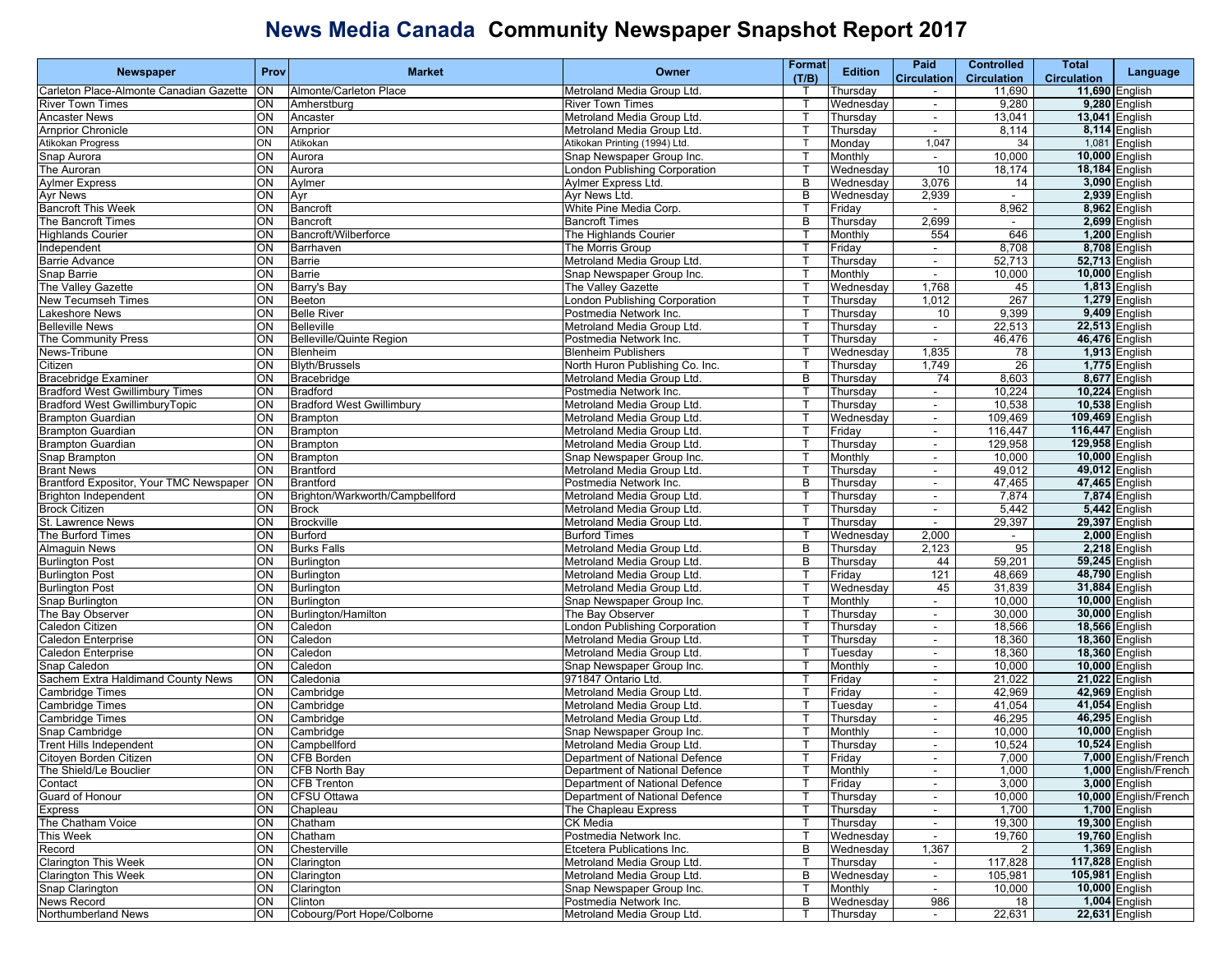# News Media Canada Community Newspaper Snapshot Report 2017

| Newspaper | Prov | Market | Owner | Format (T/B) | Edition | Paid Circulation | Controlled Circulation | Total Circulation | Language |
|---|---|---|---|---|---|---|---|---|---|
| Carleton Place-Almonte Canadian Gazette | ON | Almonte/Carleton Place | Metroland Media Group Ltd. | T | Thursday | - | 11,690 | **11,690** | English |
| River Town Times | ON | Amherstburg | River Town Times | T | Wednesday | - | 9,280 | **9,280** | English |
| Ancaster News | ON | Ancaster | Metroland Media Group Ltd. | T | Thursday | - | 13,041 | **13,041** | English |
| Arnprior Chronicle | ON | Arnprior | Metroland Media Group Ltd. | T | Thursday | - | 8,114 | **8,114** | English |
| Atikokan Progress | ON | Atikokan | Atikokan Printing (1994) Ltd. | T | Monday | 1,047 | 34 | 1,081 | English |
| Snap Aurora | ON | Aurora | Snap Newspaper Group Inc. | T | Monthly | - | 10,000 | **10,000** | English |
| The Auroran | ON | Aurora | London Publishing Corporation | T | Wednesday | 10 | 18,174 | **18,184** | English |
| Aylmer Express | ON | Aylmer | Aylmer Express Ltd. | B | Wednesday | 3,076 | 14 | **3,090** | English |
| Ayr News | ON | Ayr | Ayr News Ltd. | B | Wednesday | 2,939 | - | **2,939** | English |
| Bancroft This Week | ON | Bancroft | White Pine Media Corp. | T | Friday | - | 8,962 | **8,962** | English |
| The Bancroft Times | ON | Bancroft | Bancroft Times | B | Thursday | 2,699 | - | **2,699** | English |
| Highlands Courier | ON | Bancroft/Wilberforce | The Highlands Courier | T | Monthly | 554 | 646 | **1,200** | English |
| Independent | ON | Barrhaven | The Morris Group | T | Friday | - | 8,708 | **8,708** | English |
| Barrie Advance | ON | Barrie | Metroland Media Group Ltd. | T | Thursday | - | 52,713 | **52,713** | English |
| Snap Barrie | ON | Barrie | Snap Newspaper Group Inc. | T | Monthly | - | 10,000 | **10,000** | English |
| The Valley Gazette | ON | Barry's Bay | The Valley Gazette | T | Wednesday | 1,768 | 45 | **1,813** | English |
| New Tecumseh Times | ON | Beeton | London Publishing Corporation | T | Thursday | 1,012 | 267 | **1,279** | English |
| Lakeshore News | ON | Belle River | Postmedia Network Inc. | T | Thursday | 10 | 9,399 | **9,409** | English |
| Belleville News | ON | Belleville | Metroland Media Group Ltd. | T | Thursday | - | 22,513 | **22,513** | English |
| The Community Press | ON | Belleville/Quinte Region | Postmedia Network Inc. | T | Thursday | - | 46,476 | **46,476** | English |
| News-Tribune | ON | Blenheim | Blenheim Publishers | T | Wednesday | 1,835 | 78 | **1,913** | English |
| Citizen | ON | Blyth/Brussels | North Huron Publishing Co. Inc. | T | Thursday | 1,749 | 26 | **1,775** | English |
| Bracebridge Examiner | ON | Bracebridge | Metroland Media Group Ltd. | B | Thursday | 74 | 8,603 | **8,677** | English |
| Bradford West Gwillimbury Times | ON | Bradford | Postmedia Network Inc. | T | Thursday | - | 10,224 | **10,224** | English |
| Bradford West GwillimburyTopic | ON | Bradford West Gwillimbury | Metroland Media Group Ltd. | T | Thursday | - | 10,538 | **10,538** | English |
| Brampton Guardian | ON | Brampton | Metroland Media Group Ltd. | T | Wednesday | - | 109,469 | **109,469** | English |
| Brampton Guardian | ON | Brampton | Metroland Media Group Ltd. | T | Friday | - | 116,447 | **116,447** | English |
| Brampton Guardian | ON | Brampton | Metroland Media Group Ltd. | T | Thursday | - | 129,958 | **129,958** | English |
| Snap Brampton | ON | Brampton | Snap Newspaper Group Inc. | T | Monthly | - | 10,000 | **10,000** | English |
| Brant News | ON | Brantford | Metroland Media Group Ltd. | T | Thursday | - | 49,012 | **49,012** | English |
| Brantford Expositor, Your TMC Newspaper | ON | Brantford | Postmedia Network Inc. | B | Thursday | - | 47,465 | **47,465** | English |
| Brighton Independent | ON | Brighton/Warkworth/Campbellford | Metroland Media Group Ltd. | T | Thursday | - | 7,874 | **7,874** | English |
| Brock Citizen | ON | Brock | Metroland Media Group Ltd. | T | Thursday | - | 5,442 | **5,442** | English |
| St. Lawrence News | ON | Brockville | Metroland Media Group Ltd. | T | Thursday | - | 29,397 | **29,397** | English |
| The Burford Times | ON | Burford | Burford Times | T | Wednesday | 2,000 | - | **2,000** | English |
| Almaguin News | ON | Burks Falls | Metroland Media Group Ltd. | B | Thursday | 2,123 | 95 | **2,218** | English |
| Burlington Post | ON | Burlington | Metroland Media Group Ltd. | B | Thursday | 44 | 59,201 | **59,245** | English |
| Burlington Post | ON | Burlington | Metroland Media Group Ltd. | T | Friday | 121 | 48,669 | **48,790** | English |
| Burlington Post | ON | Burlington | Metroland Media Group Ltd. | T | Wednesday | 45 | 31,839 | **31,884** | English |
| Snap Burlington | ON | Burlington | Snap Newspaper Group Inc. | T | Monthly | - | 10,000 | **10,000** | English |
| The Bay Observer | ON | Burlington/Hamilton | The Bay Observer | T | Thursday | - | 30,000 | **30,000** | English |
| Caledon Citizen | ON | Caledon | London Publishing Corporation | T | Thursday | - | 18,566 | **18,566** | English |
| Caledon Enterprise | ON | Caledon | Metroland Media Group Ltd. | T | Thursday | - | 18,360 | **18,360** | English |
| Caledon Enterprise | ON | Caledon | Metroland Media Group Ltd. | T | Tuesday | - | 18,360 | **18,360** | English |
| Snap Caledon | ON | Caledon | Snap Newspaper Group Inc. | T | Monthly | - | 10,000 | **10,000** | English |
| Sachem Extra Haldimand County News | ON | Caledonia | 971847 Ontario Ltd. | T | Friday | - | 21,022 | **21,022** | English |
| Cambridge Times | ON | Cambridge | Metroland Media Group Ltd. | T | Friday | - | 42,969 | **42,969** | English |
| Cambridge Times | ON | Cambridge | Metroland Media Group Ltd. | T | Tuesday | - | 41,054 | **41,054** | English |
| Cambridge Times | ON | Cambridge | Metroland Media Group Ltd. | T | Thursday | - | 46,295 | **46,295** | English |
| Snap Cambridge | ON | Cambridge | Snap Newspaper Group Inc. | T | Monthly | - | 10,000 | **10,000** | English |
| Trent Hills Independent | ON | Campbellford | Metroland Media Group Ltd. | T | Thursday | - | 10,524 | **10,524** | English |
| Citoyen Borden Citizen | ON | CFB Borden | Department of National Defence | T | Friday | - | 7,000 | **7,000** | English/French |
| The Shield/Le Bouclier | ON | CFB North Bay | Department of National Defence | T | Monthly | - | 1,000 | **1,000** | English/French |
| Contact | ON | CFB Trenton | Department of National Defence | T | Friday | - | 3,000 | **3,000** | English |
| Guard of Honour | ON | CFSU Ottawa | Department of National Defence | T | Thursday | - | 10,000 | **10,000** | English/French |
| Express | ON | Chapleau | The Chapleau Express | T | Thursday | - | 1,700 | **1,700** | English |
| The Chatham Voice | ON | Chatham | CK Media | T | Thursday | - | 19,300 | **19,300** | English |
| This Week | ON | Chatham | Postmedia Network Inc. | T | Wednesday | - | 19,760 | **19,760** | English |
| Record | ON | Chesterville | Etcetera Publications Inc. | B | Wednesday | 1,367 | 2 | **1,369** | English |
| Clarington This Week | ON | Clarington | Metroland Media Group Ltd. | T | Thursday | - | 117,828 | **117,828** | English |
| Clarington This Week | ON | Clarington | Metroland Media Group Ltd. | B | Wednesday | - | 105,981 | **105,981** | English |
| Snap Clarington | ON | Clarington | Snap Newspaper Group Inc. | T | Monthly | - | 10,000 | **10,000** | English |
| News Record | ON | Clinton | Postmedia Network Inc. | B | Wednesday | 986 | 18 | **1,004** | English |
| Northumberland News | ON | Cobourg/Port Hope/Colborne | Metroland Media Group Ltd. | T | Thursday | - | 22,631 | **22,631** | English |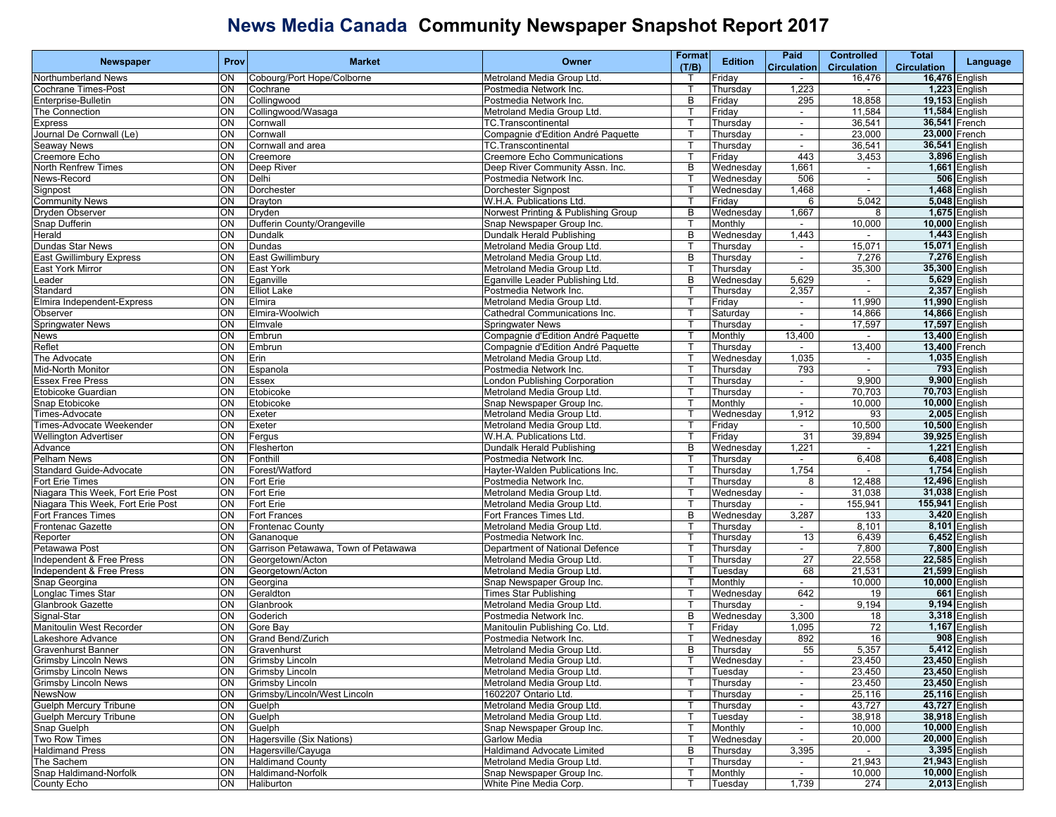# News Media Canada Community Newspaper Snapshot Report 2017

| Newspaper | Prov | Market | Owner | Format (T/B) | Edition | Paid Circulation | Controlled Circulation | Total Circulation | Language |
|---|---|---|---|---|---|---|---|---|---|
| Northumberland News | ON | Cobourg/Port Hope/Colborne | Metroland Media Group Ltd. | T | Friday | - | 16,476 | **16,476** | English |
| Cochrane Times-Post | ON | Cochrane | Postmedia Network Inc. | T | Thursday | 1,223 | - | **1,223** | English |
| Enterprise-Bulletin | ON | Collingwood | Postmedia Network Inc. | B | Friday | 295 | 18,858 | **19,153** | English |
| The Connection | ON | Collingwood/Wasaga | Metroland Media Group Ltd. | T | Friday | - | 11,584 | **11,584** | English |
| Express | ON | Cornwall | TC.Transcontinental | T | Thursday | - | 36,541 | **36,541** | French |
| Journal De Cornwall (Le) | ON | Cornwall | Compagnie d'Edition André Paquette | T | Thursday | - | 23,000 | **23,000** | French |
| Seaway News | ON | Cornwall and area | TC.Transcontinental | T | Thursday | - | 36,541 | **36,541** | English |
| Creemore Echo | ON | Creemore | Creemore Echo Communications | T | Friday | 443 | 3,453 | **3,896** | English |
| North Renfrew Times | ON | Deep River | Deep River Community Assn. Inc. | B | Wednesday | 1,661 | - | **1,661** | English |
| News-Record | ON | Delhi | Postmedia Network Inc. | T | Wednesday | 506 | - | **506** | English |
| Signpost | ON | Dorchester | Dorchester Signpost | T | Wednesday | 1,468 | - | **1,468** | English |
| Community News | ON | Drayton | W.H.A. Publications Ltd. | T | Friday | 6 | 5,042 | **5,048** | English |
| Dryden Observer | ON | Dryden | Norwest Printing & Publishing Group | B | Wednesday | 1,667 | 8 | **1,675** | English |
| Snap Dufferin | ON | Dufferin County/Orangeville | Snap Newspaper Group Inc. | T | Monthly | - | 10,000 | **10,000** | English |
| Herald | ON | Dundalk | Dundalk Herald Publishing | B | Wednesday | 1,443 | - | **1,443** | English |
| Dundas Star News | ON | Dundas | Metroland Media Group Ltd. | T | Thursday | - | 15,071 | **15,071** | English |
| East Gwillimbury Express | ON | East Gwillimbury | Metroland Media Group Ltd. | B | Thursday | - | 7,276 | **7,276** | English |
| East York Mirror | ON | East York | Metroland Media Group Ltd. | T | Thursday | - | 35,300 | **35,300** | English |
| Leader | ON | Eganville | Eganville Leader Publishing Ltd. | B | Wednesday | 5,629 | - | **5,629** | English |
| Standard | ON | Elliot Lake | Postmedia Network Inc. | T | Thursday | 2,357 | - | **2,357** | English |
| Elmira Independent-Express | ON | Elmira | Metroland Media Group Ltd. | T | Friday | - | 11,990 | **11,990** | English |
| Observer | ON | Elmira-Woolwich | Cathedral Communications Inc. | T | Saturday | - | 14,866 | **14,866** | English |
| Springwater News | ON | Elmvale | Springwater News | T | Thursday | - | 17,597 | **17,597** | English |
| News | ON | Embrun | Compagnie d'Edition André Paquette | T | Monthly | 13,400 | - | **13,400** | English |
| Reflet | ON | Embrun | Compagnie d'Edition André Paquette | T | Thursday | - | 13,400 | **13,400** | French |
| The Advocate | ON | Erin | Metroland Media Group Ltd. | T | Wednesday | 1,035 | - | **1,035** | English |
| Mid-North Monitor | ON | Espanola | Postmedia Network Inc. | T | Thursday | 793 | - | **793** | English |
| Essex Free Press | ON | Essex | London Publishing Corporation | T | Thursday | - | 9,900 | **9,900** | English |
| Etobicoke Guardian | ON | Etobicoke | Metroland Media Group Ltd. | T | Thursday | - | 70,703 | **70,703** | English |
| Snap Etobicoke | ON | Etobicoke | Snap Newspaper Group Inc. | T | Monthly | - | 10,000 | **10,000** | English |
| Times-Advocate | ON | Exeter | Metroland Media Group Ltd. | T | Wednesday | 1,912 | 93 | **2,005** | English |
| Times-Advocate Weekender | ON | Exeter | Metroland Media Group Ltd. | T | Friday | - | 10,500 | **10,500** | English |
| Wellington Advertiser | ON | Fergus | W.H.A. Publications Ltd. | T | Friday | 31 | 39,894 | **39,925** | English |
| Advance | ON | Flesherton | Dundalk Herald Publishing | B | Wednesday | 1,221 | - | **1,221** | English |
| Pelham News | ON | Fonthill | Postmedia Network Inc. | T | Thursday | - | 6,408 | **6,408** | English |
| Standard Guide-Advocate | ON | Forest/Watford | Hayter-Walden Publications Inc. | T | Thursday | 1,754 | - | **1,754** | English |
| Fort Erie Times | ON | Fort Erie | Postmedia Network Inc. | T | Thursday | 8 | 12,488 | **12,496** | English |
| Niagara This Week, Fort Erie Post | ON | Fort Erie | Metroland Media Group Ltd. | T | Wednesday | - | 31,038 | **31,038** | English |
| Niagara This Week, Fort Erie Post | ON | Fort Erie | Metroland Media Group Ltd. | T | Thursday | - | 155,941 | **155,941** | English |
| Fort Frances Times | ON | Fort Frances | Fort Frances Times Ltd. | B | Wednesday | 3,287 | 133 | **3,420** | English |
| Frontenac Gazette | ON | Frontenac County | Metroland Media Group Ltd. | T | Thursday | - | 8,101 | **8,101** | English |
| Reporter | ON | Gananoque | Postmedia Network Inc. | T | Thursday | 13 | 6,439 | **6,452** | English |
| Petawawa Post | ON | Garrison Petawawa, Town of Petawawa | Department of National Defence | T | Thursday | - | 7,800 | **7,800** | English |
| Independent & Free Press | ON | Georgetown/Acton | Metroland Media Group Ltd. | T | Thursday | 27 | 22,558 | **22,585** | English |
| Independent & Free Press | ON | Georgetown/Acton | Metroland Media Group Ltd. | T | Tuesday | 68 | 21,531 | **21,599** | English |
| Snap Georgina | ON | Georgina | Snap Newspaper Group Inc. | T | Monthly | - | 10,000 | **10,000** | English |
| Longlac Times Star | ON | Geraldton | Times Star Publishing | T | Wednesday | 642 | 19 | **661** | English |
| Glanbrook Gazette | ON | Glanbrook | Metroland Media Group Ltd. | T | Thursday | - | 9,194 | **9,194** | English |
| Signal-Star | ON | Goderich | Postmedia Network Inc. | B | Wednesday | 3,300 | 18 | **3,318** | English |
| Manitoulin West Recorder | ON | Gore Bay | Manitoulin Publishing Co. Ltd. | T | Friday | 1,095 | 72 | **1,167** | English |
| Lakeshore Advance | ON | Grand Bend/Zurich | Postmedia Network Inc. | T | Wednesday | 892 | 16 | **908** | English |
| Gravenhurst Banner | ON | Gravenhurst | Metroland Media Group Ltd. | B | Thursday | 55 | 5,357 | **5,412** | English |
| Grimsby Lincoln News | ON | Grimsby Lincoln | Metroland Media Group Ltd. | T | Wednesday | - | 23,450 | **23,450** | English |
| Grimsby Lincoln News | ON | Grimsby Lincoln | Metroland Media Group Ltd. | T | Tuesday | - | 23,450 | **23,450** | English |
| Grimsby Lincoln News | ON | Grimsby Lincoln | Metroland Media Group Ltd. | T | Thursday | - | 23,450 | **23,450** | English |
| NewsNow | ON | Grimsby/Lincoln/West Lincoln | 1602207 Ontario Ltd. | T | Thursday | - | 25,116 | **25,116** | English |
| Guelph Mercury Tribune | ON | Guelph | Metroland Media Group Ltd. | T | Thursday | - | 43,727 | **43,727** | English |
| Guelph Mercury Tribune | ON | Guelph | Metroland Media Group Ltd. | T | Tuesday | - | 38,918 | **38,918** | English |
| Snap Guelph | ON | Guelph | Snap Newspaper Group Inc. | T | Monthly | - | 10,000 | **10,000** | English |
| Two Row Times | ON | Hagersville (Six Nations) | Garlow Media | T | Wednesday | - | 20,000 | **20,000** | English |
| Haldimand Press | ON | Hagersville/Cayuga | Haldimand Advocate Limited | B | Thursday | 3,395 | - | **3,395** | English |
| The Sachem | ON | Haldimand County | Metroland Media Group Ltd. | T | Thursday | - | 21,943 | **21,943** | English |
| Snap Haldimand-Norfolk | ON | Haldimand-Norfolk | Snap Newspaper Group Inc. | T | Monthly | - | 10,000 | **10,000** | English |
| County Echo | ON | Haliburton | White Pine Media Corp. | T | Tuesday | 1,739 | 274 | **2,013** | English |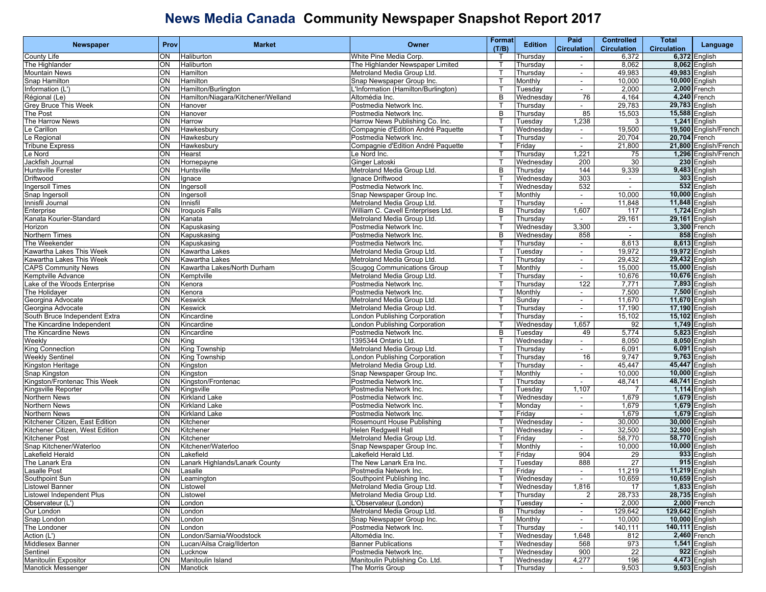# News Media Canada Community Newspaper Snapshot Report 2017

| Newspaper | Prov | Market | Owner | Format (T/B) | Edition | Paid Circulation | Controlled Circulation | Total Circulation | Language |
|---|---|---|---|---|---|---|---|---|---|
| County Life | ON | Haliburton | White Pine Media Corp. | T | Thursday | - | 6,372 | 6,372 | English |
| The Highlander | ON | Haliburton | The Highlander Newspaper Limited | T | Thursday | - | 8,062 | 8,062 | English |
| Mountain News | ON | Hamilton | Metroland Media Group Ltd. | T | Thursday | - | 49,983 | 49,983 | English |
| Snap Hamilton | ON | Hamilton | Snap Newspaper Group Inc. | T | Monthly | - | 10,000 | 10,000 | English |
| Information (L') | ON | Hamilton/Burlington | L'Information (Hamilton/Burlington) | T | Tuesday | - | 2,000 | 2,000 | French |
| Régional (Le) | ON | Hamilton/Niagara/Kitchener/Welland | Altomédia Inc. | B | Wednesday | 76 | 4,164 | 4,240 | French |
| Grey Bruce This Week | ON | Hanover | Postmedia Network Inc. | T | Thursday | - | 29,783 | 29,783 | English |
| The Post | ON | Hanover | Postmedia Network Inc. | B | Thursday | 85 | 15,503 | 15,588 | English |
| The Harrow News | ON | Harrow | Harrow News Publishing Co. Inc. | T | Tuesday | 1,238 | 3 | 1,241 | English |
| Le Carillon | ON | Hawkesbury | Compagnie d'Edition André Paquette | T | Wednesday | - | 19,500 | 19,500 | English/French |
| Le Regional | ON | Hawkesbury | Postmedia Network Inc. | T | Thursday | - | 20,704 | 20,704 | French |
| Tribune Express | ON | Hawkesbury | Compagnie d'Edition André Paquette | T | Friday | - | 21,800 | 21,800 | English/French |
| Le Nord | ON | Hearst | Le Nord Inc. | T | Thursday | 1,221 | 75 | 1,296 | English/French |
| Jackfish Journal | ON | Hornepayne | Ginger Latoski | T | Wednesday | 200 | 30 | 230 | English |
| Huntsville Forester | ON | Huntsville | Metroland Media Group Ltd. | B | Thursday | 144 | 9,339 | 9,483 | English |
| Driftwood | ON | Ignace | Ignace Driftwood | T | Wednesday | 303 | - | 303 | English |
| Ingersoll Times | ON | Ingersoll | Postmedia Network Inc. | T | Wednesday | 532 | - | 532 | English |
| Snap Ingersoll | ON | Ingersoll | Snap Newspaper Group Inc. | T | Monthly | - | 10,000 | 10,000 | English |
| Innisfil Journal | ON | Innisfil | Metroland Media Group Ltd. | T | Thursday | - | 11,848 | 11,848 | English |
| Enterprise | ON | Iroquois Falls | William C. Cavell Enterprises Ltd. | B | Thursday | 1,607 | 117 | 1,724 | English |
| Kanata Kourier-Standard | ON | Kanata | Metroland Media Group Ltd. | T | Thursday | - | 29,161 | 29,161 | English |
| Horizon | ON | Kapuskasing | Postmedia Network Inc. | T | Wednesday | 3,300 | - | 3,300 | French |
| Northern Times | ON | Kapuskasing | Postmedia Network Inc. | B | Wednesday | 858 | - | 858 | English |
| The Weekender | ON | Kapuskasing | Postmedia Network Inc. | T | Thursday | - | 8,613 | 8,613 | English |
| Kawartha Lakes This Week | ON | Kawartha Lakes | Metroland Media Group Ltd. | T | Tuesday | - | 19,972 | 19,972 | English |
| Kawartha Lakes This Week | ON | Kawartha Lakes | Metroland Media Group Ltd. | T | Thursday | - | 29,432 | 29,432 | English |
| CAPS Community News | ON | Kawartha Lakes/North Durham | Scugog Communications Group | T | Monthly | - | 15,000 | 15,000 | English |
| Kemptville Advance | ON | Kemptville | Metroland Media Group Ltd. | T | Thursday | - | 10,676 | 10,676 | English |
| Lake of the Woods Enterprise | ON | Kenora | Postmedia Network Inc. | T | Thursday | 122 | 7,771 | 7,893 | English |
| The Holidayer | ON | Kenora | Postmedia Network Inc. | T | Monthly | - | 7,500 | 7,500 | English |
| Georgina Advocate | ON | Keswick | Metroland Media Group Ltd. | T | Sunday | - | 11,670 | 11,670 | English |
| Georgina Advocate | ON | Keswick | Metroland Media Group Ltd. | T | Thursday | - | 17,190 | 17,190 | English |
| South Bruce Independent Extra | ON | Kincardine | London Publishing Corporation | T | Thursday | - | 15,102 | 15,102 | English |
| The Kincardine Independent | ON | Kincardine | London Publishing Corporation | T | Wednesday | 1,657 | 92 | 1,749 | English |
| The Kincardine News | ON | Kincardine | Postmedia Network Inc. | B | Tuesday | 49 | 5,774 | 5,823 | English |
| Weekly | ON | King | 1395344 Ontario Ltd. | T | Wednesday | - | 8,050 | 8,050 | English |
| King Connection | ON | King Township | Metroland Media Group Ltd. | T | Thursday | - | 6,091 | 6,091 | English |
| Weekly Sentinel | ON | King Township | London Publishing Corporation | T | Thursday | 16 | 9,747 | 9,763 | English |
| Kingston Heritage | ON | Kingston | Metroland Media Group Ltd. | T | Thursday | - | 45,447 | 45,447 | English |
| Snap Kingston | ON | Kingston | Snap Newspaper Group Inc. | T | Monthly | - | 10,000 | 10,000 | English |
| Kingston/Frontenac This Week | ON | Kingston/Frontenac | Postmedia Network Inc. | T | Thursday | - | 48,741 | 48,741 | English |
| Kingsville Reporter | ON | Kingsville | Postmedia Network Inc. | T | Tuesday | 1,107 | 7 | 1,114 | English |
| Northern News | ON | Kirkland Lake | Postmedia Network Inc. | T | Wednesday | - | 1,679 | 1,679 | English |
| Northern News | ON | Kirkland Lake | Postmedia Network Inc. | T | Monday | - | 1,679 | 1,679 | English |
| Northern News | ON | Kirkland Lake | Postmedia Network Inc. | T | Friday | - | 1,679 | 1,679 | English |
| Kitchener Citizen, East Edition | ON | Kitchener | Rosemount House Publishing | T | Wednesday | - | 30,000 | 30,000 | English |
| Kitchener Citizen, West Edition | ON | Kitchener | Helen Redgwell Hall | T | Wednesday | - | 32,500 | 32,500 | English |
| Kitchener Post | ON | Kitchener | Metroland Media Group Ltd. | T | Friday | - | 58,770 | 58,770 | English |
| Snap Kitchener/Waterloo | ON | Kitchener/Waterloo | Snap Newspaper Group Inc. | T | Monthly | - | 10,000 | 10,000 | English |
| Lakefield Herald | ON | Lakefield | Lakefield Herald Ltd. | T | Friday | 904 | 29 | 933 | English |
| The Lanark Era | ON | Lanark Highlands/Lanark County | The New Lanark Era Inc. | T | Tuesday | 888 | 27 | 915 | English |
| Lasalle Post | ON | Lasalle | Postmedia Network Inc. | T | Friday | - | 11,219 | 11,219 | English |
| Southpoint Sun | ON | Leamington | Southpoint Publishing Inc. | T | Wednesday | - | 10,659 | 10,659 | English |
| Listowel Banner | ON | Listowel | Metroland Media Group Ltd. | T | Wednesday | 1,816 | 17 | 1,833 | English |
| Listowel Independent Plus | ON | Listowel | Metroland Media Group Ltd. | T | Thursday | 2 | 28,733 | 28,735 | English |
| Observateur (L') | ON | London | L'Observateur (London) | T | Tuesday | - | 2,000 | 2,000 | French |
| Our London | ON | London | Metroland Media Group Ltd. | B | Thursday | - | 129,642 | 129,642 | English |
| Snap London | ON | London | Snap Newspaper Group Inc. | T | Monthly | - | 10,000 | 10,000 | English |
| The Londoner | ON | London | Postmedia Network Inc. | T | Thursday | - | 140,111 | 140,111 | English |
| Action (L') | ON | London/Sarnia/Woodstock | Altomédia Inc. | T | Wednesday | 1,648 | 812 | 2,460 | French |
| Middlesex Banner | ON | Lucan/Ailsa Craig/Ilderton | Banner Publications | T | Wednesday | 568 | 973 | 1,541 | English |
| Sentinel | ON | Lucknow | Postmedia Network Inc. | T | Wednesday | 900 | 22 | 922 | English |
| Manitoulin Expositor | ON | Manitoulin Island | Manitoulin Publishing Co. Ltd. | T | Wednesday | 4,277 | 196 | 4,473 | English |
| Manotick Messenger | ON | Manotick | The Morris Group | T | Thursday | - | 9,503 | 9,503 | English |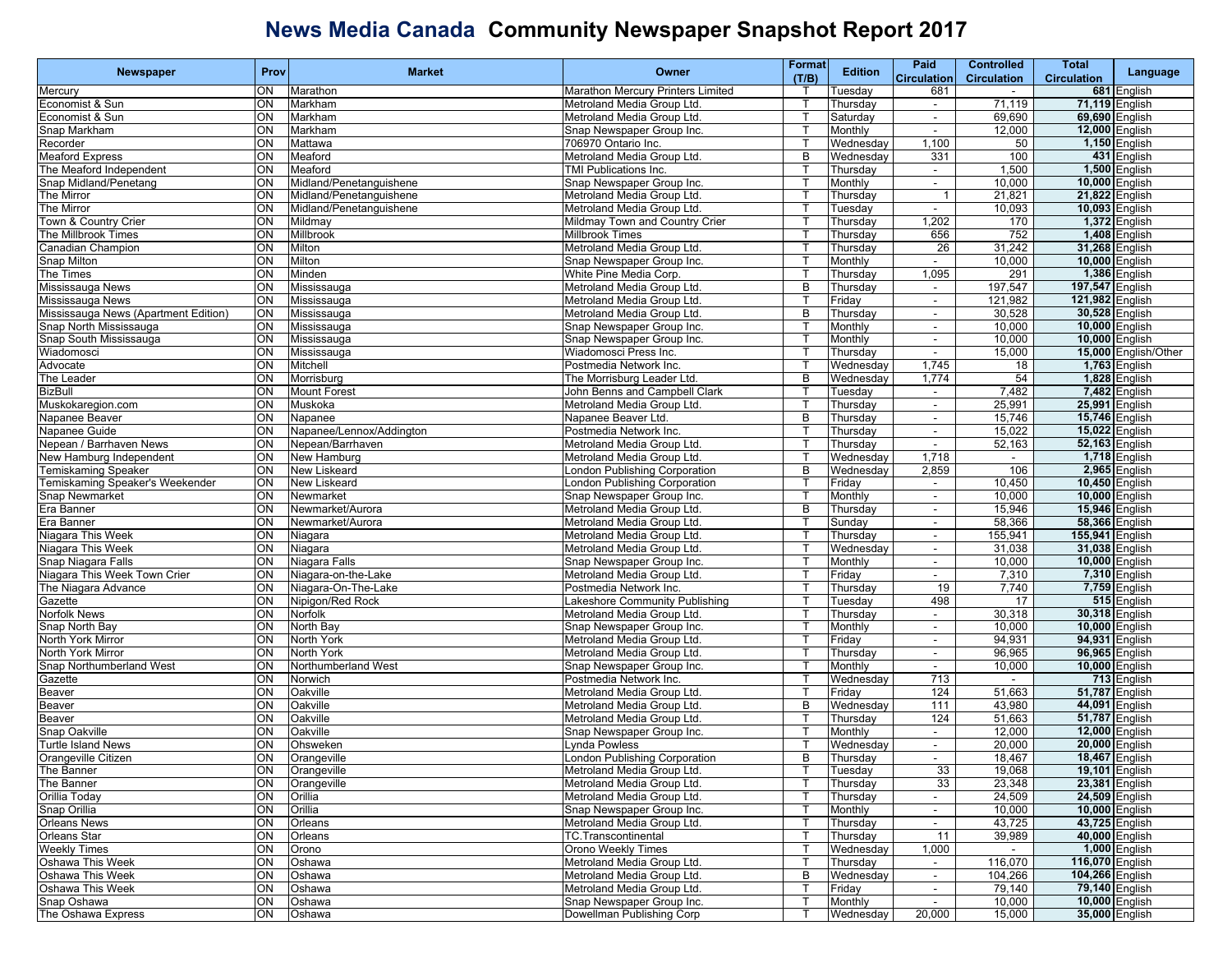# News Media Canada Community Newspaper Snapshot Report 2017

| Newspaper | Prov | Market | Owner | Format (T/B) | Edition | Paid Circulation | Controlled Circulation | Total Circulation | Language |
|---|---|---|---|---|---|---|---|---|---|
| Mercury | ON | Marathon | Marathon Mercury Printers Limited | T | Tuesday | 681 | - | **681** | English |
| Economist & Sun | ON | Markham | Metroland Media Group Ltd. | T | Thursday | - | 71,119 | **71,119** | English |
| Economist & Sun | ON | Markham | Metroland Media Group Ltd. | T | Saturday | - | 69,690 | **69,690** | English |
| Snap Markham | ON | Markham | Snap Newspaper Group Inc. | T | Monthly | - | 12,000 | **12,000** | English |
| Recorder | ON | Mattawa | 706970 Ontario Inc. | T | Wednesday | 1,100 | 50 | **1,150** | English |
| Meaford Express | ON | Meaford | Metroland Media Group Ltd. | B | Wednesday | 331 | 100 | **431** | English |
| The Meaford Independent | ON | Meaford | TMI Publications Inc. | T | Thursday | - | 1,500 | **1,500** | English |
| Snap Midland/Penetang | ON | Midland/Penetanguishene | Snap Newspaper Group Inc. | T | Monthly | - | 10,000 | **10,000** | English |
| The Mirror | ON | Midland/Penetanguishene | Metroland Media Group Ltd. | T | Thursday | 1 | 21,821 | **21,822** | English |
| The Mirror | ON | Midland/Penetanguishene | Metroland Media Group Ltd. | T | Tuesday | - | 10,093 | **10,093** | English |
| Town & Country Crier | ON | Mildmay | Mildmay Town and Country Crier | T | Thursday | 1,202 | 170 | **1,372** | English |
| The Millbrook Times | ON | Millbrook | Millbrook Times | T | Thursday | 656 | 752 | **1,408** | English |
| Canadian Champion | ON | Milton | Metroland Media Group Ltd. | T | Thursday | 26 | 31,242 | **31,268** | English |
| Snap Milton | ON | Milton | Snap Newspaper Group Inc. | T | Monthly | - | 10,000 | **10,000** | English |
| The Times | ON | Minden | White Pine Media Corp. | T | Thursday | 1,095 | 291 | **1,386** | English |
| Mississauga News | ON | Mississauga | Metroland Media Group Ltd. | B | Thursday | - | 197,547 | **197,547** | English |
| Mississauga News | ON | Mississauga | Metroland Media Group Ltd. | T | Friday | - | 121,982 | **121,982** | English |
| Mississauga News (Apartment Edition) | ON | Mississauga | Metroland Media Group Ltd. | B | Thursday | - | 30,528 | **30,528** | English |
| Snap North Mississauga | ON | Mississauga | Snap Newspaper Group Inc. | T | Monthly | - | 10,000 | **10,000** | English |
| Snap South Mississauga | ON | Mississauga | Snap Newspaper Group Inc. | T | Monthly | - | 10,000 | **10,000** | English |
| Wiadomosci | ON | Mississauga | Wiadomosci Press Inc. | T | Thursday | - | 15,000 | **15,000** | English/Other |
| Advocate | ON | Mitchell | Postmedia Network Inc. | T | Wednesday | 1,745 | 18 | **1,763** | English |
| The Leader | ON | Morrisburg | The Morrisburg Leader Ltd. | B | Wednesday | 1,774 | 54 | **1,828** | English |
| BizBull | ON | Mount Forest | John Benns and Campbell Clark | T | Tuesday | - | 7,482 | **7,482** | English |
| Muskokaregion.com | ON | Muskoka | Metroland Media Group Ltd. | T | Thursday | - | 25,991 | **25,991** | English |
| Napanee Beaver | ON | Napanee | Napanee Beaver Ltd. | B | Thursday | - | 15,746 | **15,746** | English |
| Napanee Guide | ON | Napanee/Lennox/Addington | Postmedia Network Inc. | T | Thursday | - | 15,022 | **15,022** | English |
| Nepean / Barrhaven News | ON | Nepean/Barrhaven | Metroland Media Group Ltd. | T | Thursday | - | 52,163 | **52,163** | English |
| New Hamburg Independent | ON | New Hamburg | Metroland Media Group Ltd. | T | Wednesday | 1,718 | - | **1,718** | English |
| Temiskaming Speaker | ON | New Liskeard | London Publishing Corporation | B | Wednesday | 2,859 | 106 | **2,965** | English |
| Temiskaming Speaker's Weekender | ON | New Liskeard | London Publishing Corporation | T | Friday | - | 10,450 | **10,450** | English |
| Snap Newmarket | ON | Newmarket | Snap Newspaper Group Inc. | T | Monthly | - | 10,000 | **10,000** | English |
| Era Banner | ON | Newmarket/Aurora | Metroland Media Group Ltd. | B | Thursday | - | 15,946 | **15,946** | English |
| Era Banner | ON | Newmarket/Aurora | Metroland Media Group Ltd. | T | Sunday | - | 58,366 | **58,366** | English |
| Niagara This Week | ON | Niagara | Metroland Media Group Ltd. | T | Thursday | - | 155,941 | **155,941** | English |
| Niagara This Week | ON | Niagara | Metroland Media Group Ltd. | T | Wednesday | - | 31,038 | **31,038** | English |
| Snap Niagara Falls | ON | Niagara Falls | Snap Newspaper Group Inc. | T | Monthly | - | 10,000 | **10,000** | English |
| Niagara This Week Town Crier | ON | Niagara-on-the-Lake | Metroland Media Group Ltd. | T | Friday | - | 7,310 | **7,310** | English |
| The Niagara Advance | ON | Niagara-On-The-Lake | Postmedia Network Inc. | T | Thursday | 19 | 7,740 | **7,759** | English |
| Gazette | ON | Nipigon/Red Rock | Lakeshore Community Publishing | T | Tuesday | 498 | 17 | **515** | English |
| Norfolk News | ON | Norfolk | Metroland Media Group Ltd. | T | Thursday | - | 30,318 | **30,318** | English |
| Snap North Bay | ON | North Bay | Snap Newspaper Group Inc. | T | Monthly | - | 10,000 | **10,000** | English |
| North York Mirror | ON | North York | Metroland Media Group Ltd. | T | Friday | - | 94,931 | **94,931** | English |
| North York Mirror | ON | North York | Metroland Media Group Ltd. | T | Thursday | - | 96,965 | **96,965** | English |
| Snap Northumberland West | ON | Northumberland West | Snap Newspaper Group Inc. | T | Monthly | - | 10,000 | **10,000** | English |
| Gazette | ON | Norwich | Postmedia Network Inc. | T | Wednesday | 713 | - | **713** | English |
| Beaver | ON | Oakville | Metroland Media Group Ltd. | T | Friday | 124 | 51,663 | **51,787** | English |
| Beaver | ON | Oakville | Metroland Media Group Ltd. | B | Wednesday | 111 | 43,980 | **44,091** | English |
| Beaver | ON | Oakville | Metroland Media Group Ltd. | T | Thursday | 124 | 51,663 | **51,787** | English |
| Snap Oakville | ON | Oakville | Snap Newspaper Group Inc. | T | Monthly | - | 12,000 | **12,000** | English |
| Turtle Island News | ON | Ohsweken | Lynda Powless | T | Wednesday | - | 20,000 | **20,000** | English |
| Orangeville Citizen | ON | Orangeville | London Publishing Corporation | B | Thursday | - | 18,467 | **18,467** | English |
| The Banner | ON | Orangeville | Metroland Media Group Ltd. | T | Tuesday | 33 | 19,068 | **19,101** | English |
| The Banner | ON | Orangeville | Metroland Media Group Ltd. | T | Thursday | 33 | 23,348 | **23,381** | English |
| Orillia Today | ON | Orillia | Metroland Media Group Ltd. | T | Thursday | - | 24,509 | **24,509** | English |
| Snap Orillia | ON | Orillia | Snap Newspaper Group Inc. | T | Monthly | - | 10,000 | **10,000** | English |
| Orleans News | ON | Orleans | Metroland Media Group Ltd. | T | Thursday | - | 43,725 | **43,725** | English |
| Orleans Star | ON | Orleans | TC.Transcontinental | T | Thursday | 11 | 39,989 | **40,000** | English |
| Weekly Times | ON | Orono | Orono Weekly Times | T | Wednesday | 1,000 | - | **1,000** | English |
| Oshawa This Week | ON | Oshawa | Metroland Media Group Ltd. | T | Thursday | - | 116,070 | **116,070** | English |
| Oshawa This Week | ON | Oshawa | Metroland Media Group Ltd. | B | Wednesday | - | 104,266 | **104,266** | English |
| Oshawa This Week | ON | Oshawa | Metroland Media Group Ltd. | T | Friday | - | 79,140 | **79,140** | English |
| Snap Oshawa | ON | Oshawa | Snap Newspaper Group Inc. | T | Monthly | - | 10,000 | **10,000** | English |
| The Oshawa Express | ON | Oshawa | Dowellman Publishing Corp | T | Wednesday | 20,000 | 15,000 | **35,000** | English |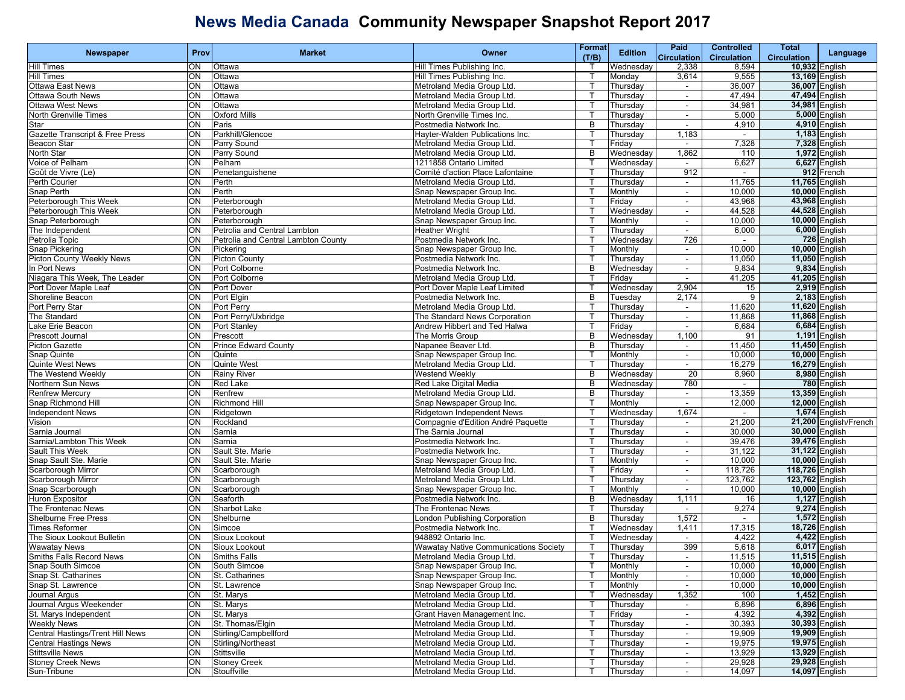# News Media Canada  Community Newspaper Snapshot Report 2017

| Newspaper | Prov | Market | Owner | Format (T/B) | Edition | Paid Circulation | Controlled Circulation | Total Circulation | Language |
|---|---|---|---|---|---|---|---|---|---|
| Hill Times | ON | Ottawa | Hill Times Publishing Inc. | T | Wednesday | 2,338 | 8,594 | **10,932** | English |
| Hill Times | ON | Ottawa | Hill Times Publishing Inc. | T | Monday | 3,614 | 9,555 | **13,169** | English |
| Ottawa East News | ON | Ottawa | Metroland Media Group Ltd. | T | Thursday | - | 36,007 | **36,007** | English |
| Ottawa South News | ON | Ottawa | Metroland Media Group Ltd. | T | Thursday | - | 47,494 | **47,494** | English |
| Ottawa West News | ON | Ottawa | Metroland Media Group Ltd. | T | Thursday | - | 34,981 | **34,981** | English |
| North Grenville Times | ON | Oxford Mills | North Grenville Times Inc. | T | Thursday | - | 5,000 | **5,000** | English |
| Star | ON | Paris | Postmedia Network Inc. | B | Thursday | - | 4,910 | **4,910** | English |
| Gazette Transcript & Free Press | ON | Parkhill/Glencoe | Hayter-Walden Publications Inc. | T | Thursday | 1,183 | - | **1,183** | English |
| Beacon Star | ON | Parry Sound | Metroland Media Group Ltd. | T | Friday | - | 7,328 | **7,328** | English |
| North Star | ON | Parry Sound | Metroland Media Group Ltd. | B | Wednesday | 1,862 | 110 | **1,972** | English |
| Voice of Pelham | ON | Pelham | 1211858 Ontario Limited | T | Wednesday | - | 6,627 | **6,627** | English |
| Goût de Vivre (Le) | ON | Penetanguishene | Comité d'action Place Lafontaine | T | Thursday | 912 | - | **912** | French |
| Perth Courier | ON | Perth | Metroland Media Group Ltd. | T | Thursday | - | 11,765 | **11,765** | English |
| Snap Perth | ON | Perth | Snap Newspaper Group Inc. | T | Monthly | - | 10,000 | **10,000** | English |
| Peterborough This Week | ON | Peterborough | Metroland Media Group Ltd. | T | Friday | - | 43,968 | **43,968** | English |
| Peterborough This Week | ON | Peterborough | Metroland Media Group Ltd. | T | Wednesday | - | 44,528 | **44,528** | English |
| Snap Peterborough | ON | Peterborough | Snap Newspaper Group Inc. | T | Monthly | - | 10,000 | **10,000** | English |
| The Independent | ON | Petrolia and Central Lambton | Heather Wright | T | Thursday | - | 6,000 | **6,000** | English |
| Petrolia Topic | ON | Petrolia and Central Lambton County | Postmedia Network Inc. | T | Wednesday | 726 | - | **726** | English |
| Snap Pickering | ON | Pickering | Snap Newspaper Group Inc. | T | Monthly | - | 10,000 | **10,000** | English |
| Picton County Weekly News | ON | Picton County | Postmedia Network Inc. | T | Thursday | - | 11,050 | **11,050** | English |
| In Port News | ON | Port Colborne | Postmedia Network Inc. | B | Wednesday | - | 9,834 | **9,834** | English |
| Niagara This Week, The Leader | ON | Port Colborne | Metroland Media Group Ltd. | T | Friday | - | 41,205 | **41,205** | English |
| Port Dover Maple Leaf | ON | Port Dover | Port Dover Maple Leaf Limited | T | Wednesday | 2,904 | 15 | **2,919** | English |
| Shoreline Beacon | ON | Port Elgin | Postmedia Network Inc. | B | Tuesday | 2,174 | 9 | **2,183** | English |
| Port Perry Star | ON | Port Perry | Metroland Media Group Ltd. | T | Thursday | - | 11,620 | **11,620** | English |
| The Standard | ON | Port Perry/Uxbridge | The Standard News Corporation | T | Thursday | - | 11,868 | **11,868** | English |
| Lake Erie Beacon | ON | Port Stanley | Andrew Hibbert and Ted Halwa | T | Friday | - | 6,684 | **6,684** | English |
| Prescott Journal | ON | Prescott | The Morris Group | B | Wednesday | 1,100 | 91 | **1,191** | English |
| Picton Gazette | ON | Prince Edward County | Napanee Beaver Ltd. | B | Thursday | - | 11,450 | **11,450** | English |
| Snap Quinte | ON | Quinte | Snap Newspaper Group Inc. | T | Monthly | - | 10,000 | **10,000** | English |
| Quinte West News | ON | Quinte West | Metroland Media Group Ltd. | T | Thursday | - | 16,279 | **16,279** | English |
| The Westend Weekly | ON | Rainy River | Westend Weekly | B | Wednesday | 20 | 8,960 | **8,980** | English |
| Northern Sun News | ON | Red Lake | Red Lake Digital Media | B | Wednesday | 780 | - | **780** | English |
| Renfrew Mercury | ON | Renfrew | Metroland Media Group Ltd. | B | Thursday | - | 13,359 | **13,359** | English |
| Snap Richmond Hill | ON | Richmond Hill | Snap Newspaper Group Inc. | T | Monthly | - | 12,000 | **12,000** | English |
| Independent News | ON | Ridgetown | Ridgetown Independent News | T | Wednesday | 1,674 | - | **1,674** | English |
| Vision | ON | Rockland | Compagnie d'Edition André Paquette | T | Thursday | - | 21,200 | **21,200** | English/French |
| Sarnia Journal | ON | Sarnia | The Sarnia Journal | T | Thursday | - | 30,000 | **30,000** | English |
| Sarnia/Lambton This Week | ON | Sarnia | Postmedia Network Inc. | T | Thursday | - | 39,476 | **39,476** | English |
| Sault This Week | ON | Sault Ste. Marie | Postmedia Network Inc. | T | Thursday | - | 31,122 | **31,122** | English |
| Snap Sault Ste. Marie | ON | Sault Ste. Marie | Snap Newspaper Group Inc. | T | Monthly | - | 10,000 | **10,000** | English |
| Scarborough Mirror | ON | Scarborough | Metroland Media Group Ltd. | T | Friday | - | 118,726 | **118,726** | English |
| Scarborough Mirror | ON | Scarborough | Metroland Media Group Ltd. | T | Thursday | - | 123,762 | **123,762** | English |
| Snap Scarborough | ON | Scarborough | Snap Newspaper Group Inc. | T | Monthly | - | 10,000 | **10,000** | English |
| Huron Expositor | ON | Seaforth | Postmedia Network Inc. | B | Wednesday | 1,111 | 16 | **1,127** | English |
| The Frontenac News | ON | Sharbot Lake | The Frontenac News | T | Thursday | - | 9,274 | **9,274** | English |
| Shelburne Free Press | ON | Shelburne | London Publishing Corporation | B | Thursday | 1,572 | - | **1,572** | English |
| Times Reformer | ON | Simcoe | Postmedia Network Inc. | T | Wednesday | 1,411 | 17,315 | **18,726** | English |
| The Sioux Lookout Bulletin | ON | Sioux Lookout | 948892 Ontario Inc. | T | Wednesday | - | 4,422 | **4,422** | English |
| Wawatay News | ON | Sioux Lookout | Wawatay Native Communications Society | T | Thursday | 399 | 5,618 | **6,017** | English |
| Smiths Falls Record News | ON | Smiths Falls | Metroland Media Group Ltd. | T | Thursday | - | 11,515 | **11,515** | English |
| Snap South Simcoe | ON | South Simcoe | Snap Newspaper Group Inc. | T | Monthly | - | 10,000 | **10,000** | English |
| Snap St. Catharines | ON | St. Catharines | Snap Newspaper Group Inc. | T | Monthly | - | 10,000 | **10,000** | English |
| Snap St. Lawrence | ON | St. Lawrence | Snap Newspaper Group Inc. | T | Monthly | - | 10,000 | **10,000** | English |
| Journal Argus | ON | St. Marys | Metroland Media Group Ltd. | T | Wednesday | 1,352 | 100 | **1,452** | English |
| Journal Argus Weekender | ON | St. Marys | Metroland Media Group Ltd. | T | Thursday | - | 6,896 | **6,896** | English |
| St. Marys Independent | ON | St. Marys | Grant Haven Management Inc. | T | Friday | - | 4,392 | **4,392** | English |
| Weekly News | ON | St. Thomas/Elgin | Metroland Media Group Ltd. | T | Thursday | - | 30,393 | **30,393** | English |
| Central Hastings/Trent Hill News | ON | Stirling/Campbellford | Metroland Media Group Ltd. | T | Thursday | - | 19,909 | **19,909** | English |
| Central Hastings News | ON | Stirling/Northeast | Metroland Media Group Ltd. | T | Thursday | - | 19,975 | **19,975** | English |
| Stittsville News | ON | Stittsville | Metroland Media Group Ltd. | T | Thursday | - | 13,929 | **13,929** | English |
| Stoney Creek News | ON | Stoney Creek | Metroland Media Group Ltd. | T | Thursday | - | 29,928 | **29,928** | English |
| Sun-Tribune | ON | Stouffville | Metroland Media Group Ltd. | T | Thursday | - | 14,097 | **14,097** | English |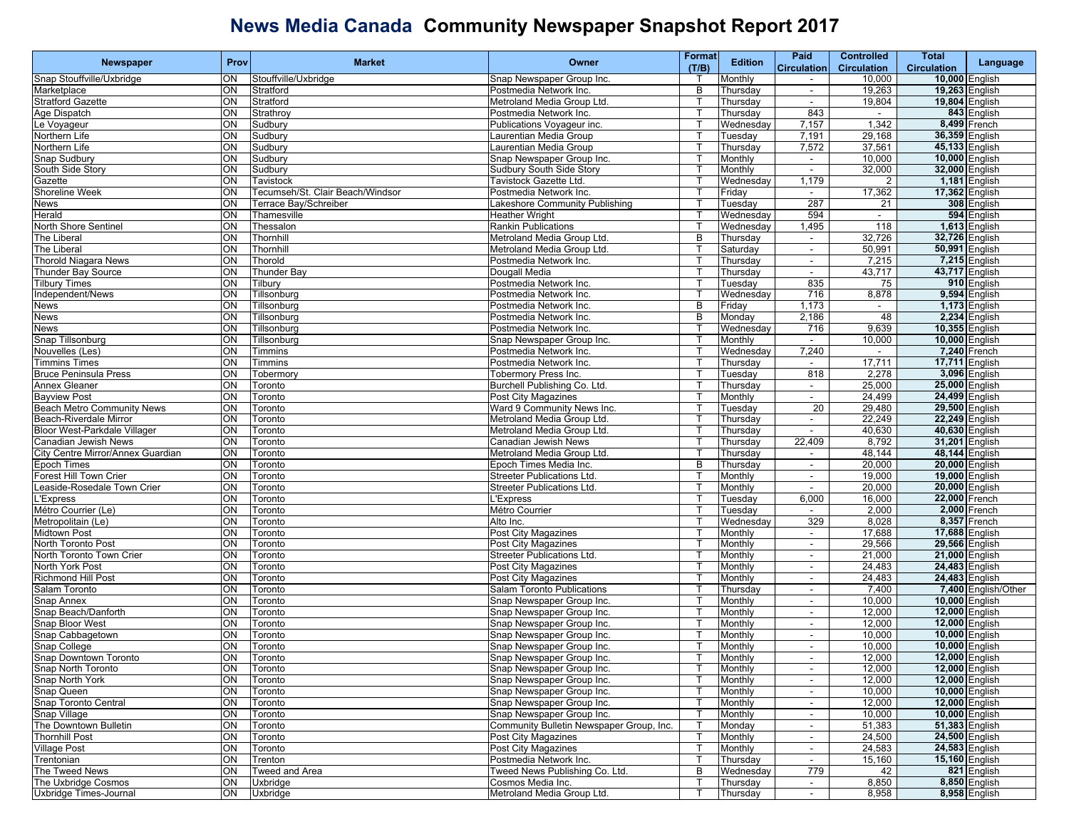# News Media Canada Community Newspaper Snapshot Report 2017

| Newspaper | Prov | Market | Owner | Format (T/B) | Edition | Paid Circulation | Controlled Circulation | Total Circulation | Language |
|---|---|---|---|---|---|---|---|---|---|
| Snap Stouffville/Uxbridge | ON | Stouffville/Uxbridge | Snap Newspaper Group Inc. | T | Monthly | - | 10,000 | **10,000** | English |
| Marketplace | ON | Stratford | Postmedia Network Inc. | B | Thursday | - | 19,263 | **19,263** | English |
| Stratford Gazette | ON | Stratford | Metroland Media Group Ltd. | T | Thursday | - | 19,804 | **19,804** | English |
| Age Dispatch | ON | Strathroy | Postmedia Network Inc. | T | Thursday | 843 | - | **843** | English |
| Le Voyageur | ON | Sudbury | Publications Voyageur inc. | T | Wednesday | 7,157 | 1,342 | **8,499** | French |
| Northern Life | ON | Sudbury | Laurentian Media Group | T | Tuesday | 7,191 | 29,168 | **36,359** | English |
| Northern Life | ON | Sudbury | Laurentian Media Group | T | Thursday | 7,572 | 37,561 | **45,133** | English |
| Snap Sudbury | ON | Sudbury | Snap Newspaper Group Inc. | T | Monthly | - | 10,000 | **10,000** | English |
| South Side Story | ON | Sudbury | Sudbury South Side Story | T | Monthly | - | 32,000 | **32,000** | English |
| Gazette | ON | Tavistock | Tavistock Gazette Ltd. | T | Wednesday | 1,179 | 2 | **1,181** | English |
| Shoreline Week | ON | Tecumseh/St. Clair Beach/Windsor | Postmedia Network Inc. | T | Friday | - | 17,362 | **17,362** | English |
| News | ON | Terrace Bay/Schreiber | Lakeshore Community Publishing | T | Tuesday | 287 | 21 | **308** | English |
| Herald | ON | Thamesville | Heather Wright | T | Wednesday | 594 | - | **594** | English |
| North Shore Sentinel | ON | Thessalon | Rankin Publications | T | Wednesday | 1,495 | 118 | **1,613** | English |
| The Liberal | ON | Thornhill | Metroland Media Group Ltd. | B | Thursday | - | 32,726 | **32,726** | English |
| The Liberal | ON | Thornhill | Metroland Media Group Ltd. | T | Saturday | - | 50,991 | **50,991** | English |
| Thorold Niagara News | ON | Thorold | Postmedia Network Inc. | T | Thursday | - | 7,215 | **7,215** | English |
| Thunder Bay Source | ON | Thunder Bay | Dougall Media | T | Thursday | - | 43,717 | **43,717** | English |
| Tilbury Times | ON | Tilbury | Postmedia Network Inc. | T | Tuesday | 835 | 75 | **910** | English |
| Independent/News | ON | Tillsonburg | Postmedia Network Inc. | T | Wednesday | 716 | 8,878 | **9,594** | English |
| News | ON | Tillsonburg | Postmedia Network Inc. | B | Friday | 1,173 | - | **1,173** | English |
| News | ON | Tillsonburg | Postmedia Network Inc. | B | Monday | 2,186 | 48 | **2,234** | English |
| News | ON | Tillsonburg | Postmedia Network Inc. | T | Wednesday | 716 | 9,639 | **10,355** | English |
| Snap Tillsonburg | ON | Tillsonburg | Snap Newspaper Group Inc. | T | Monthly | - | 10,000 | **10,000** | English |
| Nouvelles (Les) | ON | Timmins | Postmedia Network Inc. | T | Wednesday | 7,240 | - | **7,240** | French |
| Timmins Times | ON | Timmins | Postmedia Network Inc. | T | Thursday | - | 17,711 | **17,711** | English |
| Bruce Peninsula Press | ON | Tobermory | Tobermory Press Inc. | T | Tuesday | 818 | 2,278 | **3,096** | English |
| Annex Gleaner | ON | Toronto | Burchell Publishing Co. Ltd. | T | Thursday | - | 25,000 | **25,000** | English |
| Bayview Post | ON | Toronto | Post City Magazines | T | Monthly | - | 24,499 | **24,499** | English |
| Beach Metro Community News | ON | Toronto | Ward 9 Community News Inc. | T | Tuesday | 20 | 29,480 | **29,500** | English |
| Beach-Riverdale Mirror | ON | Toronto | Metroland Media Group Ltd. | T | Thursday | - | 22,249 | **22,249** | English |
| Bloor West-Parkdale Villager | ON | Toronto | Metroland Media Group Ltd. | T | Thursday | - | 40,630 | **40,630** | English |
| Canadian Jewish News | ON | Toronto | Canadian Jewish News | T | Thursday | 22,409 | 8,792 | **31,201** | English |
| City Centre Mirror/Annex Guardian | ON | Toronto | Metroland Media Group Ltd. | T | Thursday | - | 48,144 | **48,144** | English |
| Epoch Times | ON | Toronto | Epoch Times Media Inc. | B | Thursday | - | 20,000 | **20,000** | English |
| Forest Hill Town Crier | ON | Toronto | Streeter Publications Ltd. | T | Monthly | - | 19,000 | **19,000** | English |
| Leaside-Rosedale Town Crier | ON | Toronto | Streeter Publications Ltd. | T | Monthly | - | 20,000 | **20,000** | English |
| L'Express | ON | Toronto | L'Express | T | Tuesday | 6,000 | 16,000 | **22,000** | French |
| Métro Courrier (Le) | ON | Toronto | Métro Courrier | T | Tuesday | - | 2,000 | **2,000** | French |
| Metropolitain (Le) | ON | Toronto | Alto Inc. | T | Wednesday | 329 | 8,028 | **8,357** | French |
| Midtown Post | ON | Toronto | Post City Magazines | T | Monthly | - | 17,688 | **17,688** | English |
| North Toronto Post | ON | Toronto | Post City Magazines | T | Monthly | - | 29,566 | **29,566** | English |
| North Toronto Town Crier | ON | Toronto | Streeter Publications Ltd. | T | Monthly | - | 21,000 | **21,000** | English |
| North York Post | ON | Toronto | Post City Magazines | T | Monthly | - | 24,483 | **24,483** | English |
| Richmond Hill Post | ON | Toronto | Post City Magazines | T | Monthly | - | 24,483 | **24,483** | English |
| Salam Toronto | ON | Toronto | Salam Toronto Publications | T | Thursday | - | 7,400 | **7,400** | English/Other |
| Snap Annex | ON | Toronto | Snap Newspaper Group Inc. | T | Monthly | - | 10,000 | **10,000** | English |
| Snap Beach/Danforth | ON | Toronto | Snap Newspaper Group Inc. | T | Monthly | - | 12,000 | **12,000** | English |
| Snap Bloor West | ON | Toronto | Snap Newspaper Group Inc. | T | Monthly | - | 12,000 | **12,000** | English |
| Snap Cabbagetown | ON | Toronto | Snap Newspaper Group Inc. | T | Monthly | - | 10,000 | **10,000** | English |
| Snap College | ON | Toronto | Snap Newspaper Group Inc. | T | Monthly | - | 10,000 | **10,000** | English |
| Snap Downtown Toronto | ON | Toronto | Snap Newspaper Group Inc. | T | Monthly | - | 12,000 | **12,000** | English |
| Snap North Toronto | ON | Toronto | Snap Newspaper Group Inc. | T | Monthly | - | 12,000 | **12,000** | English |
| Snap North York | ON | Toronto | Snap Newspaper Group Inc. | T | Monthly | - | 12,000 | **12,000** | English |
| Snap Queen | ON | Toronto | Snap Newspaper Group Inc. | T | Monthly | - | 10,000 | **10,000** | English |
| Snap Toronto Central | ON | Toronto | Snap Newspaper Group Inc. | T | Monthly | - | 12,000 | **12,000** | English |
| Snap Village | ON | Toronto | Snap Newspaper Group Inc. | T | Monthly | - | 10,000 | **10,000** | English |
| The Downtown Bulletin | ON | Toronto | Community Bulletin Newspaper Group, Inc. | T | Monday | - | 51,383 | **51,383** | English |
| Thornhill Post | ON | Toronto | Post City Magazines | T | Monthly | - | 24,500 | **24,500** | English |
| Village Post | ON | Toronto | Post City Magazines | T | Monthly | - | 24,583 | **24,583** | English |
| Trentonian | ON | Trenton | Postmedia Network Inc. | T | Thursday | - | 15,160 | **15,160** | English |
| The Tweed News | ON | Tweed and Area | Tweed News Publishing Co. Ltd. | B | Wednesday | 779 | 42 | **821** | English |
| The Uxbridge Cosmos | ON | Uxbridge | Cosmos Media Inc. | T | Thursday | - | 8,850 | **8,850** | English |
| Uxbridge Times-Journal | ON | Uxbridge | Metroland Media Group Ltd. | T | Thursday | - | 8,958 | **8,958** | English |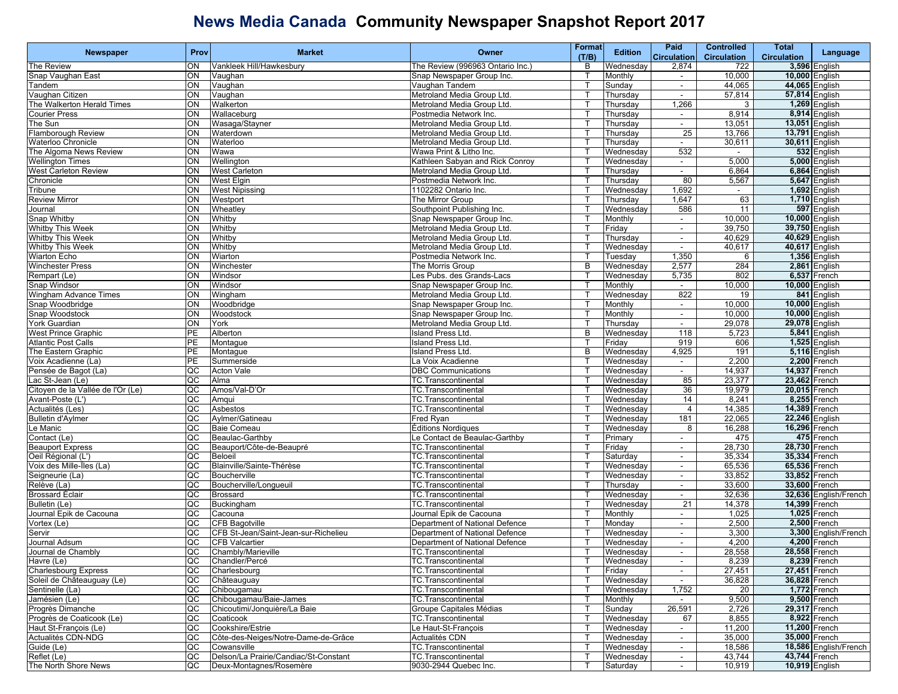# News Media Canada Community Newspaper Snapshot Report 2017

| Newspaper | Prov | Market | Owner | Format (T/B) | Edition | Paid Circulation | Controlled Circulation | Total Circulation | Language |
|---|---|---|---|---|---|---|---|---|---|
| The Review | ON | Vankleek Hill/Hawkesbury | The Review (996963 Ontario Inc.) | B | Wednesday | 2,874 | 722 | **3,596** | English |
| Snap Vaughan East | ON | Vaughan | Snap Newspaper Group Inc. | T | Monthly | - | 10,000 | **10,000** | English |
| Tandem | ON | Vaughan | Vaughan Tandem | T | Sunday | - | 44,065 | **44,065** | English |
| Vaughan Citizen | ON | Vaughan | Metroland Media Group Ltd. | T | Thursday | - | 57,814 | **57,814** | English |
| The Walkerton Herald Times | ON | Walkerton | Metroland Media Group Ltd. | T | Thursday | 1,266 | 3 | **1,269** | English |
| Courier Press | ON | Wallaceburg | Postmedia Network Inc. | T | Thursday | - | 8,914 | **8,914** | English |
| The Sun | ON | Wasaga/Stayner | Metroland Media Group Ltd. | T | Thursday | - | 13,051 | **13,051** | English |
| Flamborough Review | ON | Waterdown | Metroland Media Group Ltd. | T | Thursday | 25 | 13,766 | **13,791** | English |
| Waterloo Chronicle | ON | Waterloo | Metroland Media Group Ltd. | T | Thursday | - | 30,611 | **30,611** | English |
| The Algoma News Review | ON | Wawa | Wawa Print & Litho Inc. | T | Wednesday | 532 | - | **532** | English |
| Wellington Times | ON | Wellington | Kathleen Sabyan and Rick Conroy | T | Wednesday | - | 5,000 | **5,000** | English |
| West Carleton Review | ON | West Carleton | Metroland Media Group Ltd. | T | Thursday | - | 6,864 | **6,864** | English |
| Chronicle | ON | West Elgin | Postmedia Network Inc. | T | Thursday | 80 | 5,567 | **5,647** | English |
| Tribune | ON | West Nipissing | 1102282 Ontario Inc. | T | Wednesday | 1,692 | - | **1,692** | English |
| Review Mirror | ON | Westport | The Mirror Group | T | Thursday | 1,647 | 63 | **1,710** | English |
| Journal | ON | Wheatley | Southpoint Publishing Inc. | T | Wednesday | 586 | 11 | **597** | English |
| Snap Whitby | ON | Whitby | Snap Newspaper Group Inc. | T | Monthly | - | 10,000 | **10,000** | English |
| Whitby This Week | ON | Whitby | Metroland Media Group Ltd. | T | Friday | - | 39,750 | **39,750** | English |
| Whitby This Week | ON | Whitby | Metroland Media Group Ltd. | T | Thursday | - | 40,629 | **40,629** | English |
| Whitby This Week | ON | Whitby | Metroland Media Group Ltd. | T | Wednesday | - | 40,617 | **40,617** | English |
| Wiarton Echo | ON | Wiarton | Postmedia Network Inc. | T | Tuesday | 1,350 | 6 | **1,356** | English |
| Winchester Press | ON | Winchester | The Morris Group | B | Wednesday | 2,577 | 284 | **2,861** | English |
| Rempart (Le) | ON | Windsor | Les Pubs. des Grands-Lacs | T | Wednesday | 5,735 | 802 | **6,537** | French |
| Snap Windsor | ON | Windsor | Snap Newspaper Group Inc. | T | Monthly | - | 10,000 | **10,000** | English |
| Wingham Advance Times | ON | Wingham | Metroland Media Group Ltd. | T | Wednesday | 822 | 19 | **841** | English |
| Snap Woodbridge | ON | Woodbridge | Snap Newspaper Group Inc. | T | Monthly | - | 10,000 | **10,000** | English |
| Snap Woodstock | ON | Woodstock | Snap Newspaper Group Inc. | T | Monthly | - | 10,000 | **10,000** | English |
| York Guardian | ON | York | Metroland Media Group Ltd. | T | Thursday | - | 29,078 | **29,078** | English |
| West Prince Graphic | PE | Alberton | Island Press Ltd. | B | Wednesday | 118 | 5,723 | **5,841** | English |
| Atlantic Post Calls | PE | Montague | Island Press Ltd. | T | Friday | 919 | 606 | **1,525** | English |
| The Eastern Graphic | PE | Montague | Island Press Ltd. | B | Wednesday | 4,925 | 191 | **5,116** | English |
| Voix Acadienne (La) | PE | Summerside | La Voix Acadienne | T | Wednesday | - | 2,200 | **2,200** | French |
| Pensée de Bagot (La) | QC | Acton Vale | DBC Communications | T | Wednesday | - | 14,937 | **14,937** | French |
| Lac St-Jean (Le) | QC | Alma | TC.Transcontinental | T | Wednesday | 85 | 23,377 | **23,462** | French |
| Citoyen de la Vallée de l'Or (Le) | QC | Amos/Val-D'Or | TC.Transcontinental | T | Wednesday | 36 | 19,979 | **20,015** | French |
| Avant-Poste (L') | QC | Amqui | TC.Transcontinental | T | Wednesday | 14 | 8,241 | **8,255** | French |
| Actualités (Les) | QC | Asbestos | TC.Transcontinental | T | Wednesday | 4 | 14,385 | **14,389** | French |
| Bulletin d'Aylmer | QC | Aylmer/Gatineau | Fred Ryan | T | Wednesday | 181 | 22,065 | **22,246** | English |
| Le Manic | QC | Baie Comeau | Éditions Nordiques | T | Wednesday | 8 | 16,288 | **16,296** | French |
| Contact (Le) | QC | Beaulac-Garthby | Le Contact de Beaulac-Garthby | T | Primary | - | 475 | **475** | French |
| Beauport Express | QC | Beauport/Côte-de-Beaupré | TC.Transcontinental | T | Friday | - | 28,730 | **28,730** | French |
| Oeil Régional (L') | QC | Beloeil | TC.Transcontinental | T | Saturday | - | 35,334 | **35,334** | French |
| Voix des Mille-Îles (La) | QC | Blainville/Sainte-Thérèse | TC.Transcontinental | T | Wednesday | - | 65,536 | **65,536** | French |
| Seigneurie (La) | QC | Boucherville | TC.Transcontinental | T | Wednesday | - | 33,852 | **33,852** | French |
| Relève (La) | QC | Boucherville/Longueuil | TC.Transcontinental | T | Thursday | - | 33,600 | **33,600** | French |
| Brossard Éclair | QC | Brossard | TC.Transcontinental | T | Wednesday | - | 32,636 | **32,636** | English/French |
| Bulletin (Le) | QC | Buckingham | TC.Transcontinental | T | Wednesday | 21 | 14,378 | **14,399** | French |
| Journal Epik de Cacouna | QC | Cacouna | Journal Epik de Cacouna | T | Monthly | - | 1,025 | **1,025** | French |
| Vortex (Le) | QC | CFB Bagotville | Department of National Defence | T | Monday | - | 2,500 | **2,500** | French |
| Servir | QC | CFB St-Jean/Saint-Jean-sur-Richelieu | Department of National Defence | T | Wednesday | - | 3,300 | **3,300** | English/French |
| Journal Adsum | QC | CFB Valcartier | Department of National Defence | T | Wednesday | - | 4,200 | **4,200** | French |
| Journal de Chambly | QC | Chambly/Marieville | TC.Transcontinental | T | Wednesday | - | 28,558 | **28,558** | French |
| Havre (Le) | QC | Chandler/Percé | TC.Transcontinental | T | Wednesday | - | 8,239 | **8,239** | French |
| Charlesbourg Express | QC | Charlesbourg | TC.Transcontinental | T | Friday | - | 27,451 | **27,451** | French |
| Soleil de Châteauguay (Le) | QC | Châteauguay | TC.Transcontinental | T | Wednesday | - | 36,828 | **36,828** | French |
| Sentinelle (La) | QC | Chibougamau | TC.Transcontinental | T | Wednesday | 1,752 | 20 | **1,772** | French |
| Jamésien (Le) | QC | Chibougamau/Baie-James | TC.Transcontinental | T | Monthly | - | 9,500 | **9,500** | French |
| Progrès Dimanche | QC | Chicoutimi/Jonquière/La Baie | Groupe Capitales Médias | T | Sunday | 26,591 | 2,726 | **29,317** | French |
| Progrès de Coaticook (Le) | QC | Coaticook | TC.Transcontinental | T | Wednesday | 67 | 8,855 | **8,922** | French |
| Haut St-François (Le) | QC | Cookshire/Estrie | Le Haut-St-François | T | Wednesday | - | 11,200 | **11,200** | French |
| Actualités CDN-NDG | QC | Côte-des-Neiges/Notre-Dame-de-Grâce | Actualités CDN | T | Wednesday | - | 35,000 | **35,000** | French |
| Guide (Le) | QC | Cowansville | TC.Transcontinental | T | Wednesday | - | 18,586 | **18,586** | English/French |
| Reflet (Le) | QC | Delson/La Prairie/Candiac/St-Constant | TC.Transcontinental | T | Wednesday | - | 43,744 | **43,744** | French |
| The North Shore News | QC | Deux-Montagnes/Rosemère | 9030-2944 Quebec Inc. | T | Saturday | - | 10,919 | **10,919** | English |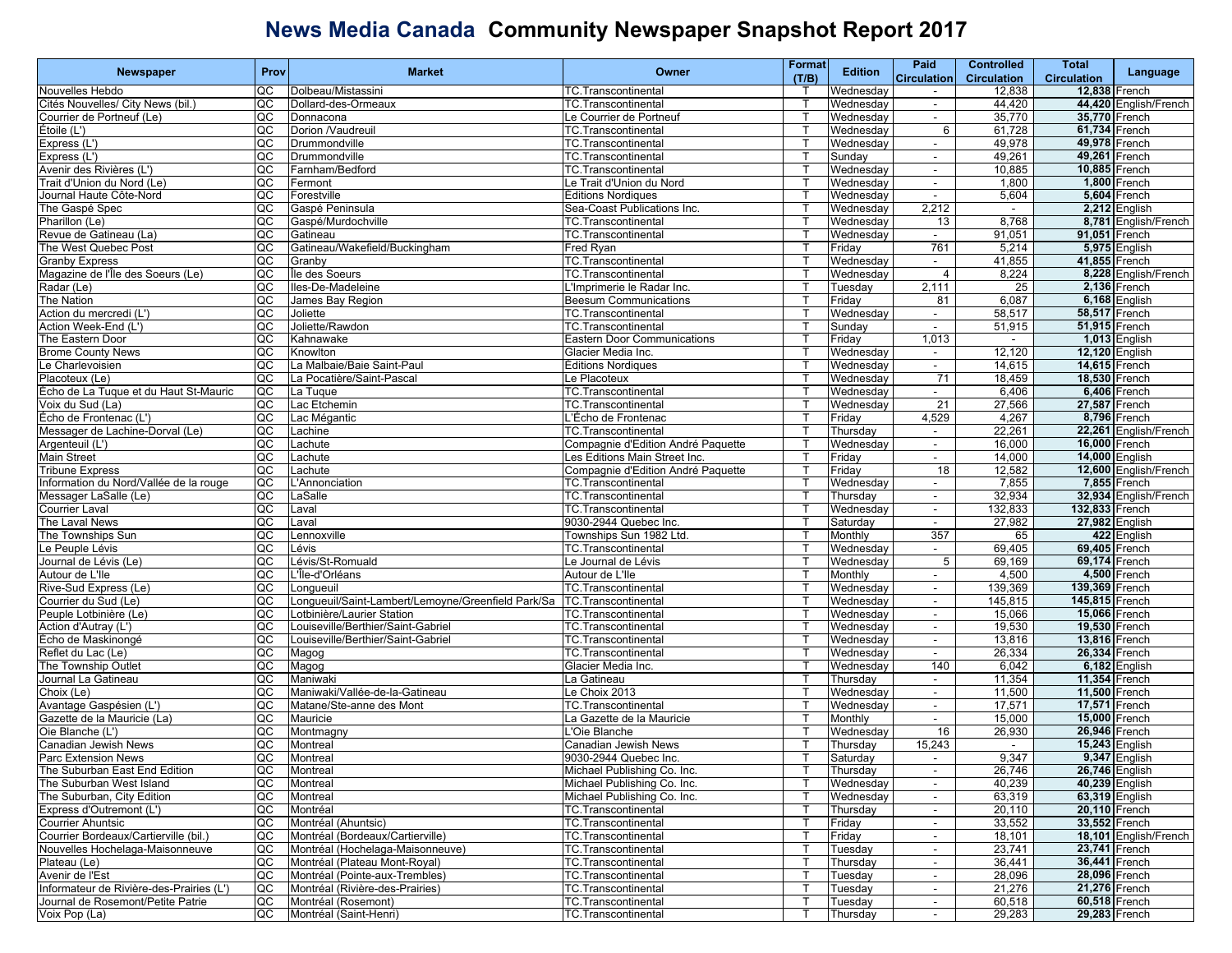# News Media Canada Community Newspaper Snapshot Report 2017

| Newspaper | Prov | Market | Owner | Format (T/B) | Edition | Paid Circulation | Controlled Circulation | Total Circulation | Language |
|---|---|---|---|---|---|---|---|---|---|
| Nouvelles Hebdo | QC | Dolbeau/Mistassini | TC.Transcontinental | T | Wednesday | - | 12,838 | 12,838 | French |
| Cités Nouvelles/ City News (bil.) | QC | Dollard-des-Ormeaux | TC.Transcontinental | T | Wednesday | - | 44,420 | 44,420 | English/French |
| Courrier de Portneuf (Le) | QC | Donnacona | Le Courrier de Portneuf | T | Wednesday | - | 35,770 | 35,770 | French |
| Étoile (L') | QC | Dorion /Vaudreuil | TC.Transcontinental | T | Wednesday | 6 | 61,728 | 61,734 | French |
| Express (L') | QC | Drummondville | TC.Transcontinental | T | Wednesday | - | 49,978 | 49,978 | French |
| Express (L') | QC | Drummondville | TC.Transcontinental | T | Sunday | - | 49,261 | 49,261 | French |
| Avenir des Rivières (L') | QC | Farnham/Bedford | TC.Transcontinental | T | Wednesday | - | 10,885 | 10,885 | French |
| Trait d'Union du Nord (Le) | QC | Fermont | Le Trait d'Union du Nord | T | Wednesday | - | 1,800 | 1,800 | French |
| Journal Haute Côte-Nord | QC | Forestville | Éditions Nordiques | T | Wednesday | - | 5,604 | 5,604 | French |
| The Gaspé Spec | QC | Gaspé Peninsula | Sea-Coast Publications Inc. | T | Wednesday | 2,212 | - | 2,212 | English |
| Pharillon (Le) | QC | Gaspé/Murdochville | TC.Transcontinental | T | Wednesday | 13 | 8,768 | 8,781 | English/French |
| Revue de Gatineau (La) | QC | Gatineau | TC.Transcontinental | T | Wednesday | - | 91,051 | 91,051 | French |
| The West Quebec Post | QC | Gatineau/Wakefield/Buckingham | Fred Ryan | T | Friday | 761 | 5,214 | 5,975 | English |
| Granby Express | QC | Granby | TC.Transcontinental | T | Wednesday | - | 41,855 | 41,855 | French |
| Magazine de l'Île des Soeurs (Le) | QC | Île des Soeurs | TC.Transcontinental | T | Wednesday | 4 | 8,224 | 8,228 | English/French |
| Radar (Le) | QC | Iles-De-Madeleine | L'Imprimerie le Radar Inc. | T | Tuesday | 2,111 | 25 | 2,136 | French |
| The Nation | QC | James Bay Region | Beesum Communications | T | Friday | 81 | 6,087 | 6,168 | English |
| Action du mercredi (L') | QC | Joliette | TC.Transcontinental | T | Wednesday | - | 58,517 | 58,517 | French |
| Action Week-End (L') | QC | Joliette/Rawdon | TC.Transcontinental | T | Sunday | - | 51,915 | 51,915 | French |
| The Eastern Door | QC | Kahnawake | Eastern Door Communications | T | Friday | 1,013 | - | 1,013 | English |
| Brome County News | QC | Knowlton | Glacier Media Inc. | T | Wednesday | - | 12,120 | 12,120 | English |
| Le Charlevoisien | QC | La Malbaie/Baie Saint-Paul | Éditions Nordiques | T | Wednesday | - | 14,615 | 14,615 | French |
| Placoteux (Le) | QC | La Pocatière/Saint-Pascal | Le Placoteux | T | Wednesday | 71 | 18,459 | 18,530 | French |
| Écho de La Tuque et du Haut St-Mauric | QC | La Tuque | TC.Transcontinental | T | Wednesday | - | 6,406 | 6,406 | French |
| Voix du Sud (La) | QC | Lac Etchemin | TC.Transcontinental | T | Wednesday | 21 | 27,566 | 27,587 | French |
| Écho de Frontenac (L') | QC | Lac Mégantic | L'Écho de Frontenac | T | Friday | 4,529 | 4,267 | 8,796 | French |
| Messager de Lachine-Dorval (Le) | QC | Lachine | TC.Transcontinental | T | Thursday | - | 22,261 | 22,261 | English/French |
| Argenteuil (L') | QC | Lachute | Compagnie d'Edition André Paquette | T | Wednesday | - | 16,000 | 16,000 | French |
| Main Street | QC | Lachute | Les Editions Main Street Inc. | T | Friday | - | 14,000 | 14,000 | English |
| Tribune Express | QC | Lachute | Compagnie d'Edition André Paquette | T | Friday | 18 | 12,582 | 12,600 | English/French |
| Information du Nord/Vallée de la rouge | QC | L'Annonciation | TC.Transcontinental | T | Wednesday | - | 7,855 | 7,855 | French |
| Messager LaSalle (Le) | QC | LaSalle | TC.Transcontinental | T | Thursday | - | 32,934 | 32,934 | English/French |
| Courrier Laval | QC | Laval | TC.Transcontinental | T | Wednesday | - | 132,833 | 132,833 | French |
| The Laval News | QC | Laval | 9030-2944 Quebec Inc. | T | Saturday | - | 27,982 | 27,982 | English |
| The Townships Sun | QC | Lennoxville | Townships Sun 1982 Ltd. | T | Monthly | 357 | 65 | 422 | English |
| Le Peuple Lévis | QC | Lévis | TC.Transcontinental | T | Wednesday | - | 69,405 | 69,405 | French |
| Journal de Lévis (Le) | QC | Lévis/St-Romuald | Le Journal de Lévis | T | Wednesday | 5 | 69,169 | 69,174 | French |
| Autour de L'Ile | QC | L'Île-d'Orléans | Autour de L'Ile | T | Monthly | - | 4,500 | 4,500 | French |
| Rive-Sud Express (Le) | QC | Longueuil | TC.Transcontinental | T | Wednesday | - | 139,369 | 139,369 | French |
| Courrier du Sud (Le) | QC | Longueuil/Saint-Lambert/Lemoyne/Greenfield Park/Sa | TC.Transcontinental | T | Wednesday | - | 145,815 | 145,815 | French |
| Peuple Lotbinière (Le) | QC | Lotbinière/Laurier Station | TC.Transcontinental | T | Wednesday | - | 15,066 | 15,066 | French |
| Action d'Autray (L') | QC | Louiseville/Berthier/Saint-Gabriel | TC.Transcontinental | T | Wednesday | - | 19,530 | 19,530 | French |
| Écho de Maskinongé | QC | Louiseville/Berthier/Saint-Gabriel | TC.Transcontinental | T | Wednesday | - | 13,816 | 13,816 | French |
| Reflet du Lac (Le) | QC | Magog | TC.Transcontinental | T | Wednesday | - | 26,334 | 26,334 | French |
| The Township Outlet | QC | Magog | Glacier Media Inc. | T | Wednesday | 140 | 6,042 | 6,182 | English |
| Journal La Gatineau | QC | Maniwaki | La Gatineau | T | Thursday | - | 11,354 | 11,354 | French |
| Choix (Le) | QC | Maniwaki/Vallée-de-la-Gatineau | Le Choix 2013 | T | Wednesday | - | 11,500 | 11,500 | French |
| Avantage Gaspésien (L') | QC | Matane/Ste-anne des Mont | TC.Transcontinental | T | Wednesday | - | 17,571 | 17,571 | French |
| Gazette de la Mauricie (La) | QC | Mauricie | La Gazette de la Mauricie | T | Monthly | - | 15,000 | 15,000 | French |
| Oie Blanche (L') | QC | Montmagny | L'Oie Blanche | T | Wednesday | 16 | 26,930 | 26,946 | French |
| Canadian Jewish News | QC | Montreal | Canadian Jewish News | T | Thursday | 15,243 | - | 15,243 | English |
| Parc Extension News | QC | Montreal | 9030-2944 Quebec Inc. | T | Saturday | - | 9,347 | 9,347 | English |
| The Suburban East End Edition | QC | Montreal | Michael Publishing Co. Inc. | T | Thursday | - | 26,746 | 26,746 | English |
| The Suburban West Island | QC | Montreal | Michael Publishing Co. Inc. | T | Wednesday | - | 40,239 | 40,239 | English |
| The Suburban, City Edition | QC | Montreal | Michael Publishing Co. Inc. | T | Wednesday | - | 63,319 | 63,319 | English |
| Express d'Outremont (L') | QC | Montréal | TC.Transcontinental | T | Thursday | - | 20,110 | 20,110 | French |
| Courrier Ahuntsic | QC | Montréal (Ahuntsic) | TC.Transcontinental | T | Friday | - | 33,552 | 33,552 | French |
| Courrier Bordeaux/Cartierville (bil.) | QC | Montréal (Bordeaux/Cartierville) | TC.Transcontinental | T | Friday | - | 18,101 | 18,101 | English/French |
| Nouvelles Hochelaga-Maisonneuve | QC | Montréal (Hochelaga-Maisonneuve) | TC.Transcontinental | T | Tuesday | - | 23,741 | 23,741 | French |
| Plateau (Le) | QC | Montréal (Plateau Mont-Royal) | TC.Transcontinental | T | Thursday | - | 36,441 | 36,441 | French |
| Avenir de l'Est | QC | Montréal (Pointe-aux-Trembles) | TC.Transcontinental | T | Tuesday | - | 28,096 | 28,096 | French |
| Informateur de Rivière-des-Prairies (L') | QC | Montréal (Rivière-des-Prairies) | TC.Transcontinental | T | Tuesday | - | 21,276 | 21,276 | French |
| Journal de Rosemont/Petite Patrie | QC | Montréal (Rosemont) | TC.Transcontinental | T | Tuesday | - | 60,518 | 60,518 | French |
| Voix Pop (La) | QC | Montréal (Saint-Henri) | TC.Transcontinental | T | Thursday | - | 29,283 | 29,283 | French |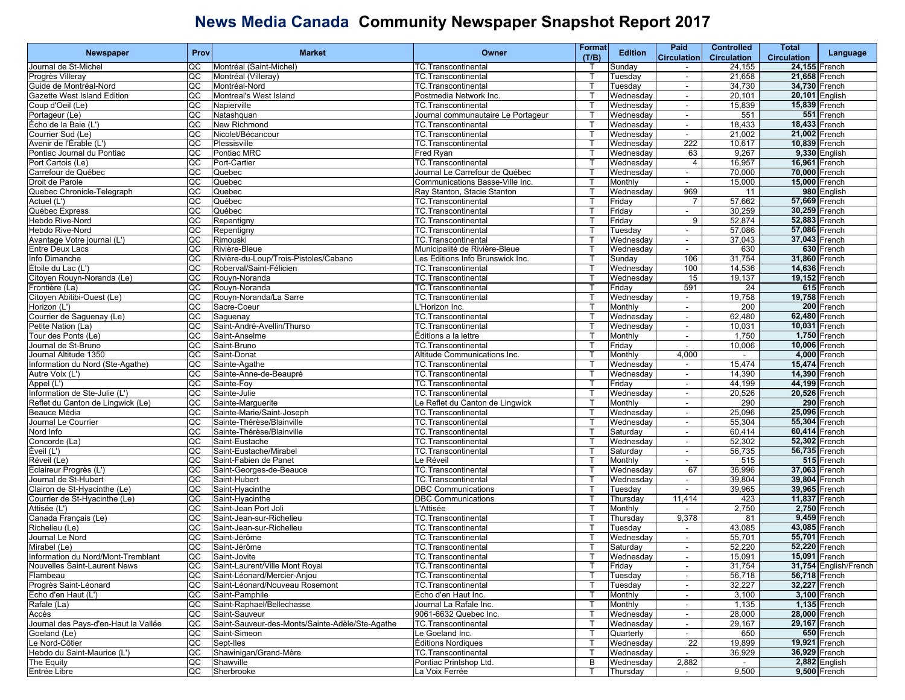# News Media Canada Community Newspaper Snapshot Report 2017

| Newspaper | Prov | Market | Owner | Format (T/B) | Edition | Paid Circulation | Controlled Circulation | Total Circulation | Language |
|---|---|---|---|---|---|---|---|---|---|
| Journal de St-Michel | QC | Montréal (Saint-Michel) | TC.Transcontinental | T | Sunday | - | 24,155 | 24,155 | French |
| Progrès Villeray | QC | Montréal (Villeray) | TC.Transcontinental | T | Tuesday | - | 21,658 | 21,658 | French |
| Guide de Montréal-Nord | QC | Montréal-Nord | TC.Transcontinental | T | Tuesday | - | 34,730 | 34,730 | French |
| Gazette West Island Edition | QC | Montreal's West Island | Postmedia Network Inc. | T | Wednesday | - | 20,101 | 20,101 | English |
| Coup d'Oeil (Le) | QC | Napierville | TC.Transcontinental | T | Wednesday | - | 15,839 | 15,839 | French |
| Portageur (Le) | QC | Natashquan | Journal communautaire Le Portageur | T | Wednesday | - | 551 | 551 | French |
| Écho de la Baie (L') | QC | New Richmond | TC.Transcontinental | T | Wednesday | - | 18,433 | 18,433 | French |
| Courrier Sud (Le) | QC | Nicolet/Bécancour | TC.Transcontinental | T | Wednesday | - | 21,002 | 21,002 | French |
| Avenir de l'Érable (L') | QC | Plessisville | TC.Transcontinental | T | Wednesday | 222 | 10,617 | 10,839 | French |
| Pontiac Journal du Pontiac | QC | Pontiac MRC | Fred Ryan | T | Wednesday | 63 | 9,267 | 9,330 | English |
| Port Cartois (Le) | QC | Port-Cartier | TC.Transcontinental | T | Wednesday | 4 | 16,957 | 16,961 | French |
| Carrefour de Québec | QC | Quebec | Journal Le Carrefour de Québec | T | Wednesday | - | 70,000 | 70,000 | French |
| Droit de Parole | QC | Quebec | Communications Basse-Ville Inc. | T | Monthly | - | 15,000 | 15,000 | French |
| Quebec Chronicle-Telegraph | QC | Quebec | Ray Stanton, Stacie Stanton | T | Wednesday | 969 | 11 | 980 | English |
| Actuel (L') | QC | Québec | TC.Transcontinental | T | Friday | 7 | 57,662 | 57,669 | French |
| Québec Express | QC | Québec | TC.Transcontinental | T | Friday | - | 30,259 | 30,259 | French |
| Hebdo Rive-Nord | QC | Repentigny | TC.Transcontinental | T | Friday | 9 | 52,874 | 52,883 | French |
| Hebdo Rive-Nord | QC | Repentigny | TC.Transcontinental | T | Tuesday | - | 57,086 | 57,086 | French |
| Avantage Votre journal (L') | QC | Rimouski | TC.Transcontinental | T | Wednesday | - | 37,043 | 37,043 | French |
| Entre Deux Lacs | QC | Rivière-Bleue | Municipalité de Rivière-Bleue | T | Wednesday | - | 630 | 630 | French |
| Info Dimanche | QC | Rivière-du-Loup/Trois-Pistoles/Cabano | Les Éditions Info Brunswick Inc. | T | Sunday | 106 | 31,754 | 31,860 | French |
| Étoile du Lac (L') | QC | Roberval/Saint-Félicien | TC.Transcontinental | T | Wednesday | 100 | 14,536 | 14,636 | French |
| Citoyen Rouyn-Noranda (Le) | QC | Rouyn-Noranda | TC.Transcontinental | T | Wednesday | 15 | 19,137 | 19,152 | French |
| Frontière (La) | QC | Rouyn-Noranda | TC.Transcontinental | T | Friday | 591 | 24 | 615 | French |
| Citoyen Abitibi-Ouest (Le) | QC | Rouyn-Noranda/La Sarre | TC.Transcontinental | T | Wednesday | - | 19,758 | 19,758 | French |
| Horizon (L') | QC | Sacre-Coeur | L'Horizon Inc. | T | Monthly | - | 200 | 200 | French |
| Courrier de Saguenay (Le) | QC | Saguenay | TC.Transcontinental | T | Wednesday | - | 62,480 | 62,480 | French |
| Petite Nation (La) | QC | Saint-André-Avellin/Thurso | TC.Transcontinental | T | Wednesday | - | 10,031 | 10,031 | French |
| Tour des Ponts (Le) | QC | Saint-Anselme | Éditions a la lettre | T | Monthly | - | 1,750 | 1,750 | French |
| Journal de St-Bruno | QC | Saint-Bruno | TC.Transcontinental | T | Friday | - | 10,006 | 10,006 | French |
| Journal Altitude 1350 | QC | Saint-Donat | Altitude Communications Inc. | T | Monthly | 4,000 | - | 4,000 | French |
| Information du Nord (Ste-Agathe) | QC | Sainte-Agathe | TC.Transcontinental | T | Wednesday | - | 15,474 | 15,474 | French |
| Autre Voix (L') | QC | Sainte-Anne-de-Beaupré | TC.Transcontinental | T | Wednesday | - | 14,390 | 14,390 | French |
| Appel (L') | QC | Sainte-Foy | TC.Transcontinental | T | Friday | - | 44,199 | 44,199 | French |
| Information de Ste-Julie (L') | QC | Sainte-Julie | TC.Transcontinental | T | Wednesday | - | 20,526 | 20,526 | French |
| Reflet du Canton de Lingwick (Le) | QC | Sainte-Marguerite | Le Reflet du Canton de Lingwick | T | Monthly | - | 290 | 290 | French |
| Beauce Média | QC | Sainte-Marie/Saint-Joseph | TC.Transcontinental | T | Wednesday | - | 25,096 | 25,096 | French |
| Journal Le Courrier | QC | Sainte-Thérèse/Blainville | TC.Transcontinental | T | Wednesday | - | 55,304 | 55,304 | French |
| Nord Info | QC | Sainte-Thérèse/Blainville | TC.Transcontinental | T | Saturday | - | 60,414 | 60,414 | French |
| Concorde (La) | QC | Saint-Eustache | TC.Transcontinental | T | Wednesday | - | 52,302 | 52,302 | French |
| Éveil (L') | QC | Saint-Eustache/Mirabel | TC.Transcontinental | T | Saturday | - | 56,735 | 56,735 | French |
| Réveil (Le) | QC | Saint-Fabien de Panet | Le Réveil | T | Monthly | - | 515 | 515 | French |
| Éclaireur Progrès (L') | QC | Saint-Georges-de-Beauce | TC.Transcontinental | T | Wednesday | 67 | 36,996 | 37,063 | French |
| Journal de St-Hubert | QC | Saint-Hubert | TC.Transcontinental | T | Wednesday | - | 39,804 | 39,804 | French |
| Clairon de St-Hyacinthe (Le) | QC | Saint-Hyacinthe | DBC Communications | T | Tuesday | - | 39,965 | 39,965 | French |
| Courrier de St-Hyacinthe (Le) | QC | Saint-Hyacinthe | DBC Communications | T | Thursday | 11,414 | 423 | 11,837 | French |
| Attisée (L') | QC | Saint-Jean Port Joli | L'Attisée | T | Monthly | - | 2,750 | 2,750 | French |
| Canada Français (Le) | QC | Saint-Jean-sur-Richelieu | TC.Transcontinental | T | Thursday | 9,378 | 81 | 9,459 | French |
| Richelieu (Le) | QC | Saint-Jean-sur-Richelieu | TC.Transcontinental | T | Tuesday | - | 43,085 | 43,085 | French |
| Journal Le Nord | QC | Saint-Jérôme | TC.Transcontinental | T | Wednesday | - | 55,701 | 55,701 | French |
| Mirabel (Le) | QC | Saint-Jérôme | TC.Transcontinental | T | Saturday | - | 52,220 | 52,220 | French |
| Information du Nord/Mont-Tremblant | QC | Saint-Jovite | TC.Transcontinental | T | Wednesday | - | 15,091 | 15,091 | French |
| Nouvelles Saint-Laurent News | QC | Saint-Laurent/Ville Mont Royal | TC.Transcontinental | T | Friday | - | 31,754 | 31,754 | English/French |
| Flambeau | QC | Saint-Léonard/Mercier-Anjou | TC.Transcontinental | T | Tuesday | - | 56,718 | 56,718 | French |
| Progrès Saint-Léonard | QC | Saint-Léonard/Nouveau Rosemont | TC.Transcontinental | T | Tuesday | - | 32,227 | 32,227 | French |
| Echo d'en Haut (L') | QC | Saint-Pamphile | Écho d'en Haut Inc. | T | Monthly | - | 3,100 | 3,100 | French |
| Rafale (La) | QC | Saint-Raphael/Bellechasse | Journal La Rafale Inc. | T | Monthly | - | 1,135 | 1,135 | French |
| Accès | QC | Saint-Sauveur | 9061-6632 Quebec Inc. | T | Wednesday | - | 28,000 | 28,000 | French |
| Journal des Pays-d'en-Haut la Vallée | QC | Saint-Sauveur-des-Monts/Sainte-Adèle/Ste-Agathe | TC.Transcontinental | T | Wednesday | - | 29,167 | 29,167 | French |
| Goeland (Le) | QC | Saint-Simeon | Le Goeland Inc. | T | Quarterly | - | 650 | 650 | French |
| Le Nord-Côtier | QC | Sept-Iles | Éditions Nordiques | T | Wednesday | 22 | 19,899 | 19,921 | French |
| Hebdo du Saint-Maurice (L') | QC | Shawinigan/Grand-Mère | TC.Transcontinental | T | Wednesday | - | 36,929 | 36,929 | French |
| The Equity | QC | Shawville | Pontiac Printshop Ltd. | B | Wednesday | 2,882 | - | 2,882 | English |
| Entrée Libre | QC | Sherbrooke | La Voix Ferrée | T | Thursday | - | 9,500 | 9,500 | French |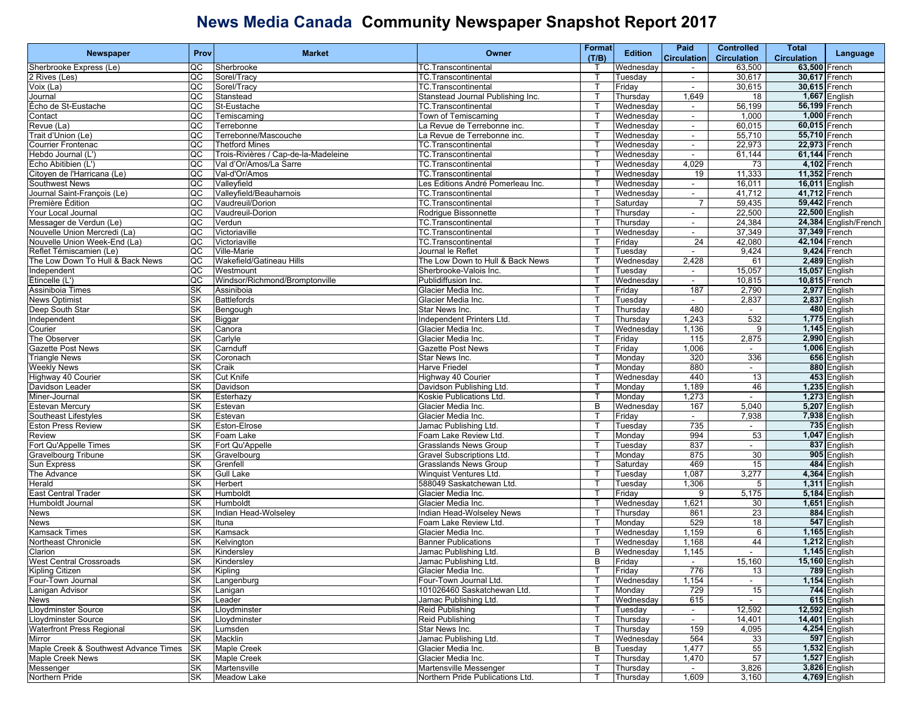# News Media Canada Community Newspaper Snapshot Report 2017

| Newspaper | Prov | Market | Owner | Format (T/B) | Edition | Paid Circulation | Controlled Circulation | Total Circulation | Language |
|---|---|---|---|---|---|---|---|---|---|
| Sherbrooke Express (Le) | QC | Sherbrooke | TC.Transcontinental | T | Wednesday | - | 63,500 | **63,500** | French |
| 2 Rives (Les) | QC | Sorel/Tracy | TC.Transcontinental | T | Tuesday | - | 30,617 | **30,617** | French |
| Voix (La) | QC | Sorel/Tracy | TC.Transcontinental | T | Friday | - | 30,615 | **30,615** | French |
| Journal | QC | Stanstead | Stanstead Journal Publishing Inc. | T | Thursday | 1,649 | 18 | **1,667** | English |
| Écho de St-Eustache | QC | St-Eustache | TC.Transcontinental | T | Wednesday | - | 56,199 | **56,199** | French |
| Contact | QC | Temiscaming | Town of Temiscaming | T | Wednesday | - | 1,000 | **1,000** | French |
| Revue (La) | QC | Terrebonne | La Revue de Terrebonne inc. | T | Wednesday | - | 60,015 | **60,015** | French |
| Trait d'Union (Le) | QC | Terrebonne/Mascouche | La Revue de Terrebonne inc. | T | Wednesday | - | 55,710 | **55,710** | French |
| Courrier Frontenac | QC | Thetford Mines | TC.Transcontinental | T | Wednesday | - | 22,973 | **22,973** | French |
| Hebdo Journal (L') | QC | Trois-Rivières / Cap-de-la-Madeleine | TC.Transcontinental | T | Wednesday | - | 61,144 | **61,144** | French |
| Écho Abitibien (L') | QC | Val d'Or/Amos/La Sarre | TC.Transcontinental | T | Wednesday | 4,029 | 73 | **4,102** | French |
| Citoyen de l'Harricana (Le) | QC | Val-d'Or/Amos | TC.Transcontinental | T | Wednesday | 19 | 11,333 | **11,352** | French |
| Southwest News | QC | Valleyfield | Les Editions André Pomerleau Inc. | T | Wednesday | - | 16,011 | **16,011** | English |
| Journal Saint-François (Le) | QC | Valleyfield/Beauharnois | TC.Transcontinental | T | Wednesday | - | 41,712 | **41,712** | French |
| Première Édition | QC | Vaudreuil/Dorion | TC.Transcontinental | T | Saturday | 7 | 59,435 | **59,442** | French |
| Your Local Journal | QC | Vaudreuil-Dorion | Rodrigue Bissonnette | T | Thursday | - | 22,500 | **22,500** | English |
| Messager de Verdun (Le) | QC | Verdun | TC.Transcontinental | T | Thursday | - | 24,384 | **24,384** | English/French |
| Nouvelle Union Mercredi (La) | QC | Victoriaville | TC.Transcontinental | T | Wednesday | - | 37,349 | **37,349** | French |
| Nouvelle Union Week-End (La) | QC | Victoriaville | TC.Transcontinental | T | Friday | 24 | 42,080 | **42,104** | French |
| Reflet Témiscamien (Le) | QC | Ville-Marie | Journal le Reflet | T | Tuesday | - | 9,424 | **9,424** | French |
| The Low Down To Hull & Back News | QC | Wakefield/Gatineau Hills | The Low Down to Hull & Back News | T | Wednesday | 2,428 | 61 | **2,489** | English |
| Independent | QC | Westmount | Sherbrooke-Valois Inc. | T | Tuesday | - | 15,057 | **15,057** | English |
| Étincelle (L') | QC | Windsor/Richmond/Bromptonville | Publidiffusion Inc. | T | Wednesday | - | 10,815 | **10,815** | French |
| Assiniboia Times | SK | Assiniboia | Glacier Media Inc. | T | Friday | 187 | 2,790 | **2,977** | English |
| News Optimist | SK | Battlefords | Glacier Media Inc. | T | Tuesday | - | 2,837 | **2,837** | English |
| Deep South Star | SK | Bengough | Star News Inc. | T | Thursday | 480 | - | **480** | English |
| Independent | SK | Biggar | Independent Printers Ltd. | T | Thursday | 1,243 | 532 | **1,775** | English |
| Courier | SK | Canora | Glacier Media Inc. | T | Wednesday | 1,136 | 9 | **1,145** | English |
| The Observer | SK | Carlyle | Glacier Media Inc. | T | Friday | 115 | 2,875 | **2,990** | English |
| Gazette Post News | SK | Carnduff | Gazette Post News | T | Friday | 1,006 | - | **1,006** | English |
| Triangle News | SK | Coronach | Star News Inc. | T | Monday | 320 | 336 | **656** | English |
| Weekly News | SK | Craik | Harve Friedel | T | Monday | 880 | - | **880** | English |
| Highway 40 Courier | SK | Cut Knife | Highway 40 Courier | T | Wednesday | 440 | 13 | **453** | English |
| Davidson Leader | SK | Davidson | Davidson Publishing Ltd. | T | Monday | 1,189 | 46 | **1,235** | English |
| Miner-Journal | SK | Esterhazy | Koskie Publications Ltd. | T | Monday | 1,273 | - | **1,273** | English |
| Estevan Mercury | SK | Estevan | Glacier Media Inc. | B | Wednesday | 167 | 5,040 | **5,207** | English |
| Southeast Lifestyles | SK | Estevan | Glacier Media Inc. | T | Friday | - | 7,938 | **7,938** | English |
| Eston Press Review | SK | Eston-Elrose | Jamac Publishing Ltd. | T | Tuesday | 735 | - | **735** | English |
| Review | SK | Foam Lake | Foam Lake Review Ltd. | T | Monday | 994 | 53 | **1,047** | English |
| Fort Qu'Appelle Times | SK | Fort Qu'Appelle | Grasslands News Group | T | Tuesday | 837 | - | **837** | English |
| Gravelbourg Tribune | SK | Gravelbourg | Gravel Subscriptions Ltd. | T | Monday | 875 | 30 | **905** | English |
| Sun Express | SK | Grenfell | Grasslands News Group | T | Saturday | 469 | 15 | **484** | English |
| The Advance | SK | Gull Lake | Winquist Ventures Ltd. | T | Tuesday | 1,087 | 3,277 | **4,364** | English |
| Herald | SK | Herbert | 588049 Saskatchewan Ltd. | T | Tuesday | 1,306 | 5 | **1,311** | English |
| East Central Trader | SK | Humboldt | Glacier Media Inc. | T | Friday | 9 | 5,175 | **5,184** | English |
| Humboldt Journal | SK | Humboldt | Glacier Media Inc. | T | Wednesday | 1,621 | 30 | **1,651** | English |
| News | SK | Indian Head-Wolseley | Indian Head-Wolseley News | T | Thursday | 861 | 23 | **884** | English |
| News | SK | Ituna | Foam Lake Review Ltd. | T | Monday | 529 | 18 | **547** | English |
| Kamsack Times | SK | Kamsack | Glacier Media Inc. | T | Wednesday | 1,159 | 6 | **1,165** | English |
| Northeast Chronicle | SK | Kelvington | Banner Publications | T | Wednesday | 1,168 | 44 | **1,212** | English |
| Clarion | SK | Kindersley | Jamac Publishing Ltd. | B | Wednesday | 1,145 | - | **1,145** | English |
| West Central Crossroads | SK | Kindersley | Jamac Publishing Ltd. | B | Friday | - | 15,160 | **15,160** | English |
| Kipling Citizen | SK | Kipling | Glacier Media Inc. | T | Friday | 776 | 13 | **789** | English |
| Four-Town Journal | SK | Langenburg | Four-Town Journal Ltd. | T | Wednesday | 1,154 | - | **1,154** | English |
| Lanigan Advisor | SK | Lanigan | 101026460 Saskatchewan Ltd. | T | Monday | 729 | 15 | **744** | English |
| News | SK | Leader | Jamac Publishing Ltd. | T | Wednesday | 615 | - | **615** | English |
| Lloydminster Source | SK | Lloydminster | Reid Publishing | T | Tuesday | - | 12,592 | **12,592** | English |
| Lloydminster Source | SK | Lloydminster | Reid Publishing | T | Thursday | - | 14,401 | **14,401** | English |
| Waterfront Press Regional | SK | Lumsden | Star News Inc. | T | Thursday | 159 | 4,095 | **4,254** | English |
| Mirror | SK | Macklin | Jamac Publishing Ltd. | T | Wednesday | 564 | 33 | **597** | English |
| Maple Creek & Southwest Advance Times | SK | Maple Creek | Glacier Media Inc. | B | Tuesday | 1,477 | 55 | **1,532** | English |
| Maple Creek News | SK | Maple Creek | Glacier Media Inc. | T | Thursday | 1,470 | 57 | **1,527** | English |
| Messenger | SK | Martensville | Martensville Messenger | T | Thursday | - | 3,826 | **3,826** | English |
| Northern Pride | SK | Meadow Lake | Northern Pride Publications Ltd. | T | Thursday | 1,609 | 3,160 | **4,769** | English |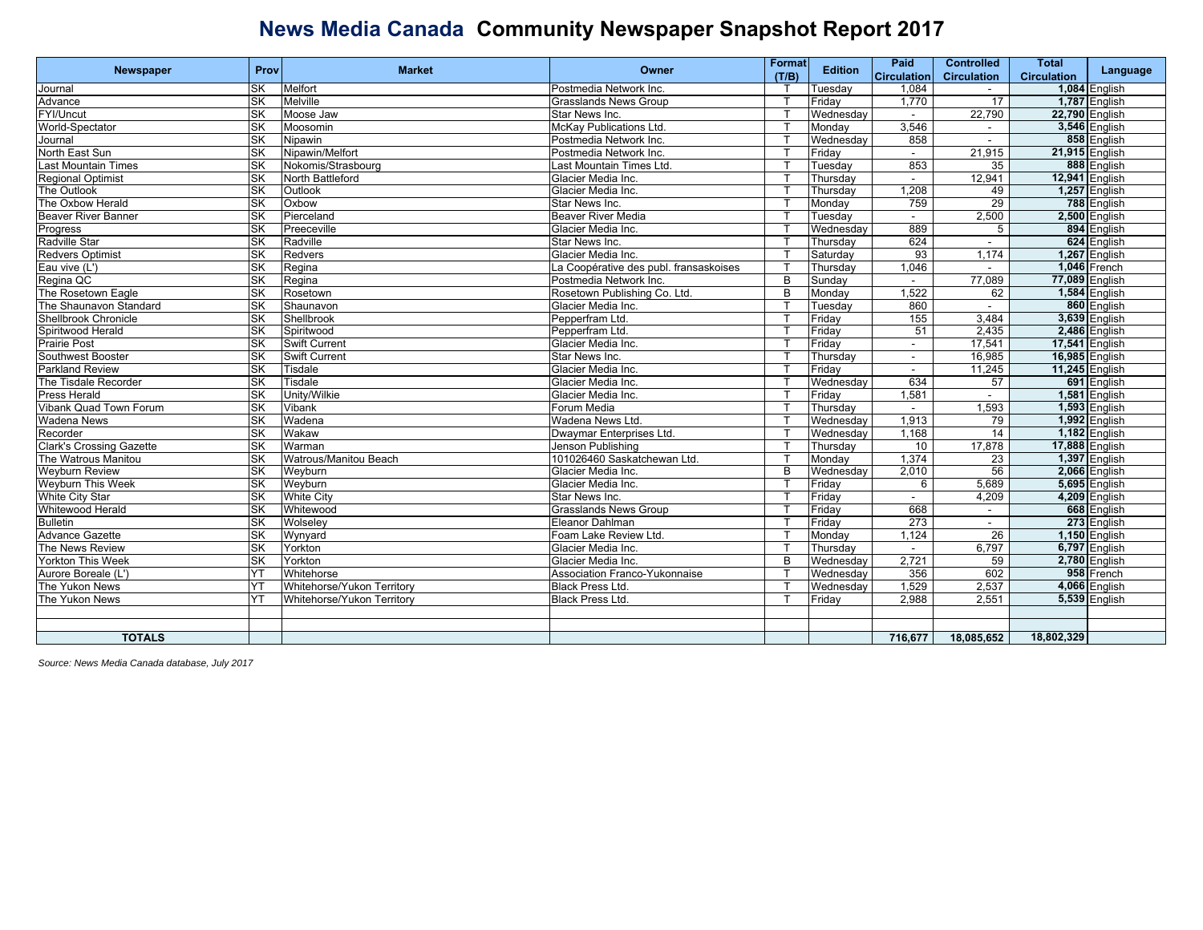# News Media Canada  Community Newspaper Snapshot Report 2017

| Newspaper | Prov | Market | Owner | Format (T/B) | Edition | Paid Circulation | Controlled Circulation | Total Circulation | Language |
|---|---|---|---|---|---|---|---|---|---|
| Journal | SK | Melfort | Postmedia Network Inc. | T | Tuesday | 1,084 | - | **1,084** | English |
| Advance | SK | Melville | Grasslands News Group | T | Friday | 1,770 | 17 | **1,787** | English |
| FYI/Uncut | SK | Moose Jaw | Star News Inc. | T | Wednesday | - | 22,790 | **22,790** | English |
| World-Spectator | SK | Moosomin | McKay Publications Ltd. | T | Monday | 3,546 | - | **3,546** | English |
| Journal | SK | Nipawin | Postmedia Network Inc. | T | Wednesday | 858 | - | **858** | English |
| North East Sun | SK | Nipawin/Melfort | Postmedia Network Inc. | T | Friday | - | 21,915 | **21,915** | English |
| Last Mountain Times | SK | Nokomis/Strasbourg | Last Mountain Times Ltd. | T | Tuesday | 853 | 35 | **888** | English |
| Regional Optimist | SK | North Battleford | Glacier Media Inc. | T | Thursday | - | 12,941 | **12,941** | English |
| The Outlook | SK | Outlook | Glacier Media Inc. | T | Thursday | 1,208 | 49 | **1,257** | English |
| The Oxbow Herald | SK | Oxbow | Star News Inc. | T | Monday | 759 | 29 | **788** | English |
| Beaver River Banner | SK | Pierceland | Beaver River Media | T | Tuesday | - | 2,500 | **2,500** | English |
| Progress | SK | Preeceville | Glacier Media Inc. | T | Wednesday | 889 | 5 | **894** | English |
| Radville Star | SK | Radville | Star News Inc. | T | Thursday | 624 | - | **624** | English |
| Redvers Optimist | SK | Redvers | Glacier Media Inc. | T | Saturday | 93 | 1,174 | **1,267** | English |
| Eau vive (L') | SK | Regina | La Coopérative des publ. fransaskoises | T | Thursday | 1,046 | - | **1,046** | French |
| Regina QC | SK | Regina | Postmedia Network Inc. | B | Sunday | - | 77,089 | **77,089** | English |
| The Rosetown Eagle | SK | Rosetown | Rosetown Publishing Co. Ltd. | B | Monday | 1,522 | 62 | **1,584** | English |
| The Shaunavon Standard | SK | Shaunavon | Glacier Media Inc. | T | Tuesday | 860 | - | **860** | English |
| Shellbrook Chronicle | SK | Shellbrook | Pepperfram Ltd. | T | Friday | 155 | 3,484 | **3,639** | English |
| Spiritwood Herald | SK | Spiritwood | Pepperfram Ltd. | T | Friday | 51 | 2,435 | **2,486** | English |
| Prairie Post | SK | Swift Current | Glacier Media Inc. | T | Friday | - | 17,541 | **17,541** | English |
| Southwest Booster | SK | Swift Current | Star News Inc. | T | Thursday | - | 16,985 | **16,985** | English |
| Parkland Review | SK | Tisdale | Glacier Media Inc. | T | Friday | - | 11,245 | **11,245** | English |
| The Tisdale Recorder | SK | Tisdale | Glacier Media Inc. | T | Wednesday | 634 | 57 | **691** | English |
| Press Herald | SK | Unity/Wilkie | Glacier Media Inc. | T | Friday | 1,581 | - | **1,581** | English |
| Vibank Quad Town Forum | SK | Vibank | Forum Media | T | Thursday | - | 1,593 | **1,593** | English |
| Wadena News | SK | Wadena | Wadena News Ltd. | T | Wednesday | 1,913 | 79 | **1,992** | English |
| Recorder | SK | Wakaw | Dwaymar Enterprises Ltd. | T | Wednesday | 1,168 | 14 | **1,182** | English |
| Clark's Crossing Gazette | SK | Warman | Jenson Publishing | T | Thursday | 10 | 17,878 | **17,888** | English |
| The Watrous Manitou | SK | Watrous/Manitou Beach | 101026460 Saskatchewan Ltd. | T | Monday | 1,374 | 23 | **1,397** | English |
| Weyburn Review | SK | Weyburn | Glacier Media Inc. | B | Wednesday | 2,010 | 56 | **2,066** | English |
| Weyburn This Week | SK | Weyburn | Glacier Media Inc. | T | Friday | 6 | 5,689 | **5,695** | English |
| White City Star | SK | White City | Star News Inc. | T | Friday | - | 4,209 | **4,209** | English |
| Whitewood Herald | SK | Whitewood | Grasslands News Group | T | Friday | 668 | - | **668** | English |
| Bulletin | SK | Wolseley | Eleanor Dahlman | T | Friday | 273 | - | **273** | English |
| Advance Gazette | SK | Wynyard | Foam Lake Review Ltd. | T | Monday | 1,124 | 26 | **1,150** | English |
| The News Review | SK | Yorkton | Glacier Media Inc. | T | Thursday | - | 6,797 | **6,797** | English |
| Yorkton This Week | SK | Yorkton | Glacier Media Inc. | B | Wednesday | 2,721 | 59 | **2,780** | English |
| Aurore Boreale (L') | YT | Whitehorse | Association Franco-Yukonnaise | T | Wednesday | 356 | 602 | **958** | French |
| The Yukon News | YT | Whitehorse/Yukon Territory | Black Press Ltd. | T | Wednesday | 1,529 | 2,537 | **4,066** | English |
| The Yukon News | YT | Whitehorse/Yukon Territory | Black Press Ltd. | T | Friday | 2,988 | 2,551 | **5,539** | English |
| | | | | | | | | | |
| | | | | | | | | | |
| **TOTALS** | | | | | | **716,677** | **18,085,652** | **18,802,329** | |

*Source: News Media Canada database, July 2017*